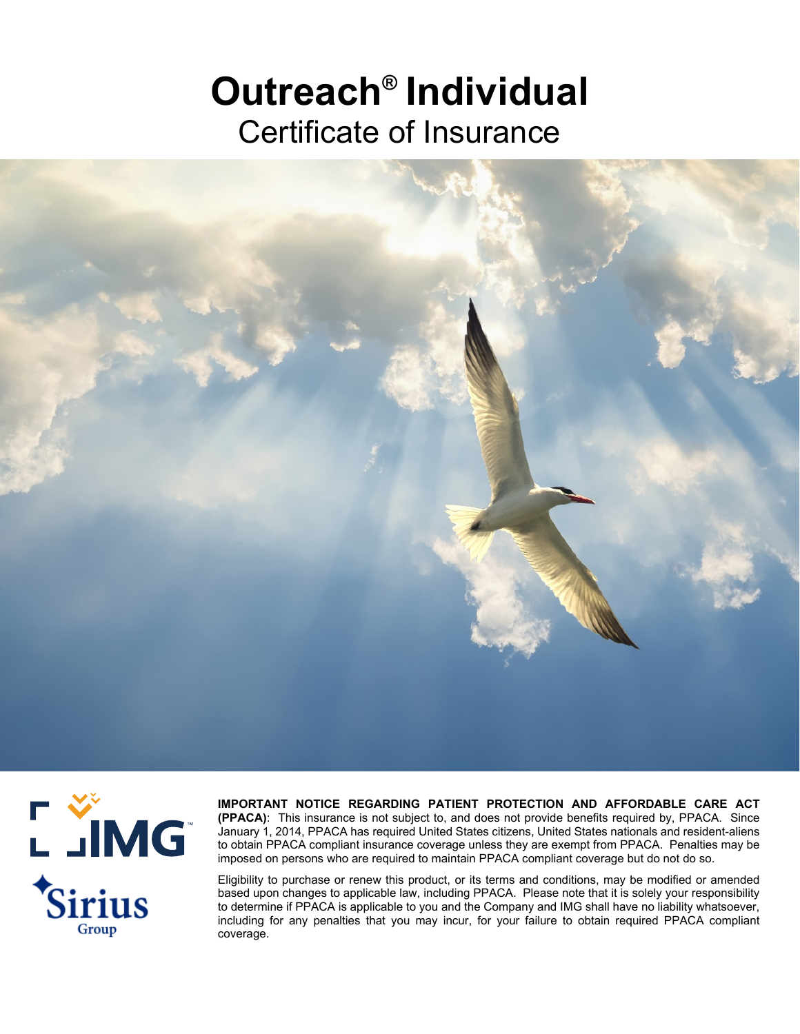# Outreach® Individual

## Certificate of Insurance

**IMPORTANT NOTICE REGARDING PATIENT PROTECTION AND AFFORDABLE CARE ACT (PPACA)**: This insurance is not subject to, and does not provide benefits required by, PPACA. Since January 1, 2014, PPACA has required United States citizens, United States nationals and resident-aliens to obtain PPACA compliant insurance coverage unless they are exempt from PPACA. Penalties may be imposed on persons who are required to maintain PPACA compliant coverage but do not do so.

Eligibility to purchase or renew this product, or its terms and conditions, may be modified or amended based upon changes to applicable law, including PPACA. Please note that it is solely your responsibility to determine if PPACA is applicable to you and the Company and IMG shall have no liability whatsoever, including for any penalties that you may incur, for your failure to obtain required PPACA compliant coverage.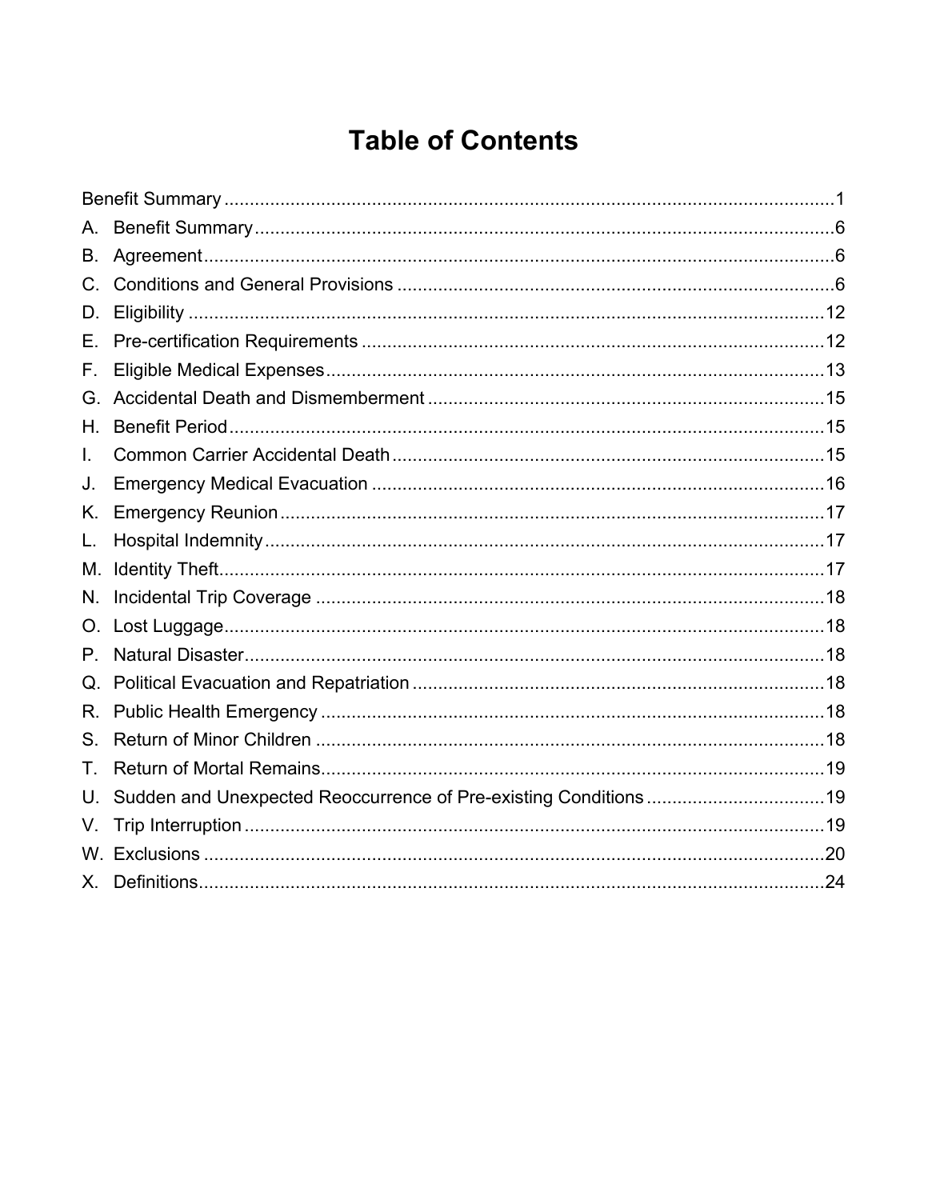# Table of Contents

Benefit Summary ........................................................................................................................ 1

A. Benefit Summary ..................................................................................................................... 6
B. Agreement ............................................................................................................................... 6
C. Conditions and General Provisions ......................................................................................... 6
D. Eligibility ................................................................................................................................ 12
E. Pre-certification Requirements .............................................................................................. 12
F. Eligible Medical Expenses ...................................................................................................... 13
G. Accidental Death and Dismemberment .................................................................................. 15
H. Benefit Period ........................................................................................................................ 15
I. Common Carrier Accidental Death ......................................................................................... 15
J. Emergency Medical Evacuation ............................................................................................. 16
K. Emergency Reunion ............................................................................................................... 17
L. Hospital Indemnity .................................................................................................................. 17
M. Identity Theft .......................................................................................................................... 17
N. Incidental Trip Coverage ........................................................................................................ 18
O. Lost Luggage ......................................................................................................................... 18
P. Natural Disaster ...................................................................................................................... 18
Q. Political Evacuation and Repatriation ..................................................................................... 18
R. Public Health Emergency ....................................................................................................... 18
S. Return of Minor Children ........................................................................................................ 18
T. Return of Mortal Remains ....................................................................................................... 19
U. Sudden and Unexpected Reoccurrence of Pre-existing Conditions ...................................... 19
V. Trip Interruption ...................................................................................................................... 19
W. Exclusions ............................................................................................................................. 20
X. Definitions .............................................................................................................................. 24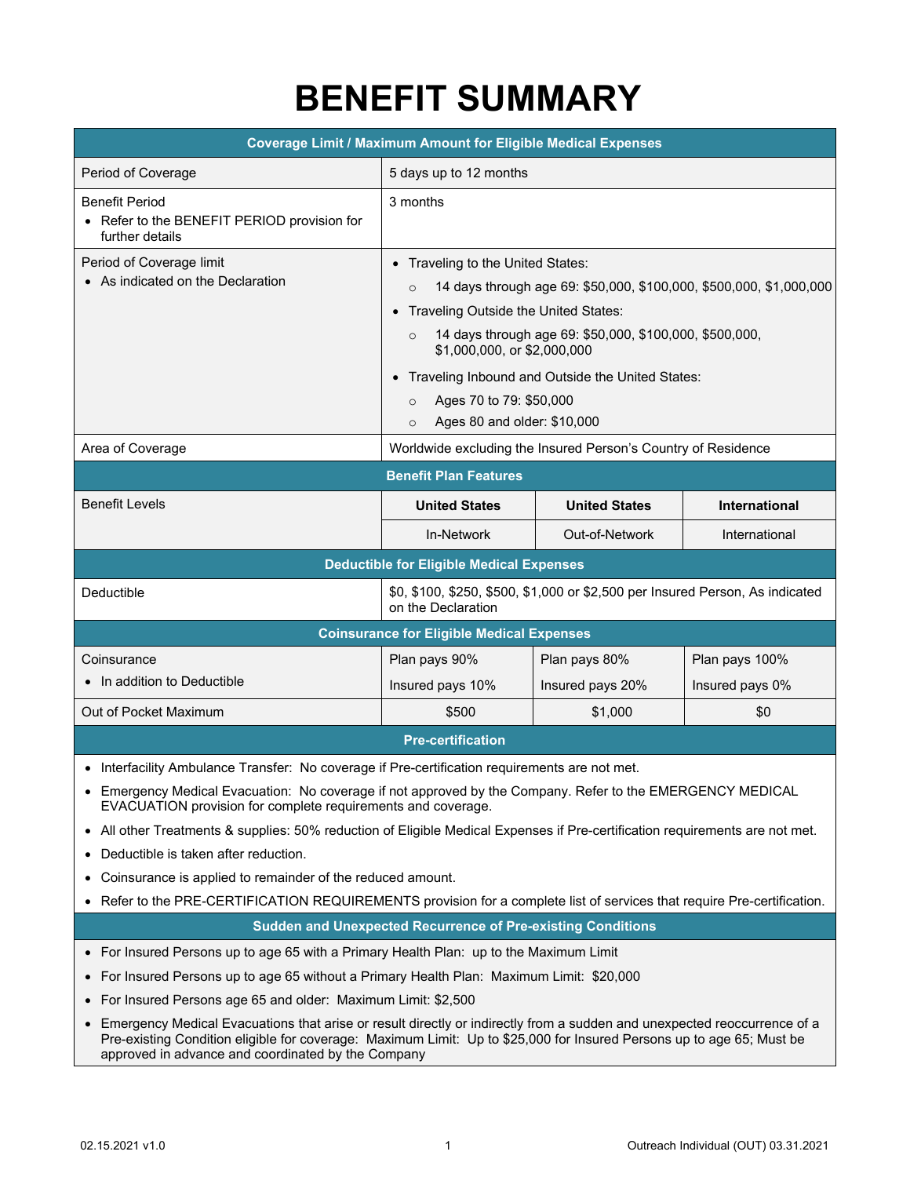# BENEFIT SUMMARY

| Coverage Limit / Maximum Amount for Eligible Medical Expenses | | | |
|---|---|---|---|
| Period of Coverage | 5 days up to 12 months | | |
| Benefit Period<br>• Refer to the BENEFIT PERIOD provision for further details | 3 months | | |
| Period of Coverage limit<br>• As indicated on the Declaration | • Traveling to the United States:<br>○ 14 days through age 69: $50,000, $100,000, $500,000, $1,000,000<br>• Traveling Outside the United States:<br>○ 14 days through age 69: $50,000, $100,000, $500,000, $1,000,000, or $2,000,000<br>• Traveling Inbound and Outside the United States:<br>○ Ages 70 to 79: $50,000<br>○ Ages 80 and older: $10,000 | | |
| Area of Coverage | Worldwide excluding the Insured Person's Country of Residence | | |
| **Benefit Plan Features** | | | |
| Benefit Levels | **United States** | **United States** | **International** |
| | In-Network | Out-of-Network | International |
| **Deductible for Eligible Medical Expenses** | | | |
| Deductible | $0, $100, $250, $500, $1,000 or $2,500 per Insured Person, As indicated on the Declaration | | |
| **Coinsurance for Eligible Medical Expenses** | | | |
| Coinsurance<br>• In addition to Deductible | Plan pays 90%<br>Insured pays 10% | Plan pays 80%<br>Insured pays 20% | Plan pays 100%<br>Insured pays 0% |
| Out of Pocket Maximum | $500 | $1,000 | $0 |

## Pre-certification

- Interfacility Ambulance Transfer: No coverage if Pre-certification requirements are not met.
- Emergency Medical Evacuation: No coverage if not approved by the Company. Refer to the EMERGENCY MEDICAL EVACUATION provision for complete requirements and coverage.
- All other Treatments & supplies: 50% reduction of Eligible Medical Expenses if Pre-certification requirements are not met.
- Deductible is taken after reduction.
- Coinsurance is applied to remainder of the reduced amount.
- Refer to the PRE-CERTIFICATION REQUIREMENTS provision for a complete list of services that require Pre-certification.

## Sudden and Unexpected Recurrence of Pre-existing Conditions

- For Insured Persons up to age 65 with a Primary Health Plan: up to the Maximum Limit
- For Insured Persons up to age 65 without a Primary Health Plan: Maximum Limit: $20,000
- For Insured Persons age 65 and older: Maximum Limit: $2,500
- Emergency Medical Evacuations that arise or result directly or indirectly from a sudden and unexpected reoccurrence of a Pre-existing Condition eligible for coverage: Maximum Limit: Up to $25,000 for Insured Persons up to age 65; Must be approved in advance and coordinated by the Company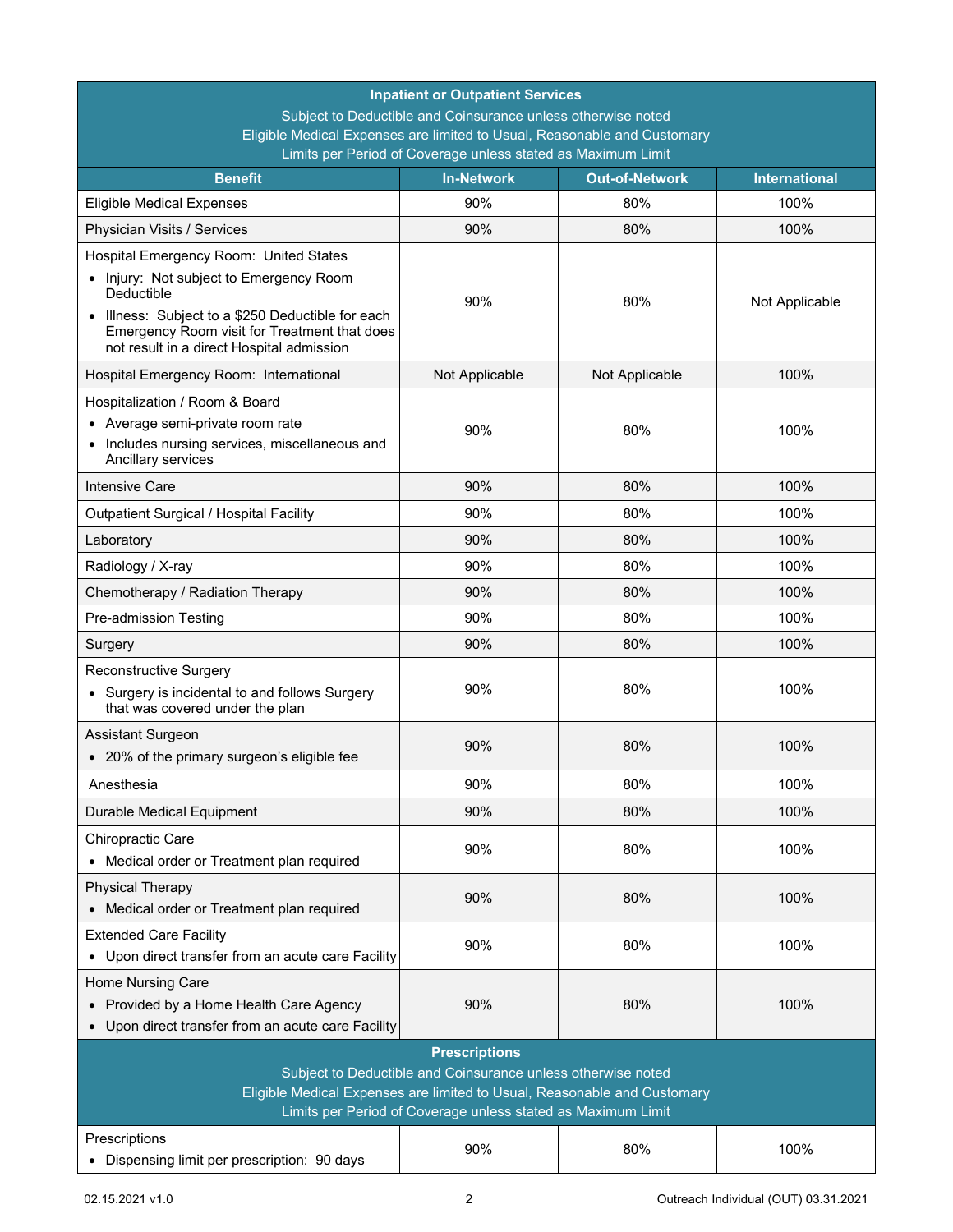| **Inpatient or Outpatient Services**<br>Subject to Deductible and Coinsurance unless otherwise noted<br>Eligible Medical Expenses are limited to Usual, Reasonable and Customary<br>Limits per Period of Coverage unless stated as Maximum Limit | | | |
|---|---|---|---|
| **Benefit** | **In-Network** | **Out-of-Network** | **International** |
| Eligible Medical Expenses | 90% | 80% | 100% |
| Physician Visits / Services | 90% | 80% | 100% |
| Hospital Emergency Room: United States<br>• Injury: Not subject to Emergency Room Deductible<br>• Illness: Subject to a $250 Deductible for each Emergency Room visit for Treatment that does not result in a direct Hospital admission | 90% | 80% | Not Applicable |
| Hospital Emergency Room: International | Not Applicable | Not Applicable | 100% |
| Hospitalization / Room & Board<br>• Average semi-private room rate<br>• Includes nursing services, miscellaneous and Ancillary services | 90% | 80% | 100% |
| Intensive Care | 90% | 80% | 100% |
| Outpatient Surgical / Hospital Facility | 90% | 80% | 100% |
| Laboratory | 90% | 80% | 100% |
| Radiology / X-ray | 90% | 80% | 100% |
| Chemotherapy / Radiation Therapy | 90% | 80% | 100% |
| Pre-admission Testing | 90% | 80% | 100% |
| Surgery | 90% | 80% | 100% |
| Reconstructive Surgery<br>• Surgery is incidental to and follows Surgery that was covered under the plan | 90% | 80% | 100% |
| Assistant Surgeon<br>• 20% of the primary surgeon's eligible fee | 90% | 80% | 100% |
| Anesthesia | 90% | 80% | 100% |
| Durable Medical Equipment | 90% | 80% | 100% |
| Chiropractic Care<br>• Medical order or Treatment plan required | 90% | 80% | 100% |
| Physical Therapy<br>• Medical order or Treatment plan required | 90% | 80% | 100% |
| Extended Care Facility<br>• Upon direct transfer from an acute care Facility | 90% | 80% | 100% |
| Home Nursing Care<br>• Provided by a Home Health Care Agency<br>• Upon direct transfer from an acute care Facility | 90% | 80% | 100% |
| **Prescriptions**<br>Subject to Deductible and Coinsurance unless otherwise noted<br>Eligible Medical Expenses are limited to Usual, Reasonable and Customary<br>Limits per Period of Coverage unless stated as Maximum Limit | | | |
| Prescriptions<br>• Dispensing limit per prescription: 90 days | 90% | 80% | 100% |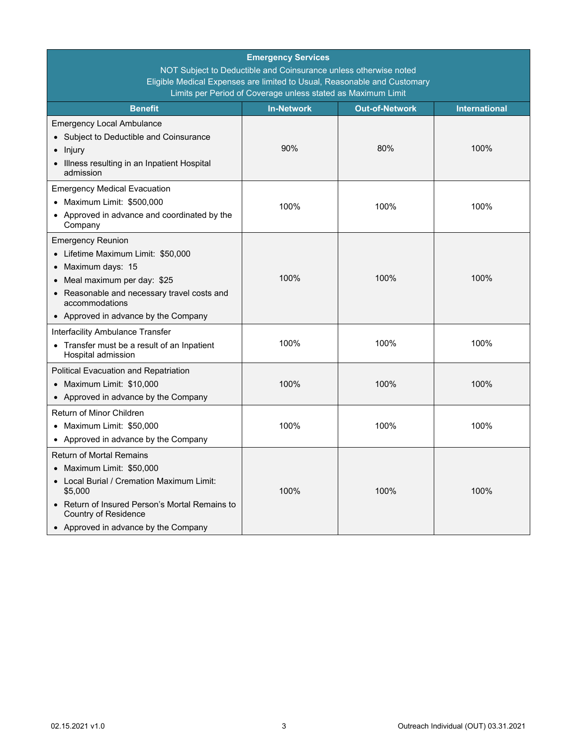| **Emergency Services**<br>NOT Subject to Deductible and Coinsurance unless otherwise noted<br>Eligible Medical Expenses are limited to Usual, Reasonable and Customary<br>Limits per Period of Coverage unless stated as Maximum Limit | | | |
|---|---|---|---|
| **Benefit** | **In-Network** | **Out-of-Network** | **International** |
| Emergency Local Ambulance<br>• Subject to Deductible and Coinsurance<br>• Injury<br>• Illness resulting in an Inpatient Hospital admission | 90% | 80% | 100% |
| Emergency Medical Evacuation<br>• Maximum Limit: $500,000<br>• Approved in advance and coordinated by the Company | 100% | 100% | 100% |
| Emergency Reunion<br>• Lifetime Maximum Limit: $50,000<br>• Maximum days: 15<br>• Meal maximum per day: $25<br>• Reasonable and necessary travel costs and accommodations<br>• Approved in advance by the Company | 100% | 100% | 100% |
| Interfacility Ambulance Transfer<br>• Transfer must be a result of an Inpatient Hospital admission | 100% | 100% | 100% |
| Political Evacuation and Repatriation<br>• Maximum Limit: $10,000<br>• Approved in advance by the Company | 100% | 100% | 100% |
| Return of Minor Children<br>• Maximum Limit: $50,000<br>• Approved in advance by the Company | 100% | 100% | 100% |
| Return of Mortal Remains<br>• Maximum Limit: $50,000<br>• Local Burial / Cremation Maximum Limit: $5,000<br>• Return of Insured Person's Mortal Remains to Country of Residence<br>• Approved in advance by the Company | 100% | 100% | 100% |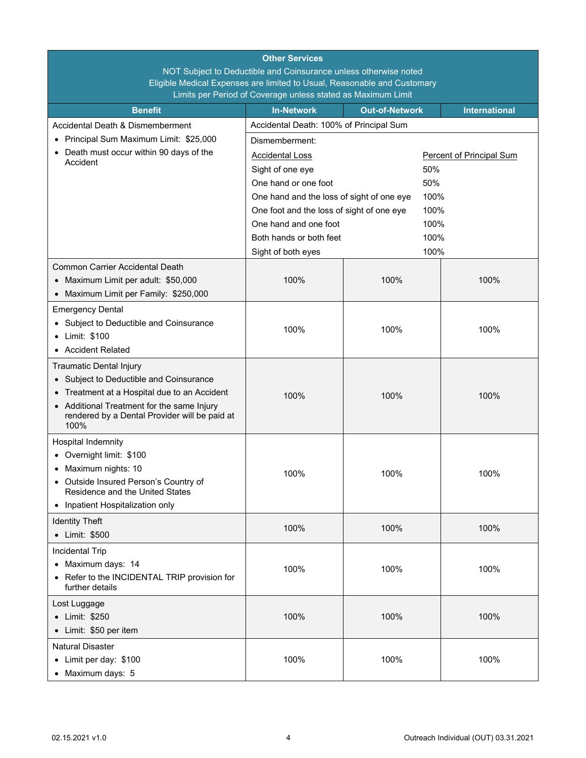| **Other Services**<br>NOT Subject to Deductible and Coinsurance unless otherwise noted<br>Eligible Medical Expenses are limited to Usual, Reasonable and Customary<br>Limits per Period of Coverage unless stated as Maximum Limit | | | |
|---|---|---|---|
| **Benefit** | **In-Network** | **Out-of-Network** | **International** |
| Accidental Death & Dismemberment<br>• Principal Sum Maximum Limit: $25,000<br>• Death must occur within 90 days of the Accident | Accidental Death: 100% of Principal Sum<br><br>Dismemberment:<br>Accidental Loss — Percent of Principal Sum<br>Sight of one eye — 50%<br>One hand or one foot — 50%<br>One hand and the loss of sight of one eye — 100%<br>One foot and the loss of sight of one eye — 100%<br>One hand and one foot — 100%<br>Both hands or both feet — 100%<br>Sight of both eyes — 100% | | |
| Common Carrier Accidental Death<br>• Maximum Limit per adult: $50,000<br>• Maximum Limit per Family: $250,000 | 100% | 100% | 100% |
| Emergency Dental<br>• Subject to Deductible and Coinsurance<br>• Limit: $100<br>• Accident Related | 100% | 100% | 100% |
| Traumatic Dental Injury<br>• Subject to Deductible and Coinsurance<br>• Treatment at a Hospital due to an Accident<br>• Additional Treatment for the same Injury rendered by a Dental Provider will be paid at 100% | 100% | 100% | 100% |
| Hospital Indemnity<br>• Overnight limit: $100<br>• Maximum nights: 10<br>• Outside Insured Person's Country of Residence and the United States<br>• Inpatient Hospitalization only | 100% | 100% | 100% |
| Identity Theft<br>• Limit: $500 | 100% | 100% | 100% |
| Incidental Trip<br>• Maximum days: 14<br>• Refer to the INCIDENTAL TRIP provision for further details | 100% | 100% | 100% |
| Lost Luggage<br>• Limit: $250<br>• Limit: $50 per item | 100% | 100% | 100% |
| Natural Disaster<br>• Limit per day: $100<br>• Maximum days: 5 | 100% | 100% | 100% |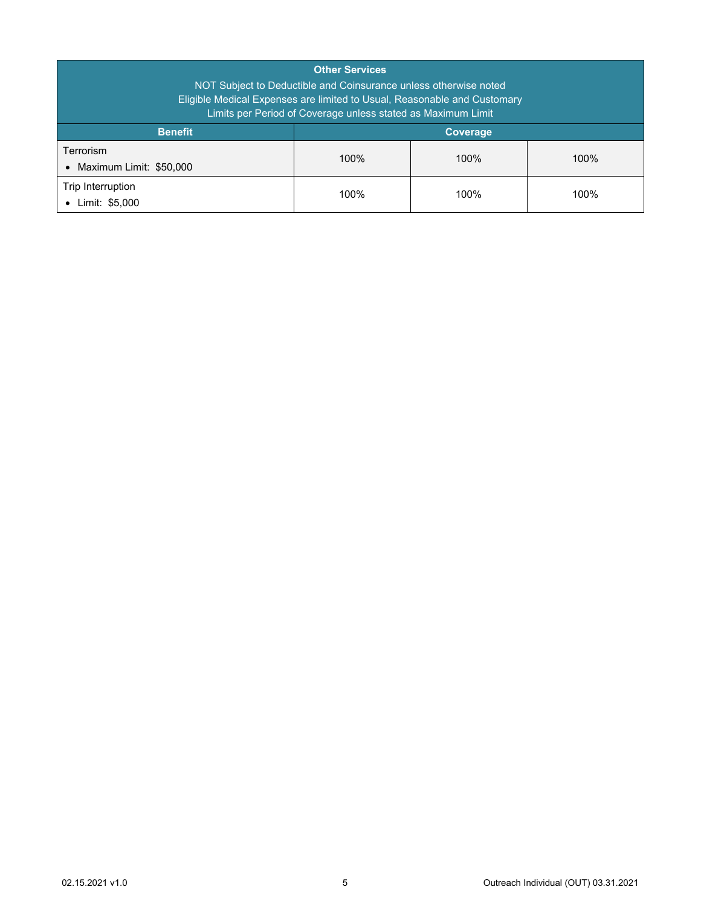| Other Services<br>NOT Subject to Deductible and Coinsurance unless otherwise noted<br>Eligible Medical Expenses are limited to Usual, Reasonable and Customary<br>Limits per Period of Coverage unless stated as Maximum Limit | | | |
|---|---|---|---|
| **Benefit** | **Coverage** | | |
| Terrorism<br>• Maximum Limit: $50,000 | 100% | 100% | 100% |
| Trip Interruption<br>• Limit: $5,000 | 100% | 100% | 100% |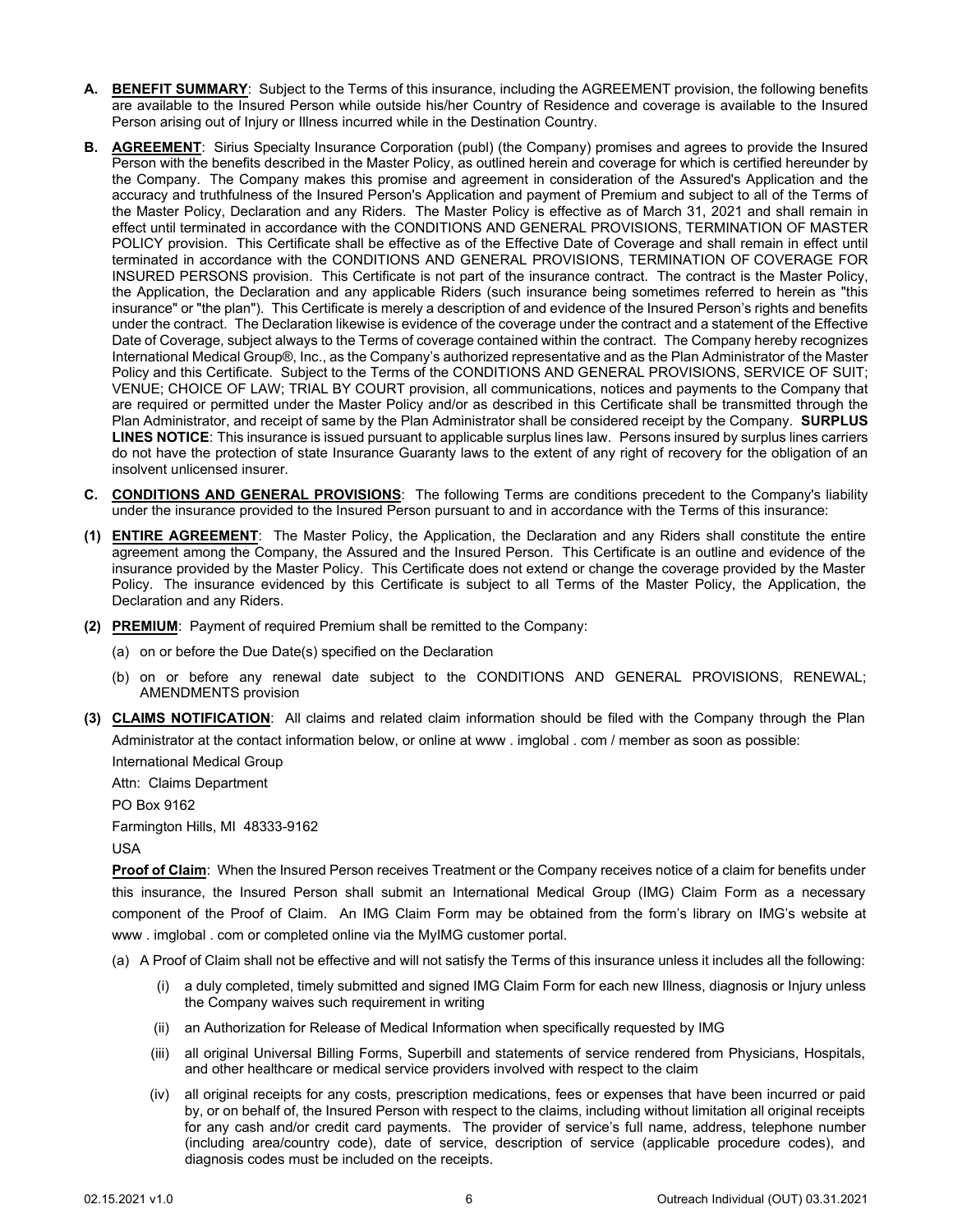**A. <u>BENEFIT SUMMARY</u>**: Subject to the Terms of this insurance, including the AGREEMENT provision, the following benefits are available to the Insured Person while outside his/her Country of Residence and coverage is available to the Insured Person arising out of Injury or Illness incurred while in the Destination Country.

**B. <u>AGREEMENT</u>**: Sirius Specialty Insurance Corporation (publ) (the Company) promises and agrees to provide the Insured Person with the benefits described in the Master Policy, as outlined herein and coverage for which is certified hereunder by the Company. The Company makes this promise and agreement in consideration of the Assured's Application and the accuracy and truthfulness of the Insured Person's Application and payment of Premium and subject to all of the Terms of the Master Policy, Declaration and any Riders. The Master Policy is effective as of March 31, 2021 and shall remain in effect until terminated in accordance with the CONDITIONS AND GENERAL PROVISIONS, TERMINATION OF MASTER POLICY provision. This Certificate shall be effective as of the Effective Date of Coverage and shall remain in effect until terminated in accordance with the CONDITIONS AND GENERAL PROVISIONS, TERMINATION OF COVERAGE FOR INSURED PERSONS provision. This Certificate is not part of the insurance contract. The contract is the Master Policy, the Application, the Declaration and any applicable Riders (such insurance being sometimes referred to herein as "this insurance" or "the plan"). This Certificate is merely a description of and evidence of the Insured Person's rights and benefits under the contract. The Declaration likewise is evidence of the coverage under the contract and a statement of the Effective Date of Coverage, subject always to the Terms of coverage contained within the contract. The Company hereby recognizes International Medical Group®, Inc., as the Company's authorized representative and as the Plan Administrator of the Master Policy and this Certificate. Subject to the Terms of the CONDITIONS AND GENERAL PROVISIONS, SERVICE OF SUIT; VENUE; CHOICE OF LAW; TRIAL BY COURT provision, all communications, notices and payments to the Company that are required or permitted under the Master Policy and/or as described in this Certificate shall be transmitted through the Plan Administrator, and receipt of same by the Plan Administrator shall be considered receipt by the Company. **SURPLUS LINES NOTICE**: This insurance is issued pursuant to applicable surplus lines law. Persons insured by surplus lines carriers do not have the protection of state Insurance Guaranty laws to the extent of any right of recovery for the obligation of an insolvent unlicensed insurer.

**C. <u>CONDITIONS AND GENERAL PROVISIONS</u>**: The following Terms are conditions precedent to the Company's liability under the insurance provided to the Insured Person pursuant to and in accordance with the Terms of this insurance:

**(1) <u>ENTIRE AGREEMENT</u>**: The Master Policy, the Application, the Declaration and any Riders shall constitute the entire agreement among the Company, the Assured and the Insured Person. This Certificate is an outline and evidence of the insurance provided by the Master Policy. This Certificate does not extend or change the coverage provided by the Master Policy. The insurance evidenced by this Certificate is subject to all Terms of the Master Policy, the Application, the Declaration and any Riders.

**(2) <u>PREMIUM</u>**: Payment of required Premium shall be remitted to the Company:

(a) on or before the Due Date(s) specified on the Declaration

(b) on or before any renewal date subject to the CONDITIONS AND GENERAL PROVISIONS, RENEWAL; AMENDMENTS provision

**(3) <u>CLAIMS NOTIFICATION</u>**: All claims and related claim information should be filed with the Company through the Plan Administrator at the contact information below, or online at www . imglobal . com / member as soon as possible:

International Medical Group
Attn: Claims Department
PO Box 9162
Farmington Hills, MI 48333-9162
USA

**<u>Proof of Claim</u>**: When the Insured Person receives Treatment or the Company receives notice of a claim for benefits under this insurance, the Insured Person shall submit an International Medical Group (IMG) Claim Form as a necessary component of the Proof of Claim. An IMG Claim Form may be obtained from the form's library on IMG's website at www . imglobal . com or completed online via the MyIMG customer portal.

(a) A Proof of Claim shall not be effective and will not satisfy the Terms of this insurance unless it includes all the following:

(i) a duly completed, timely submitted and signed IMG Claim Form for each new Illness, diagnosis or Injury unless the Company waives such requirement in writing

(ii) an Authorization for Release of Medical Information when specifically requested by IMG

(iii) all original Universal Billing Forms, Superbill and statements of service rendered from Physicians, Hospitals, and other healthcare or medical service providers involved with respect to the claim

(iv) all original receipts for any costs, prescription medications, fees or expenses that have been incurred or paid by, or on behalf of, the Insured Person with respect to the claims, including without limitation all original receipts for any cash and/or credit card payments. The provider of service's full name, address, telephone number (including area/country code), date of service, description of service (applicable procedure codes), and diagnosis codes must be included on the receipts.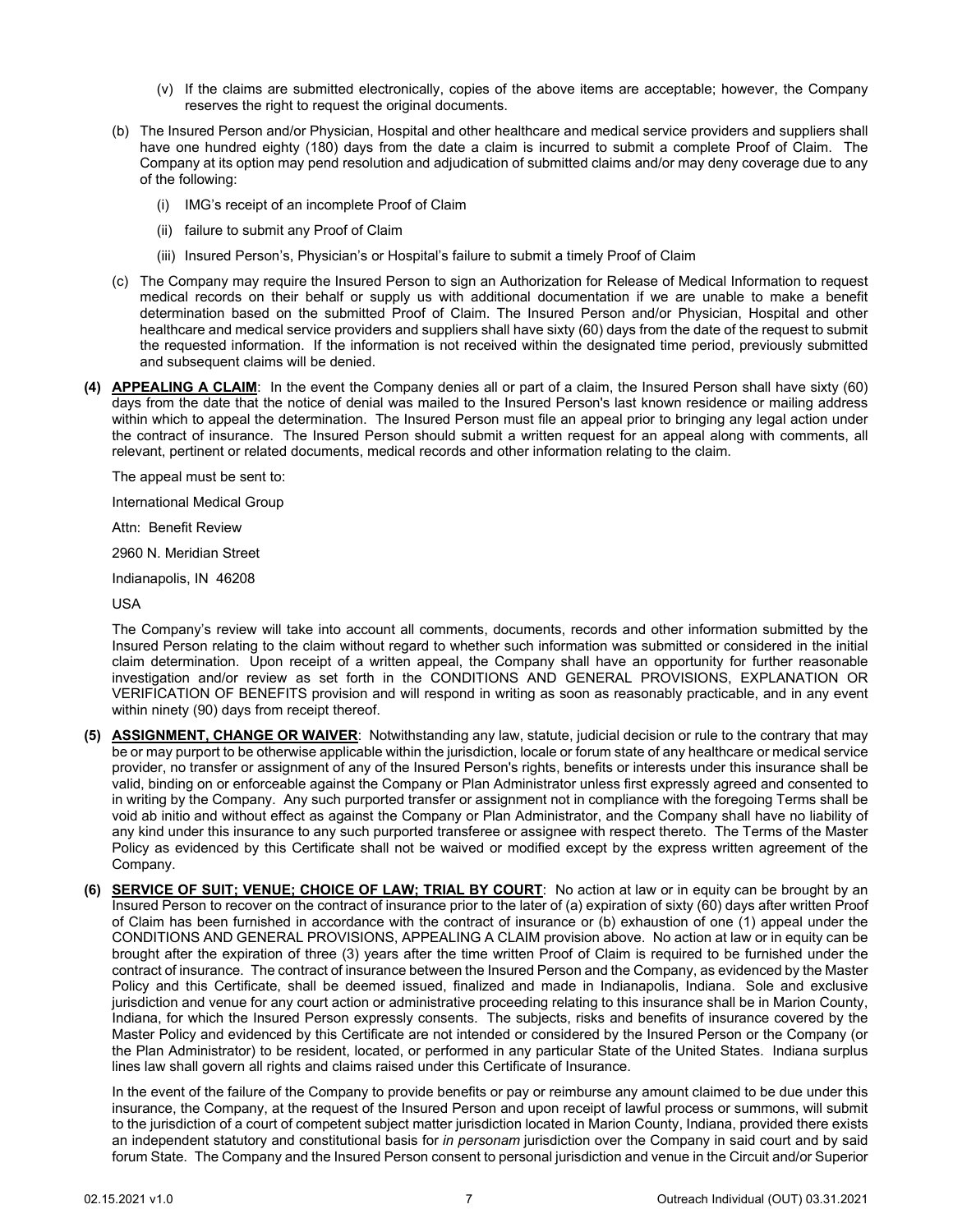(v) If the claims are submitted electronically, copies of the above items are acceptable; however, the Company reserves the right to request the original documents.

(b) The Insured Person and/or Physician, Hospital and other healthcare and medical service providers and suppliers shall have one hundred eighty (180) days from the date a claim is incurred to submit a complete Proof of Claim. The Company at its option may pend resolution and adjudication of submitted claims and/or may deny coverage due to any of the following:

(i) IMG's receipt of an incomplete Proof of Claim

(ii) failure to submit any Proof of Claim

(iii) Insured Person's, Physician's or Hospital's failure to submit a timely Proof of Claim

(c) The Company may require the Insured Person to sign an Authorization for Release of Medical Information to request medical records on their behalf or supply us with additional documentation if we are unable to make a benefit determination based on the submitted Proof of Claim. The Insured Person and/or Physician, Hospital and other healthcare and medical service providers and suppliers shall have sixty (60) days from the date of the request to submit the requested information. If the information is not received within the designated time period, previously submitted and subsequent claims will be denied.

**(4) APPEALING A CLAIM**: In the event the Company denies all or part of a claim, the Insured Person shall have sixty (60) days from the date that the notice of denial was mailed to the Insured Person's last known residence or mailing address within which to appeal the determination. The Insured Person must file an appeal prior to bringing any legal action under the contract of insurance. The Insured Person should submit a written request for an appeal along with comments, all relevant, pertinent or related documents, medical records and other information relating to the claim.

The appeal must be sent to:

International Medical Group

Attn: Benefit Review

2960 N. Meridian Street

Indianapolis, IN 46208

USA

The Company's review will take into account all comments, documents, records and other information submitted by the Insured Person relating to the claim without regard to whether such information was submitted or considered in the initial claim determination. Upon receipt of a written appeal, the Company shall have an opportunity for further reasonable investigation and/or review as set forth in the CONDITIONS AND GENERAL PROVISIONS, EXPLANATION OR VERIFICATION OF BENEFITS provision and will respond in writing as soon as reasonably practicable, and in any event within ninety (90) days from receipt thereof.

**(5) ASSIGNMENT, CHANGE OR WAIVER**: Notwithstanding any law, statute, judicial decision or rule to the contrary that may be or may purport to be otherwise applicable within the jurisdiction, locale or forum state of any healthcare or medical service provider, no transfer or assignment of any of the Insured Person's rights, benefits or interests under this insurance shall be valid, binding on or enforceable against the Company or Plan Administrator unless first expressly agreed and consented to in writing by the Company. Any such purported transfer or assignment not in compliance with the foregoing Terms shall be void ab initio and without effect as against the Company or Plan Administrator, and the Company shall have no liability of any kind under this insurance to any such purported transferee or assignee with respect thereto. The Terms of the Master Policy as evidenced by this Certificate shall not be waived or modified except by the express written agreement of the Company.

**(6) SERVICE OF SUIT; VENUE; CHOICE OF LAW; TRIAL BY COURT**: No action at law or in equity can be brought by an Insured Person to recover on the contract of insurance prior to the later of (a) expiration of sixty (60) days after written Proof of Claim has been furnished in accordance with the contract of insurance or (b) exhaustion of one (1) appeal under the CONDITIONS AND GENERAL PROVISIONS, APPEALING A CLAIM provision above. No action at law or in equity can be brought after the expiration of three (3) years after the time written Proof of Claim is required to be furnished under the contract of insurance. The contract of insurance between the Insured Person and the Company, as evidenced by the Master Policy and this Certificate, shall be deemed issued, finalized and made in Indianapolis, Indiana. Sole and exclusive jurisdiction and venue for any court action or administrative proceeding relating to this insurance shall be in Marion County, Indiana, for which the Insured Person expressly consents. The subjects, risks and benefits of insurance covered by the Master Policy and evidenced by this Certificate are not intended or considered by the Insured Person or the Company (or the Plan Administrator) to be resident, located, or performed in any particular State of the United States. Indiana surplus lines law shall govern all rights and claims raised under this Certificate of Insurance.

In the event of the failure of the Company to provide benefits or pay or reimburse any amount claimed to be due under this insurance, the Company, at the request of the Insured Person and upon receipt of lawful process or summons, will submit to the jurisdiction of a court of competent subject matter jurisdiction located in Marion County, Indiana, provided there exists an independent statutory and constitutional basis for *in personam* jurisdiction over the Company in said court and by said forum State. The Company and the Insured Person consent to personal jurisdiction and venue in the Circuit and/or Superior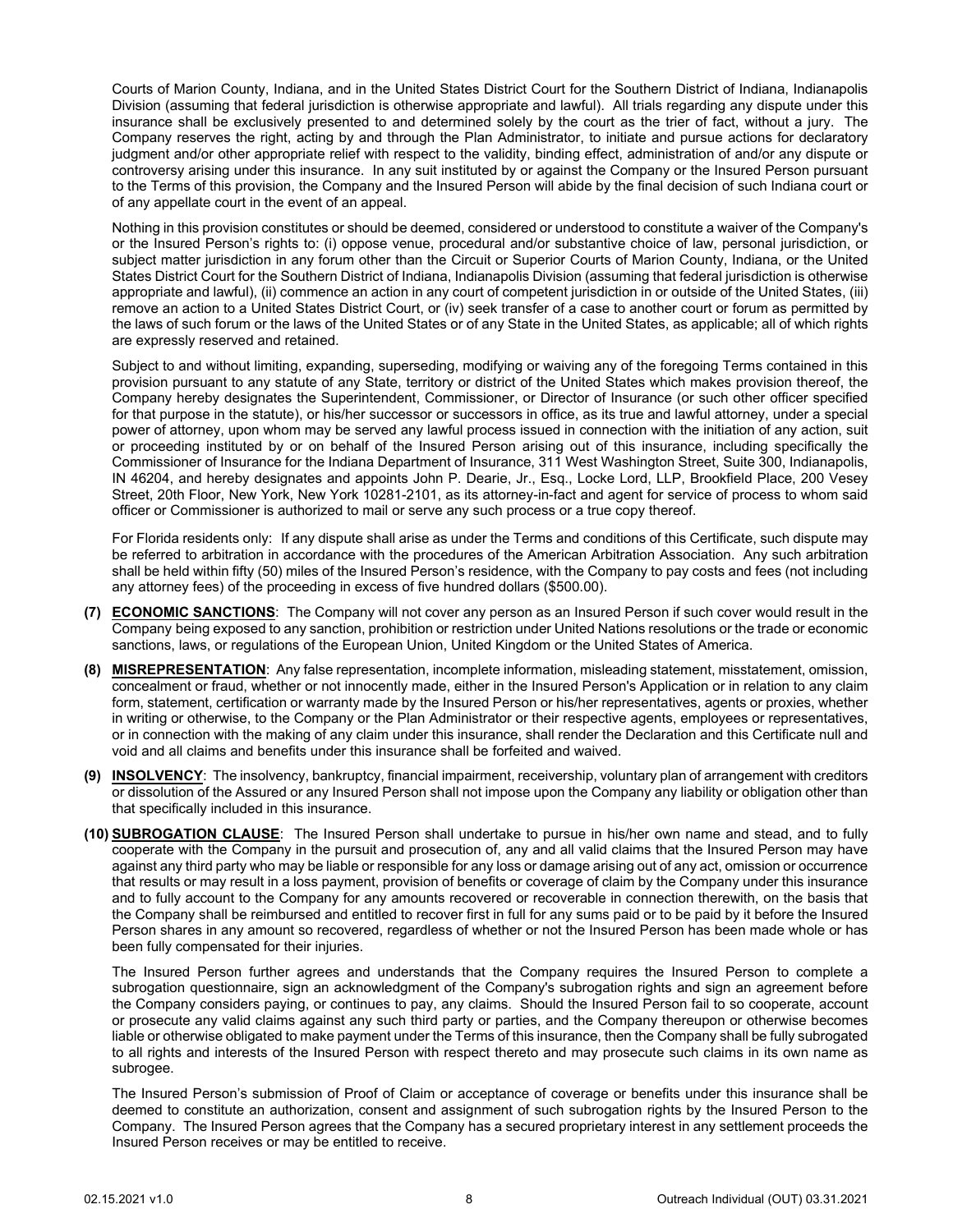Courts of Marion County, Indiana, and in the United States District Court for the Southern District of Indiana, Indianapolis Division (assuming that federal jurisdiction is otherwise appropriate and lawful). All trials regarding any dispute under this insurance shall be exclusively presented to and determined solely by the court as the trier of fact, without a jury. The Company reserves the right, acting by and through the Plan Administrator, to initiate and pursue actions for declaratory judgment and/or other appropriate relief with respect to the validity, binding effect, administration of and/or any dispute or controversy arising under this insurance. In any suit instituted by or against the Company or the Insured Person pursuant to the Terms of this provision, the Company and the Insured Person will abide by the final decision of such Indiana court or of any appellate court in the event of an appeal.

Nothing in this provision constitutes or should be deemed, considered or understood to constitute a waiver of the Company's or the Insured Person's rights to: (i) oppose venue, procedural and/or substantive choice of law, personal jurisdiction, or subject matter jurisdiction in any forum other than the Circuit or Superior Courts of Marion County, Indiana, or the United States District Court for the Southern District of Indiana, Indianapolis Division (assuming that federal jurisdiction is otherwise appropriate and lawful), (ii) commence an action in any court of competent jurisdiction in or outside of the United States, (iii) remove an action to a United States District Court, or (iv) seek transfer of a case to another court or forum as permitted by the laws of such forum or the laws of the United States or of any State in the United States, as applicable; all of which rights are expressly reserved and retained.

Subject to and without limiting, expanding, superseding, modifying or waiving any of the foregoing Terms contained in this provision pursuant to any statute of any State, territory or district of the United States which makes provision thereof, the Company hereby designates the Superintendent, Commissioner, or Director of Insurance (or such other officer specified for that purpose in the statute), or his/her successor or successors in office, as its true and lawful attorney, under a special power of attorney, upon whom may be served any lawful process issued in connection with the initiation of any action, suit or proceeding instituted by or on behalf of the Insured Person arising out of this insurance, including specifically the Commissioner of Insurance for the Indiana Department of Insurance, 311 West Washington Street, Suite 300, Indianapolis, IN 46204, and hereby designates and appoints John P. Dearie, Jr., Esq., Locke Lord, LLP, Brookfield Place, 200 Vesey Street, 20th Floor, New York, New York 10281-2101, as its attorney-in-fact and agent for service of process to whom said officer or Commissioner is authorized to mail or serve any such process or a true copy thereof.

For Florida residents only: If any dispute shall arise as under the Terms and conditions of this Certificate, such dispute may be referred to arbitration in accordance with the procedures of the American Arbitration Association. Any such arbitration shall be held within fifty (50) miles of the Insured Person's residence, with the Company to pay costs and fees (not including any attorney fees) of the proceeding in excess of five hundred dollars ($500.00).

**(7) ECONOMIC SANCTIONS**: The Company will not cover any person as an Insured Person if such cover would result in the Company being exposed to any sanction, prohibition or restriction under United Nations resolutions or the trade or economic sanctions, laws, or regulations of the European Union, United Kingdom or the United States of America.

**(8) MISREPRESENTATION**: Any false representation, incomplete information, misleading statement, misstatement, omission, concealment or fraud, whether or not innocently made, either in the Insured Person's Application or in relation to any claim form, statement, certification or warranty made by the Insured Person or his/her representatives, agents or proxies, whether in writing or otherwise, to the Company or the Plan Administrator or their respective agents, employees or representatives, or in connection with the making of any claim under this insurance, shall render the Declaration and this Certificate null and void and all claims and benefits under this insurance shall be forfeited and waived.

**(9) INSOLVENCY**: The insolvency, bankruptcy, financial impairment, receivership, voluntary plan of arrangement with creditors or dissolution of the Assured or any Insured Person shall not impose upon the Company any liability or obligation other than that specifically included in this insurance.

**(10) SUBROGATION CLAUSE**: The Insured Person shall undertake to pursue in his/her own name and stead, and to fully cooperate with the Company in the pursuit and prosecution of, any and all valid claims that the Insured Person may have against any third party who may be liable or responsible for any loss or damage arising out of any act, omission or occurrence that results or may result in a loss payment, provision of benefits or coverage of claim by the Company under this insurance and to fully account to the Company for any amounts recovered or recoverable in connection therewith, on the basis that the Company shall be reimbursed and entitled to recover first in full for any sums paid or to be paid by it before the Insured Person shares in any amount so recovered, regardless of whether or not the Insured Person has been made whole or has been fully compensated for their injuries.

The Insured Person further agrees and understands that the Company requires the Insured Person to complete a subrogation questionnaire, sign an acknowledgment of the Company's subrogation rights and sign an agreement before the Company considers paying, or continues to pay, any claims. Should the Insured Person fail to so cooperate, account or prosecute any valid claims against any such third party or parties, and the Company thereupon or otherwise becomes liable or otherwise obligated to make payment under the Terms of this insurance, then the Company shall be fully subrogated to all rights and interests of the Insured Person with respect thereto and may prosecute such claims in its own name as subrogee.

The Insured Person's submission of Proof of Claim or acceptance of coverage or benefits under this insurance shall be deemed to constitute an authorization, consent and assignment of such subrogation rights by the Insured Person to the Company. The Insured Person agrees that the Company has a secured proprietary interest in any settlement proceeds the Insured Person receives or may be entitled to receive.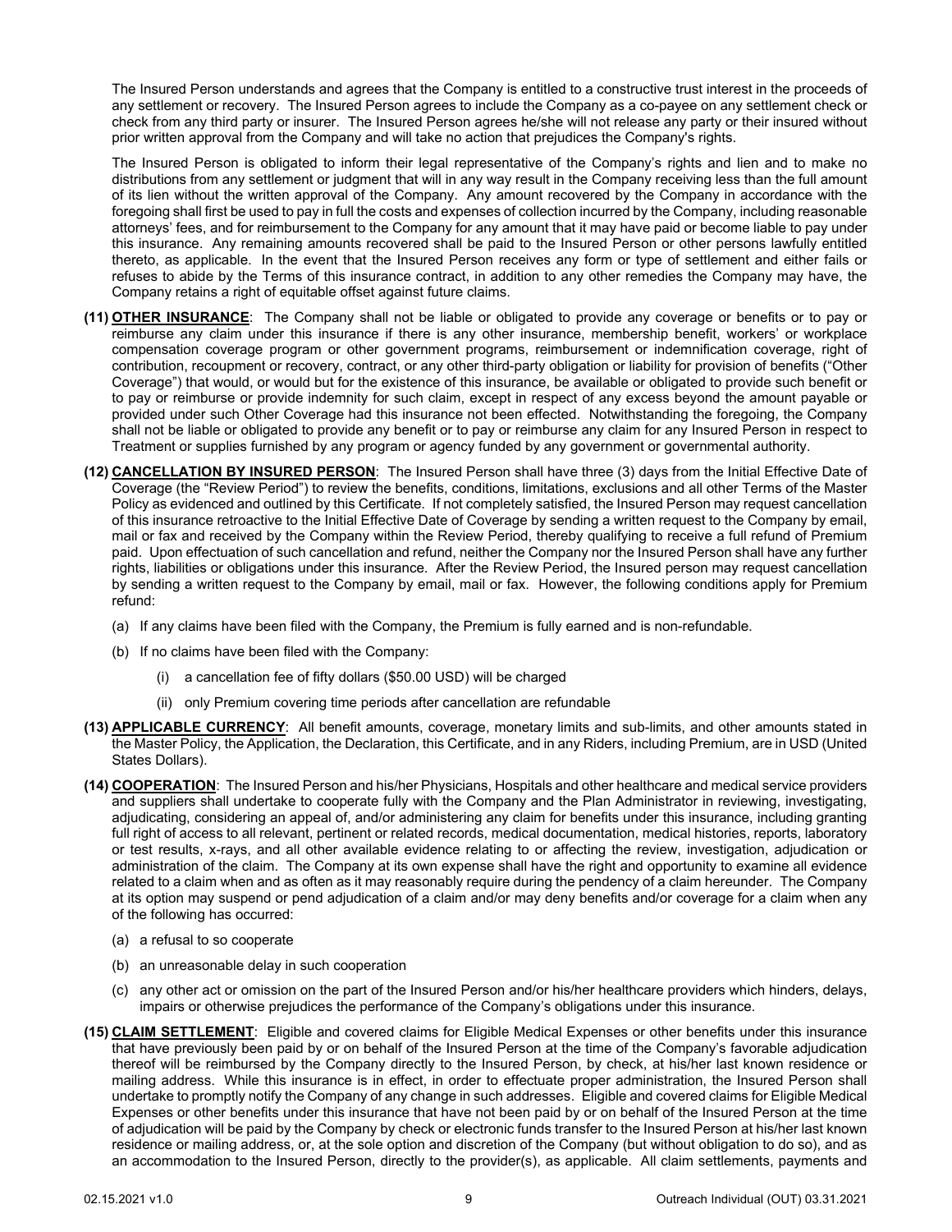The Insured Person understands and agrees that the Company is entitled to a constructive trust interest in the proceeds of any settlement or recovery. The Insured Person agrees to include the Company as a co-payee on any settlement check or check from any third party or insurer. The Insured Person agrees he/she will not release any party or their insured without prior written approval from the Company and will take no action that prejudices the Company's rights.

The Insured Person is obligated to inform their legal representative of the Company's rights and lien and to make no distributions from any settlement or judgment that will in any way result in the Company receiving less than the full amount of its lien without the written approval of the Company. Any amount recovered by the Company in accordance with the foregoing shall first be used to pay in full the costs and expenses of collection incurred by the Company, including reasonable attorneys' fees, and for reimbursement to the Company for any amount that it may have paid or become liable to pay under this insurance. Any remaining amounts recovered shall be paid to the Insured Person or other persons lawfully entitled thereto, as applicable. In the event that the Insured Person receives any form or type of settlement and either fails or refuses to abide by the Terms of this insurance contract, in addition to any other remedies the Company may have, the Company retains a right of equitable offset against future claims.

**(11) OTHER INSURANCE**: The Company shall not be liable or obligated to provide any coverage or benefits or to pay or reimburse any claim under this insurance if there is any other insurance, membership benefit, workers' or workplace compensation coverage program or other government programs, reimbursement or indemnification coverage, right of contribution, recoupment or recovery, contract, or any other third-party obligation or liability for provision of benefits ("Other Coverage") that would, or would but for the existence of this insurance, be available or obligated to provide such benefit or to pay or reimburse or provide indemnity for such claim, except in respect of any excess beyond the amount payable or provided under such Other Coverage had this insurance not been effected. Notwithstanding the foregoing, the Company shall not be liable or obligated to provide any benefit or to pay or reimburse any claim for any Insured Person in respect to Treatment or supplies furnished by any program or agency funded by any government or governmental authority.

**(12) CANCELLATION BY INSURED PERSON**: The Insured Person shall have three (3) days from the Initial Effective Date of Coverage (the "Review Period") to review the benefits, conditions, limitations, exclusions and all other Terms of the Master Policy as evidenced and outlined by this Certificate. If not completely satisfied, the Insured Person may request cancellation of this insurance retroactive to the Initial Effective Date of Coverage by sending a written request to the Company by email, mail or fax and received by the Company within the Review Period, thereby qualifying to receive a full refund of Premium paid. Upon effectuation of such cancellation and refund, neither the Company nor the Insured Person shall have any further rights, liabilities or obligations under this insurance. After the Review Period, the Insured person may request cancellation by sending a written request to the Company by email, mail or fax. However, the following conditions apply for Premium refund:

(a) If any claims have been filed with the Company, the Premium is fully earned and is non-refundable.

(b) If no claims have been filed with the Company:

  (i) a cancellation fee of fifty dollars ($50.00 USD) will be charged

  (ii) only Premium covering time periods after cancellation are refundable

**(13) APPLICABLE CURRENCY**: All benefit amounts, coverage, monetary limits and sub-limits, and other amounts stated in the Master Policy, the Application, the Declaration, this Certificate, and in any Riders, including Premium, are in USD (United States Dollars).

**(14) COOPERATION**: The Insured Person and his/her Physicians, Hospitals and other healthcare and medical service providers and suppliers shall undertake to cooperate fully with the Company and the Plan Administrator in reviewing, investigating, adjudicating, considering an appeal of, and/or administering any claim for benefits under this insurance, including granting full right of access to all relevant, pertinent or related records, medical documentation, medical histories, reports, laboratory or test results, x-rays, and all other available evidence relating to or affecting the review, investigation, adjudication or administration of the claim. The Company at its own expense shall have the right and opportunity to examine all evidence related to a claim when and as often as it may reasonably require during the pendency of a claim hereunder. The Company at its option may suspend or pend adjudication of a claim and/or may deny benefits and/or coverage for a claim when any of the following has occurred:

(a) a refusal to so cooperate

(b) an unreasonable delay in such cooperation

(c) any other act or omission on the part of the Insured Person and/or his/her healthcare providers which hinders, delays, impairs or otherwise prejudices the performance of the Company's obligations under this insurance.

**(15) CLAIM SETTLEMENT**: Eligible and covered claims for Eligible Medical Expenses or other benefits under this insurance that have previously been paid by or on behalf of the Insured Person at the time of the Company's favorable adjudication thereof will be reimbursed by the Company directly to the Insured Person, by check, at his/her last known residence or mailing address. While this insurance is in effect, in order to effectuate proper administration, the Insured Person shall undertake to promptly notify the Company of any change in such addresses. Eligible and covered claims for Eligible Medical Expenses or other benefits under this insurance that have not been paid by or on behalf of the Insured Person at the time of adjudication will be paid by the Company by check or electronic funds transfer to the Insured Person at his/her last known residence or mailing address, or, at the sole option and discretion of the Company (but without obligation to do so), and as an accommodation to the Insured Person, directly to the provider(s), as applicable. All claim settlements, payments and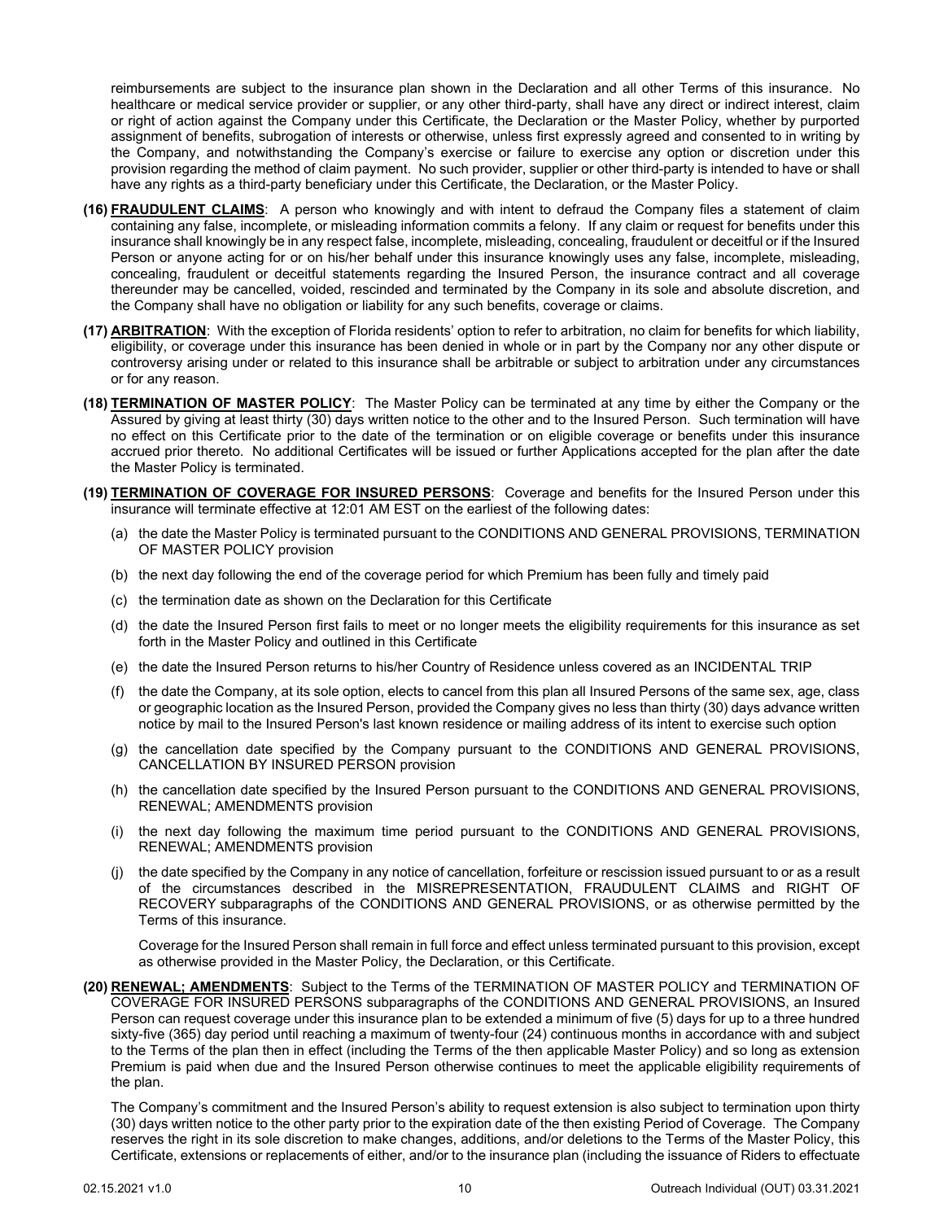reimbursements are subject to the insurance plan shown in the Declaration and all other Terms of this insurance. No healthcare or medical service provider or supplier, or any other third-party, shall have any direct or indirect interest, claim or right of action against the Company under this Certificate, the Declaration or the Master Policy, whether by purported assignment of benefits, subrogation of interests or otherwise, unless first expressly agreed and consented to in writing by the Company, and notwithstanding the Company's exercise or failure to exercise any option or discretion under this provision regarding the method of claim payment. No such provider, supplier or other third-party is intended to have or shall have any rights as a third-party beneficiary under this Certificate, the Declaration, or the Master Policy.

**(16) FRAUDULENT CLAIMS**: A person who knowingly and with intent to defraud the Company files a statement of claim containing any false, incomplete, or misleading information commits a felony. If any claim or request for benefits under this insurance shall knowingly be in any respect false, incomplete, misleading, concealing, fraudulent or deceitful or if the Insured Person or anyone acting for or on his/her behalf under this insurance knowingly uses any false, incomplete, misleading, concealing, fraudulent or deceitful statements regarding the Insured Person, the insurance contract and all coverage thereunder may be cancelled, voided, rescinded and terminated by the Company in its sole and absolute discretion, and the Company shall have no obligation or liability for any such benefits, coverage or claims.

**(17) ARBITRATION**: With the exception of Florida residents' option to refer to arbitration, no claim for benefits for which liability, eligibility, or coverage under this insurance has been denied in whole or in part by the Company nor any other dispute or controversy arising under or related to this insurance shall be arbitrable or subject to arbitration under any circumstances or for any reason.

**(18) TERMINATION OF MASTER POLICY**: The Master Policy can be terminated at any time by either the Company or the Assured by giving at least thirty (30) days written notice to the other and to the Insured Person. Such termination will have no effect on this Certificate prior to the date of the termination or on eligible coverage or benefits under this insurance accrued prior thereto. No additional Certificates will be issued or further Applications accepted for the plan after the date the Master Policy is terminated.

**(19) TERMINATION OF COVERAGE FOR INSURED PERSONS**: Coverage and benefits for the Insured Person under this insurance will terminate effective at 12:01 AM EST on the earliest of the following dates:

(a) the date the Master Policy is terminated pursuant to the CONDITIONS AND GENERAL PROVISIONS, TERMINATION OF MASTER POLICY provision

(b) the next day following the end of the coverage period for which Premium has been fully and timely paid

(c) the termination date as shown on the Declaration for this Certificate

(d) the date the Insured Person first fails to meet or no longer meets the eligibility requirements for this insurance as set forth in the Master Policy and outlined in this Certificate

(e) the date the Insured Person returns to his/her Country of Residence unless covered as an INCIDENTAL TRIP

(f) the date the Company, at its sole option, elects to cancel from this plan all Insured Persons of the same sex, age, class or geographic location as the Insured Person, provided the Company gives no less than thirty (30) days advance written notice by mail to the Insured Person's last known residence or mailing address of its intent to exercise such option

(g) the cancellation date specified by the Company pursuant to the CONDITIONS AND GENERAL PROVISIONS, CANCELLATION BY INSURED PERSON provision

(h) the cancellation date specified by the Insured Person pursuant to the CONDITIONS AND GENERAL PROVISIONS, RENEWAL; AMENDMENTS provision

(i) the next day following the maximum time period pursuant to the CONDITIONS AND GENERAL PROVISIONS, RENEWAL; AMENDMENTS provision

(j) the date specified by the Company in any notice of cancellation, forfeiture or rescission issued pursuant to or as a result of the circumstances described in the MISREPRESENTATION, FRAUDULENT CLAIMS and RIGHT OF RECOVERY subparagraphs of the CONDITIONS AND GENERAL PROVISIONS, or as otherwise permitted by the Terms of this insurance.

Coverage for the Insured Person shall remain in full force and effect unless terminated pursuant to this provision, except as otherwise provided in the Master Policy, the Declaration, or this Certificate.

**(20) RENEWAL; AMENDMENTS**: Subject to the Terms of the TERMINATION OF MASTER POLICY and TERMINATION OF COVERAGE FOR INSURED PERSONS subparagraphs of the CONDITIONS AND GENERAL PROVISIONS, an Insured Person can request coverage under this insurance plan to be extended a minimum of five (5) days for up to a three hundred sixty-five (365) day period until reaching a maximum of twenty-four (24) continuous months in accordance with and subject to the Terms of the plan then in effect (including the Terms of the then applicable Master Policy) and so long as extension Premium is paid when due and the Insured Person otherwise continues to meet the applicable eligibility requirements of the plan.

The Company's commitment and the Insured Person's ability to request extension is also subject to termination upon thirty (30) days written notice to the other party prior to the expiration date of the then existing Period of Coverage. The Company reserves the right in its sole discretion to make changes, additions, and/or deletions to the Terms of the Master Policy, this Certificate, extensions or replacements of either, and/or to the insurance plan (including the issuance of Riders to effectuate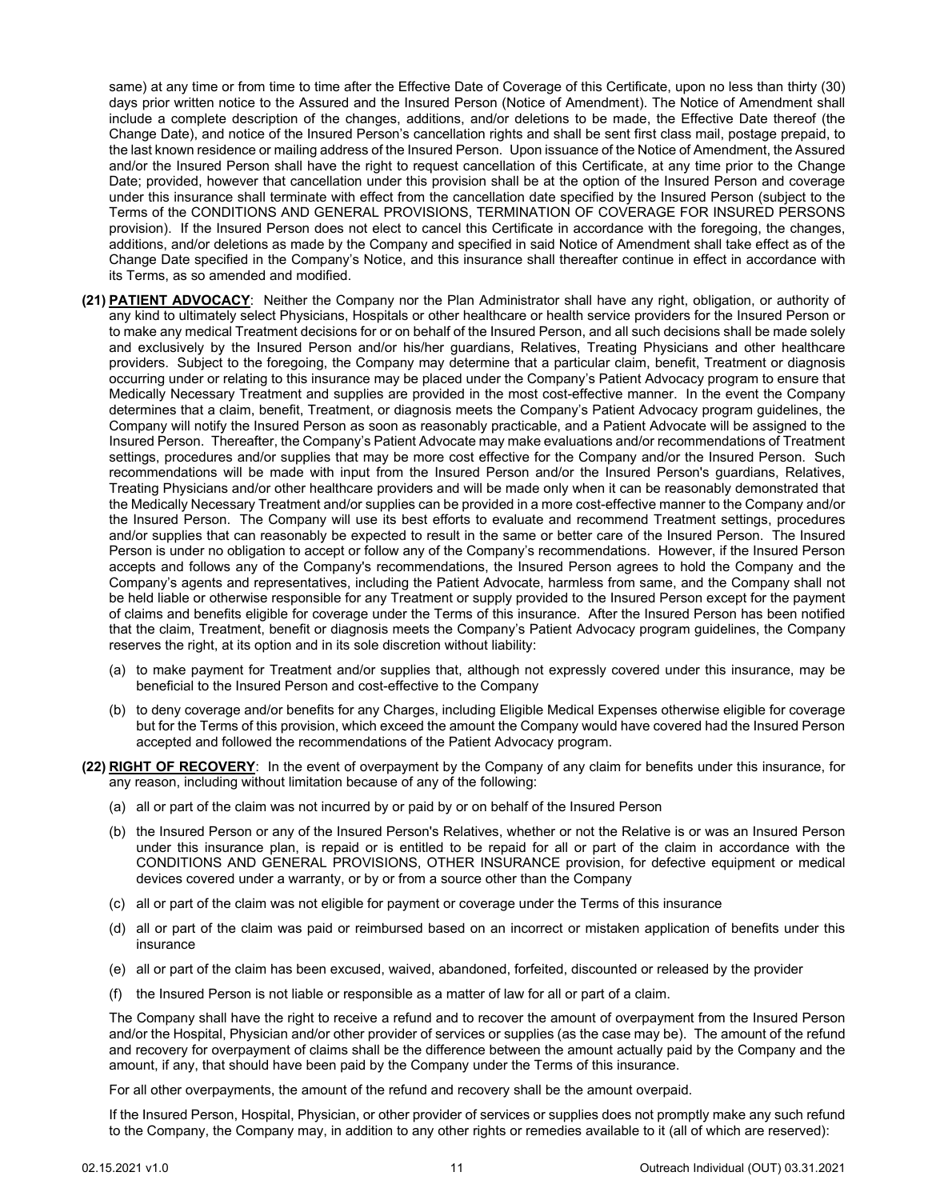same) at any time or from time to time after the Effective Date of Coverage of this Certificate, upon no less than thirty (30) days prior written notice to the Assured and the Insured Person (Notice of Amendment). The Notice of Amendment shall include a complete description of the changes, additions, and/or deletions to be made, the Effective Date thereof (the Change Date), and notice of the Insured Person's cancellation rights and shall be sent first class mail, postage prepaid, to the last known residence or mailing address of the Insured Person. Upon issuance of the Notice of Amendment, the Assured and/or the Insured Person shall have the right to request cancellation of this Certificate, at any time prior to the Change Date; provided, however that cancellation under this provision shall be at the option of the Insured Person and coverage under this insurance shall terminate with effect from the cancellation date specified by the Insured Person (subject to the Terms of the CONDITIONS AND GENERAL PROVISIONS, TERMINATION OF COVERAGE FOR INSURED PERSONS provision). If the Insured Person does not elect to cancel this Certificate in accordance with the foregoing, the changes, additions, and/or deletions as made by the Company and specified in said Notice of Amendment shall take effect as of the Change Date specified in the Company's Notice, and this insurance shall thereafter continue in effect in accordance with its Terms, as so amended and modified.

**(21) PATIENT ADVOCACY**: Neither the Company nor the Plan Administrator shall have any right, obligation, or authority of any kind to ultimately select Physicians, Hospitals or other healthcare or health service providers for the Insured Person or to make any medical Treatment decisions for or on behalf of the Insured Person, and all such decisions shall be made solely and exclusively by the Insured Person and/or his/her guardians, Relatives, Treating Physicians and other healthcare providers. Subject to the foregoing, the Company may determine that a particular claim, benefit, Treatment or diagnosis occurring under or relating to this insurance may be placed under the Company's Patient Advocacy program to ensure that Medically Necessary Treatment and supplies are provided in the most cost-effective manner. In the event the Company determines that a claim, benefit, Treatment, or diagnosis meets the Company's Patient Advocacy program guidelines, the Company will notify the Insured Person as soon as reasonably practicable, and a Patient Advocate will be assigned to the Insured Person. Thereafter, the Company's Patient Advocate may make evaluations and/or recommendations of Treatment settings, procedures and/or supplies that may be more cost effective for the Company and/or the Insured Person. Such recommendations will be made with input from the Insured Person and/or the Insured Person's guardians, Relatives, Treating Physicians and/or other healthcare providers and will be made only when it can be reasonably demonstrated that the Medically Necessary Treatment and/or supplies can be provided in a more cost-effective manner to the Company and/or the Insured Person. The Company will use its best efforts to evaluate and recommend Treatment settings, procedures and/or supplies that can reasonably be expected to result in the same or better care of the Insured Person. The Insured Person is under no obligation to accept or follow any of the Company's recommendations. However, if the Insured Person accepts and follows any of the Company's recommendations, the Insured Person agrees to hold the Company and the Company's agents and representatives, including the Patient Advocate, harmless from same, and the Company shall not be held liable or otherwise responsible for any Treatment or supply provided to the Insured Person except for the payment of claims and benefits eligible for coverage under the Terms of this insurance. After the Insured Person has been notified that the claim, Treatment, benefit or diagnosis meets the Company's Patient Advocacy program guidelines, the Company reserves the right, at its option and in its sole discretion without liability:

(a) to make payment for Treatment and/or supplies that, although not expressly covered under this insurance, may be beneficial to the Insured Person and cost-effective to the Company

(b) to deny coverage and/or benefits for any Charges, including Eligible Medical Expenses otherwise eligible for coverage but for the Terms of this provision, which exceed the amount the Company would have covered had the Insured Person accepted and followed the recommendations of the Patient Advocacy program.

**(22) RIGHT OF RECOVERY**: In the event of overpayment by the Company of any claim for benefits under this insurance, for any reason, including without limitation because of any of the following:

(a) all or part of the claim was not incurred by or paid by or on behalf of the Insured Person

(b) the Insured Person or any of the Insured Person's Relatives, whether or not the Relative is or was an Insured Person under this insurance plan, is repaid or is entitled to be repaid for all or part of the claim in accordance with the CONDITIONS AND GENERAL PROVISIONS, OTHER INSURANCE provision, for defective equipment or medical devices covered under a warranty, or by or from a source other than the Company

(c) all or part of the claim was not eligible for payment or coverage under the Terms of this insurance

(d) all or part of the claim was paid or reimbursed based on an incorrect or mistaken application of benefits under this insurance

(e) all or part of the claim has been excused, waived, abandoned, forfeited, discounted or released by the provider

(f) the Insured Person is not liable or responsible as a matter of law for all or part of a claim.

The Company shall have the right to receive a refund and to recover the amount of overpayment from the Insured Person and/or the Hospital, Physician and/or other provider of services or supplies (as the case may be). The amount of the refund and recovery for overpayment of claims shall be the difference between the amount actually paid by the Company and the amount, if any, that should have been paid by the Company under the Terms of this insurance.

For all other overpayments, the amount of the refund and recovery shall be the amount overpaid.

If the Insured Person, Hospital, Physician, or other provider of services or supplies does not promptly make any such refund to the Company, the Company may, in addition to any other rights or remedies available to it (all of which are reserved):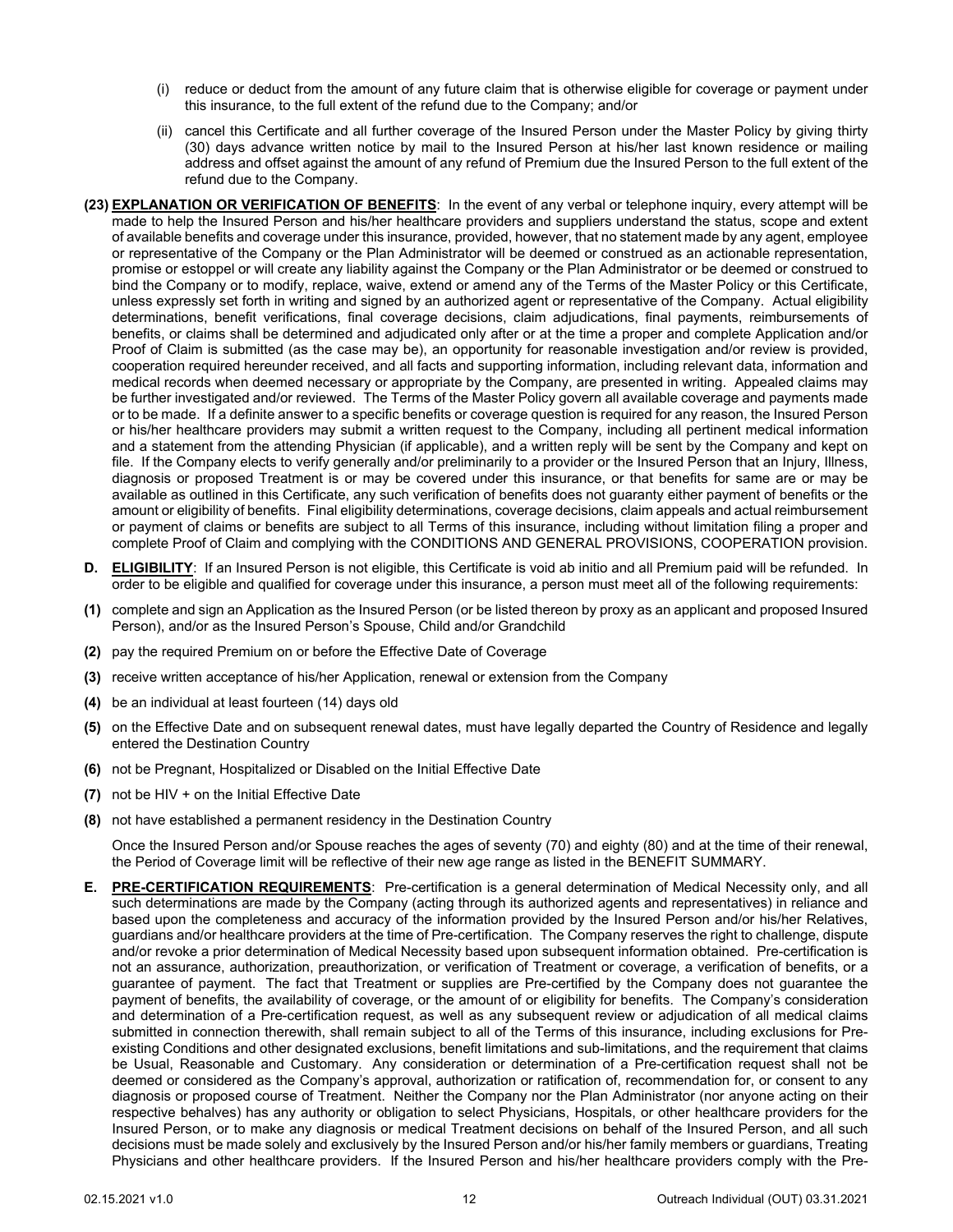(i) reduce or deduct from the amount of any future claim that is otherwise eligible for coverage or payment under this insurance, to the full extent of the refund due to the Company; and/or

(ii) cancel this Certificate and all further coverage of the Insured Person under the Master Policy by giving thirty (30) days advance written notice by mail to the Insured Person at his/her last known residence or mailing address and offset against the amount of any refund of Premium due the Insured Person to the full extent of the refund due to the Company.

**(23) EXPLANATION OR VERIFICATION OF BENEFITS**: In the event of any verbal or telephone inquiry, every attempt will be made to help the Insured Person and his/her healthcare providers and suppliers understand the status, scope and extent of available benefits and coverage under this insurance, provided, however, that no statement made by any agent, employee or representative of the Company or the Plan Administrator will be deemed or construed as an actionable representation, promise or estoppel or will create any liability against the Company or the Plan Administrator or be deemed or construed to bind the Company or to modify, replace, waive, extend or amend any of the Terms of the Master Policy or this Certificate, unless expressly set forth in writing and signed by an authorized agent or representative of the Company. Actual eligibility determinations, benefit verifications, final coverage decisions, claim adjudications, final payments, reimbursements of benefits, or claims shall be determined and adjudicated only after or at the time a proper and complete Application and/or Proof of Claim is submitted (as the case may be), an opportunity for reasonable investigation and/or review is provided, cooperation required hereunder received, and all facts and supporting information, including relevant data, information and medical records when deemed necessary or appropriate by the Company, are presented in writing. Appealed claims may be further investigated and/or reviewed. The Terms of the Master Policy govern all available coverage and payments made or to be made. If a definite answer to a specific benefits or coverage question is required for any reason, the Insured Person or his/her healthcare providers may submit a written request to the Company, including all pertinent medical information and a statement from the attending Physician (if applicable), and a written reply will be sent by the Company and kept on file. If the Company elects to verify generally and/or preliminarily to a provider or the Insured Person that an Injury, Illness, diagnosis or proposed Treatment is or may be covered under this insurance, or that benefits for same are or may be available as outlined in this Certificate, any such verification of benefits does not guaranty either payment of benefits or the amount or eligibility of benefits. Final eligibility determinations, coverage decisions, claim appeals and actual reimbursement or payment of claims or benefits are subject to all Terms of this insurance, including without limitation filing a proper and complete Proof of Claim and complying with the CONDITIONS AND GENERAL PROVISIONS, COOPERATION provision.

**D. ELIGIBILITY**: If an Insured Person is not eligible, this Certificate is void ab initio and all Premium paid will be refunded. In order to be eligible and qualified for coverage under this insurance, a person must meet all of the following requirements:

**(1)** complete and sign an Application as the Insured Person (or be listed thereon by proxy as an applicant and proposed Insured Person), and/or as the Insured Person's Spouse, Child and/or Grandchild

**(2)** pay the required Premium on or before the Effective Date of Coverage

**(3)** receive written acceptance of his/her Application, renewal or extension from the Company

**(4)** be an individual at least fourteen (14) days old

**(5)** on the Effective Date and on subsequent renewal dates, must have legally departed the Country of Residence and legally entered the Destination Country

**(6)** not be Pregnant, Hospitalized or Disabled on the Initial Effective Date

**(7)** not be HIV + on the Initial Effective Date

**(8)** not have established a permanent residency in the Destination Country

Once the Insured Person and/or Spouse reaches the ages of seventy (70) and eighty (80) and at the time of their renewal, the Period of Coverage limit will be reflective of their new age range as listed in the BENEFIT SUMMARY.

**E. PRE-CERTIFICATION REQUIREMENTS**: Pre-certification is a general determination of Medical Necessity only, and all such determinations are made by the Company (acting through its authorized agents and representatives) in reliance and based upon the completeness and accuracy of the information provided by the Insured Person and/or his/her Relatives, guardians and/or healthcare providers at the time of Pre-certification. The Company reserves the right to challenge, dispute and/or revoke a prior determination of Medical Necessity based upon subsequent information obtained. Pre-certification is not an assurance, authorization, preauthorization, or verification of Treatment or coverage, a verification of benefits, or a guarantee of payment. The fact that Treatment or supplies are Pre-certified by the Company does not guarantee the payment of benefits, the availability of coverage, or the amount of or eligibility for benefits. The Company's consideration and determination of a Pre-certification request, as well as any subsequent review or adjudication of all medical claims submitted in connection therewith, shall remain subject to all of the Terms of this insurance, including exclusions for Pre-existing Conditions and other designated exclusions, benefit limitations and sub-limitations, and the requirement that claims be Usual, Reasonable and Customary. Any consideration or determination of a Pre-certification request shall not be deemed or considered as the Company's approval, authorization or ratification of, recommendation for, or consent to any diagnosis or proposed course of Treatment. Neither the Company nor the Plan Administrator (nor anyone acting on their respective behalves) has any authority or obligation to select Physicians, Hospitals, or other healthcare providers for the Insured Person, or to make any diagnosis or medical Treatment decisions on behalf of the Insured Person, and all such decisions must be made solely and exclusively by the Insured Person and/or his/her family members or guardians, Treating Physicians and other healthcare providers. If the Insured Person and his/her healthcare providers comply with the Pre-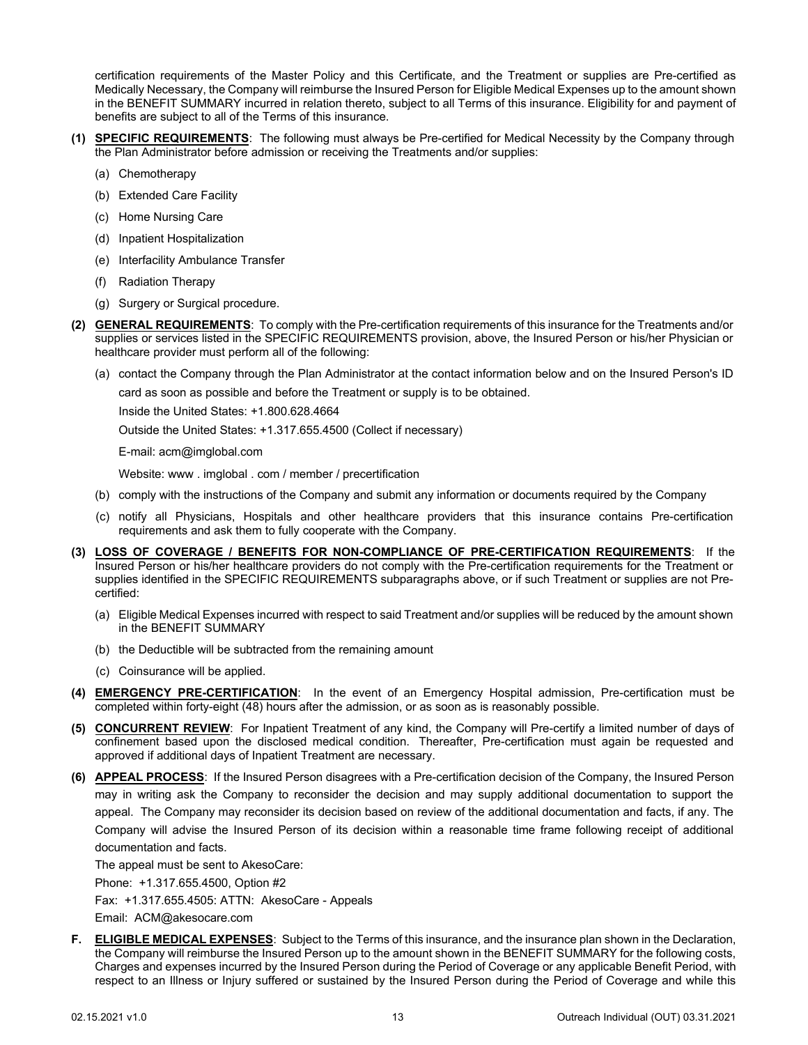certification requirements of the Master Policy and this Certificate, and the Treatment or supplies are Pre-certified as Medically Necessary, the Company will reimburse the Insured Person for Eligible Medical Expenses up to the amount shown in the BENEFIT SUMMARY incurred in relation thereto, subject to all Terms of this insurance. Eligibility for and payment of benefits are subject to all of the Terms of this insurance.

**(1) SPECIFIC REQUIREMENTS**: The following must always be Pre-certified for Medical Necessity by the Company through the Plan Administrator before admission or receiving the Treatments and/or supplies:

- (a) Chemotherapy
- (b) Extended Care Facility
- (c) Home Nursing Care
- (d) Inpatient Hospitalization
- (e) Interfacility Ambulance Transfer
- (f) Radiation Therapy
- (g) Surgery or Surgical procedure.

**(2) GENERAL REQUIREMENTS**: To comply with the Pre-certification requirements of this insurance for the Treatments and/or supplies or services listed in the SPECIFIC REQUIREMENTS provision, above, the Insured Person or his/her Physician or healthcare provider must perform all of the following:

- (a) contact the Company through the Plan Administrator at the contact information below and on the Insured Person's ID card as soon as possible and before the Treatment or supply is to be obtained.

  Inside the United States: +1.800.628.4664

  Outside the United States: +1.317.655.4500 (Collect if necessary)

  E-mail: acm@imglobal.com

  Website: www . imglobal . com / member / precertification

- (b) comply with the instructions of the Company and submit any information or documents required by the Company
- (c) notify all Physicians, Hospitals and other healthcare providers that this insurance contains Pre-certification requirements and ask them to fully cooperate with the Company.

**(3) LOSS OF COVERAGE / BENEFITS FOR NON-COMPLIANCE OF PRE-CERTIFICATION REQUIREMENTS**: If the Insured Person or his/her healthcare providers do not comply with the Pre-certification requirements for the Treatment or supplies identified in the SPECIFIC REQUIREMENTS subparagraphs above, or if such Treatment or supplies are not Pre-certified:

- (a) Eligible Medical Expenses incurred with respect to said Treatment and/or supplies will be reduced by the amount shown in the BENEFIT SUMMARY
- (b) the Deductible will be subtracted from the remaining amount
- (c) Coinsurance will be applied.

**(4) EMERGENCY PRE-CERTIFICATION**: In the event of an Emergency Hospital admission, Pre-certification must be completed within forty-eight (48) hours after the admission, or as soon as is reasonably possible.

**(5) CONCURRENT REVIEW**: For Inpatient Treatment of any kind, the Company will Pre-certify a limited number of days of confinement based upon the disclosed medical condition. Thereafter, Pre-certification must again be requested and approved if additional days of Inpatient Treatment are necessary.

**(6) APPEAL PROCESS**: If the Insured Person disagrees with a Pre-certification decision of the Company, the Insured Person may in writing ask the Company to reconsider the decision and may supply additional documentation to support the appeal. The Company may reconsider its decision based on review of the additional documentation and facts, if any. The Company will advise the Insured Person of its decision within a reasonable time frame following receipt of additional documentation and facts.

The appeal must be sent to AkesoCare:

Phone: +1.317.655.4500, Option #2

Fax: +1.317.655.4505: ATTN: AkesoCare - Appeals

Email: ACM@akesocare.com

**F. ELIGIBLE MEDICAL EXPENSES**: Subject to the Terms of this insurance, and the insurance plan shown in the Declaration, the Company will reimburse the Insured Person up to the amount shown in the BENEFIT SUMMARY for the following costs, Charges and expenses incurred by the Insured Person during the Period of Coverage or any applicable Benefit Period, with respect to an Illness or Injury suffered or sustained by the Insured Person during the Period of Coverage and while this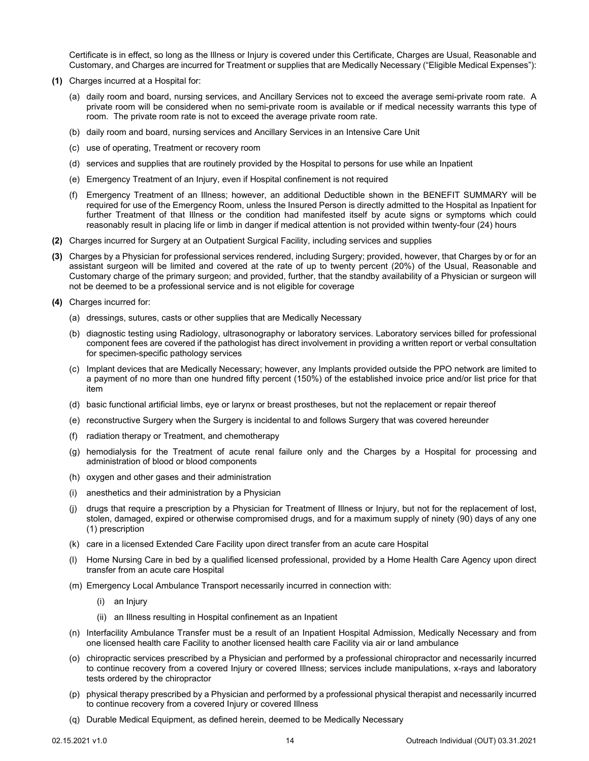Certificate is in effect, so long as the Illness or Injury is covered under this Certificate, Charges are Usual, Reasonable and Customary, and Charges are incurred for Treatment or supplies that are Medically Necessary ("Eligible Medical Expenses"):

**(1)** Charges incurred at a Hospital for:

(a) daily room and board, nursing services, and Ancillary Services not to exceed the average semi-private room rate. A private room will be considered when no semi-private room is available or if medical necessity warrants this type of room. The private room rate is not to exceed the average private room rate.

(b) daily room and board, nursing services and Ancillary Services in an Intensive Care Unit

(c) use of operating, Treatment or recovery room

(d) services and supplies that are routinely provided by the Hospital to persons for use while an Inpatient

(e) Emergency Treatment of an Injury, even if Hospital confinement is not required

(f) Emergency Treatment of an Illness; however, an additional Deductible shown in the BENEFIT SUMMARY will be required for use of the Emergency Room, unless the Insured Person is directly admitted to the Hospital as Inpatient for further Treatment of that Illness or the condition had manifested itself by acute signs or symptoms which could reasonably result in placing life or limb in danger if medical attention is not provided within twenty-four (24) hours

**(2)** Charges incurred for Surgery at an Outpatient Surgical Facility, including services and supplies

**(3)** Charges by a Physician for professional services rendered, including Surgery; provided, however, that Charges by or for an assistant surgeon will be limited and covered at the rate of up to twenty percent (20%) of the Usual, Reasonable and Customary charge of the primary surgeon; and provided, further, that the standby availability of a Physician or surgeon will not be deemed to be a professional service and is not eligible for coverage

**(4)** Charges incurred for:

(a) dressings, sutures, casts or other supplies that are Medically Necessary

(b) diagnostic testing using Radiology, ultrasonography or laboratory services. Laboratory services billed for professional component fees are covered if the pathologist has direct involvement in providing a written report or verbal consultation for specimen-specific pathology services

(c) Implant devices that are Medically Necessary; however, any Implants provided outside the PPO network are limited to a payment of no more than one hundred fifty percent (150%) of the established invoice price and/or list price for that item

(d) basic functional artificial limbs, eye or larynx or breast prostheses, but not the replacement or repair thereof

(e) reconstructive Surgery when the Surgery is incidental to and follows Surgery that was covered hereunder

(f) radiation therapy or Treatment, and chemotherapy

(g) hemodialysis for the Treatment of acute renal failure only and the Charges by a Hospital for processing and administration of blood or blood components

(h) oxygen and other gases and their administration

(i) anesthetics and their administration by a Physician

(j) drugs that require a prescription by a Physician for Treatment of Illness or Injury, but not for the replacement of lost, stolen, damaged, expired or otherwise compromised drugs, and for a maximum supply of ninety (90) days of any one (1) prescription

(k) care in a licensed Extended Care Facility upon direct transfer from an acute care Hospital

(l) Home Nursing Care in bed by a qualified licensed professional, provided by a Home Health Care Agency upon direct transfer from an acute care Hospital

(m) Emergency Local Ambulance Transport necessarily incurred in connection with:

(i) an Injury

(ii) an Illness resulting in Hospital confinement as an Inpatient

(n) Interfacility Ambulance Transfer must be a result of an Inpatient Hospital Admission, Medically Necessary and from one licensed health care Facility to another licensed health care Facility via air or land ambulance

(o) chiropractic services prescribed by a Physician and performed by a professional chiropractor and necessarily incurred to continue recovery from a covered Injury or covered Illness; services include manipulations, x-rays and laboratory tests ordered by the chiropractor

(p) physical therapy prescribed by a Physician and performed by a professional physical therapist and necessarily incurred to continue recovery from a covered Injury or covered Illness

(q) Durable Medical Equipment, as defined herein, deemed to be Medically Necessary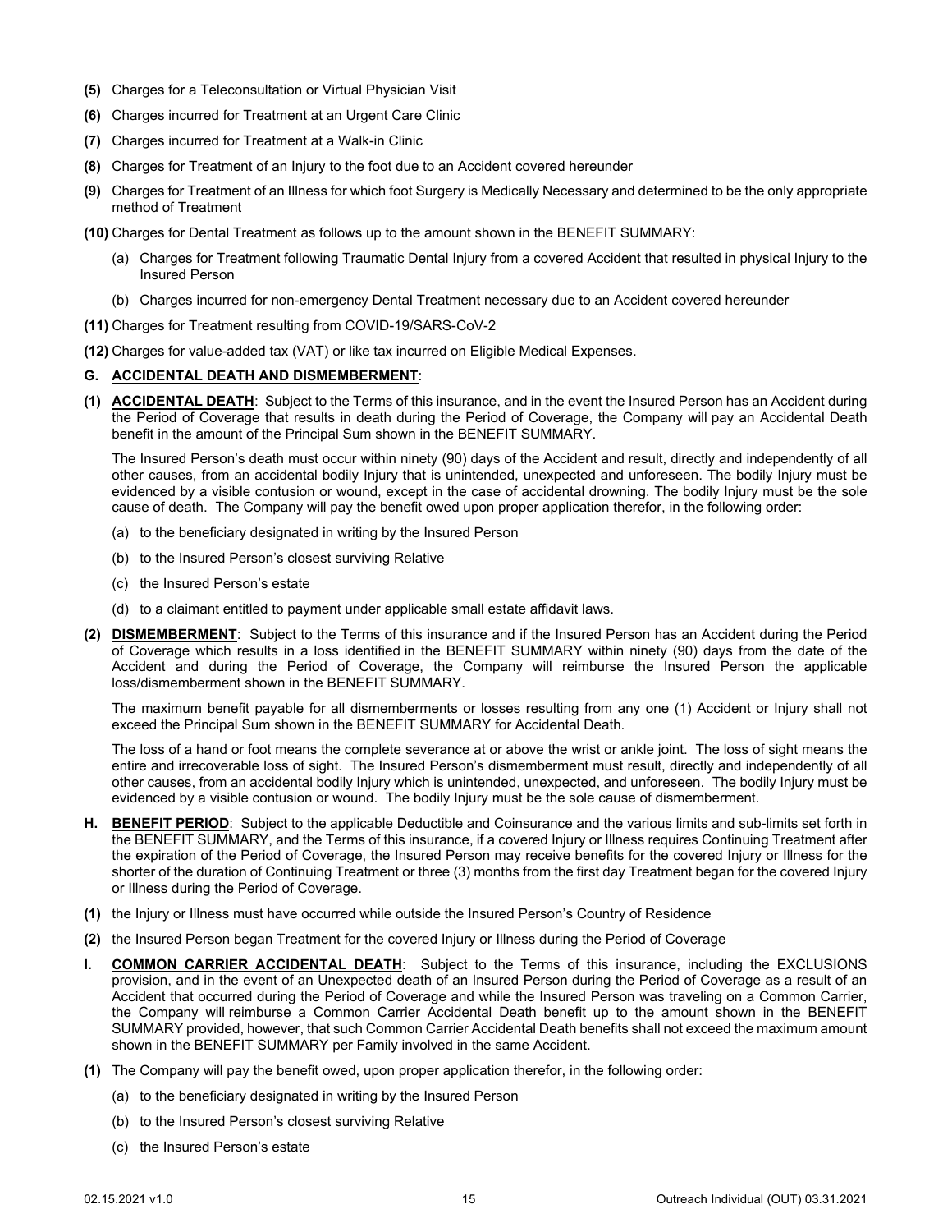**(5)** Charges for a Teleconsultation or Virtual Physician Visit

**(6)** Charges incurred for Treatment at an Urgent Care Clinic

**(7)** Charges incurred for Treatment at a Walk-in Clinic

**(8)** Charges for Treatment of an Injury to the foot due to an Accident covered hereunder

**(9)** Charges for Treatment of an Illness for which foot Surgery is Medically Necessary and determined to be the only appropriate method of Treatment

**(10)** Charges for Dental Treatment as follows up to the amount shown in the BENEFIT SUMMARY:

(a) Charges for Treatment following Traumatic Dental Injury from a covered Accident that resulted in physical Injury to the Insured Person

(b) Charges incurred for non-emergency Dental Treatment necessary due to an Accident covered hereunder

**(11)** Charges for Treatment resulting from COVID-19/SARS-CoV-2

**(12)** Charges for value-added tax (VAT) or like tax incurred on Eligible Medical Expenses.

**G. ACCIDENTAL DEATH AND DISMEMBERMENT**:

**(1) ACCIDENTAL DEATH**: Subject to the Terms of this insurance, and in the event the Insured Person has an Accident during the Period of Coverage that results in death during the Period of Coverage, the Company will pay an Accidental Death benefit in the amount of the Principal Sum shown in the BENEFIT SUMMARY.

The Insured Person's death must occur within ninety (90) days of the Accident and result, directly and independently of all other causes, from an accidental bodily Injury that is unintended, unexpected and unforeseen. The bodily Injury must be evidenced by a visible contusion or wound, except in the case of accidental drowning. The bodily Injury must be the sole cause of death. The Company will pay the benefit owed upon proper application therefor, in the following order:

(a) to the beneficiary designated in writing by the Insured Person

(b) to the Insured Person's closest surviving Relative

(c) the Insured Person's estate

(d) to a claimant entitled to payment under applicable small estate affidavit laws.

**(2) DISMEMBERMENT**: Subject to the Terms of this insurance and if the Insured Person has an Accident during the Period of Coverage which results in a loss identified in the BENEFIT SUMMARY within ninety (90) days from the date of the Accident and during the Period of Coverage, the Company will reimburse the Insured Person the applicable loss/dismemberment shown in the BENEFIT SUMMARY.

The maximum benefit payable for all dismemberments or losses resulting from any one (1) Accident or Injury shall not exceed the Principal Sum shown in the BENEFIT SUMMARY for Accidental Death.

The loss of a hand or foot means the complete severance at or above the wrist or ankle joint. The loss of sight means the entire and irrecoverable loss of sight. The Insured Person's dismemberment must result, directly and independently of all other causes, from an accidental bodily Injury which is unintended, unexpected, and unforeseen. The bodily Injury must be evidenced by a visible contusion or wound. The bodily Injury must be the sole cause of dismemberment.

**H. BENEFIT PERIOD**: Subject to the applicable Deductible and Coinsurance and the various limits and sub-limits set forth in the BENEFIT SUMMARY, and the Terms of this insurance, if a covered Injury or Illness requires Continuing Treatment after the expiration of the Period of Coverage, the Insured Person may receive benefits for the covered Injury or Illness for the shorter of the duration of Continuing Treatment or three (3) months from the first day Treatment began for the covered Injury or Illness during the Period of Coverage.

**(1)** the Injury or Illness must have occurred while outside the Insured Person's Country of Residence

**(2)** the Insured Person began Treatment for the covered Injury or Illness during the Period of Coverage

**I. COMMON CARRIER ACCIDENTAL DEATH**: Subject to the Terms of this insurance, including the EXCLUSIONS provision, and in the event of an Unexpected death of an Insured Person during the Period of Coverage as a result of an Accident that occurred during the Period of Coverage and while the Insured Person was traveling on a Common Carrier, the Company will reimburse a Common Carrier Accidental Death benefit up to the amount shown in the BENEFIT SUMMARY provided, however, that such Common Carrier Accidental Death benefits shall not exceed the maximum amount shown in the BENEFIT SUMMARY per Family involved in the same Accident.

**(1)** The Company will pay the benefit owed, upon proper application therefor, in the following order:

(a) to the beneficiary designated in writing by the Insured Person

(b) to the Insured Person's closest surviving Relative

(c) the Insured Person's estate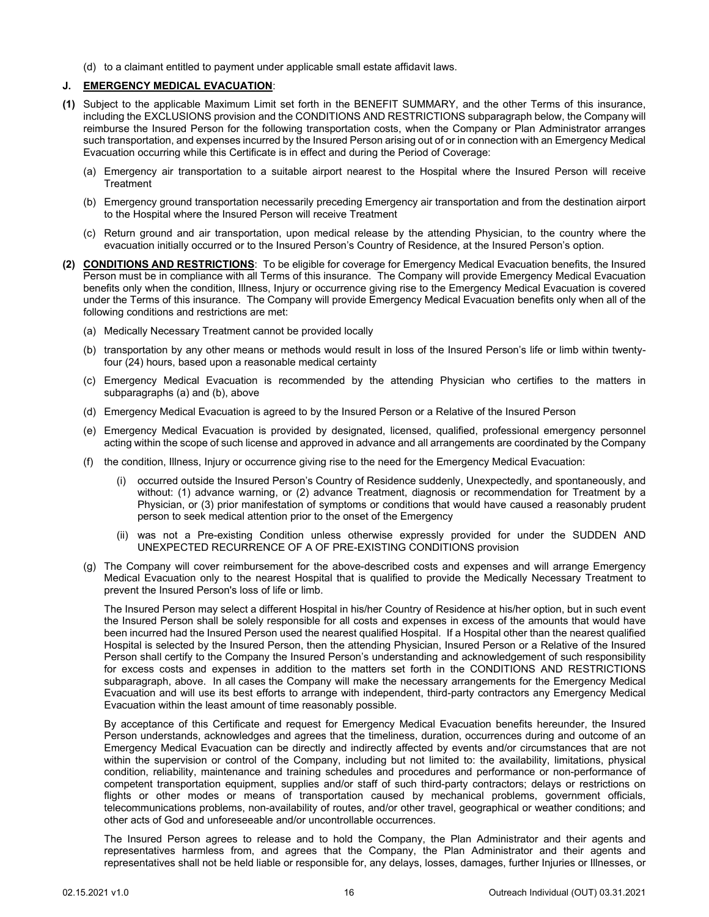(d) to a claimant entitled to payment under applicable small estate affidavit laws.

**J. <u>EMERGENCY MEDICAL EVACUATION</u>:**

**(1)** Subject to the applicable Maximum Limit set forth in the BENEFIT SUMMARY, and the other Terms of this insurance, including the EXCLUSIONS provision and the CONDITIONS AND RESTRICTIONS subparagraph below, the Company will reimburse the Insured Person for the following transportation costs, when the Company or Plan Administrator arranges such transportation, and expenses incurred by the Insured Person arising out of or in connection with an Emergency Medical Evacuation occurring while this Certificate is in effect and during the Period of Coverage:

(a) Emergency air transportation to a suitable airport nearest to the Hospital where the Insured Person will receive Treatment

(b) Emergency ground transportation necessarily preceding Emergency air transportation and from the destination airport to the Hospital where the Insured Person will receive Treatment

(c) Return ground and air transportation, upon medical release by the attending Physician, to the country where the evacuation initially occurred or to the Insured Person's Country of Residence, at the Insured Person's option.

**(2) <u>CONDITIONS AND RESTRICTIONS</u>**: To be eligible for coverage for Emergency Medical Evacuation benefits, the Insured Person must be in compliance with all Terms of this insurance. The Company will provide Emergency Medical Evacuation benefits only when the condition, Illness, Injury or occurrence giving rise to the Emergency Medical Evacuation is covered under the Terms of this insurance. The Company will provide Emergency Medical Evacuation benefits only when all of the following conditions and restrictions are met:

(a) Medically Necessary Treatment cannot be provided locally

(b) transportation by any other means or methods would result in loss of the Insured Person's life or limb within twenty-four (24) hours, based upon a reasonable medical certainty

(c) Emergency Medical Evacuation is recommended by the attending Physician who certifies to the matters in subparagraphs (a) and (b), above

(d) Emergency Medical Evacuation is agreed to by the Insured Person or a Relative of the Insured Person

(e) Emergency Medical Evacuation is provided by designated, licensed, qualified, professional emergency personnel acting within the scope of such license and approved in advance and all arrangements are coordinated by the Company

(f) the condition, Illness, Injury or occurrence giving rise to the need for the Emergency Medical Evacuation:

(i) occurred outside the Insured Person's Country of Residence suddenly, Unexpectedly, and spontaneously, and without: (1) advance warning, or (2) advance Treatment, diagnosis or recommendation for Treatment by a Physician, or (3) prior manifestation of symptoms or conditions that would have caused a reasonably prudent person to seek medical attention prior to the onset of the Emergency

(ii) was not a Pre-existing Condition unless otherwise expressly provided for under the SUDDEN AND UNEXPECTED RECURRENCE OF A OF PRE-EXISTING CONDITIONS provision

(g) The Company will cover reimbursement for the above-described costs and expenses and will arrange Emergency Medical Evacuation only to the nearest Hospital that is qualified to provide the Medically Necessary Treatment to prevent the Insured Person's loss of life or limb.

The Insured Person may select a different Hospital in his/her Country of Residence at his/her option, but in such event the Insured Person shall be solely responsible for all costs and expenses in excess of the amounts that would have been incurred had the Insured Person used the nearest qualified Hospital. If a Hospital other than the nearest qualified Hospital is selected by the Insured Person, then the attending Physician, Insured Person or a Relative of the Insured Person shall certify to the Company the Insured Person's understanding and acknowledgement of such responsibility for excess costs and expenses in addition to the matters set forth in the CONDITIONS AND RESTRICTIONS subparagraph, above. In all cases the Company will make the necessary arrangements for the Emergency Medical Evacuation and will use its best efforts to arrange with independent, third-party contractors any Emergency Medical Evacuation within the least amount of time reasonably possible.

By acceptance of this Certificate and request for Emergency Medical Evacuation benefits hereunder, the Insured Person understands, acknowledges and agrees that the timeliness, duration, occurrences during and outcome of an Emergency Medical Evacuation can be directly and indirectly affected by events and/or circumstances that are not within the supervision or control of the Company, including but not limited to: the availability, limitations, physical condition, reliability, maintenance and training schedules and procedures and performance or non-performance of competent transportation equipment, supplies and/or staff of such third-party contractors; delays or restrictions on flights or other modes or means of transportation caused by mechanical problems, government officials, telecommunications problems, non-availability of routes, and/or other travel, geographical or weather conditions; and other acts of God and unforeseeable and/or uncontrollable occurrences.

The Insured Person agrees to release and to hold the Company, the Plan Administrator and their agents and representatives harmless from, and agrees that the Company, the Plan Administrator and their agents and representatives shall not be held liable or responsible for, any delays, losses, damages, further Injuries or Illnesses, or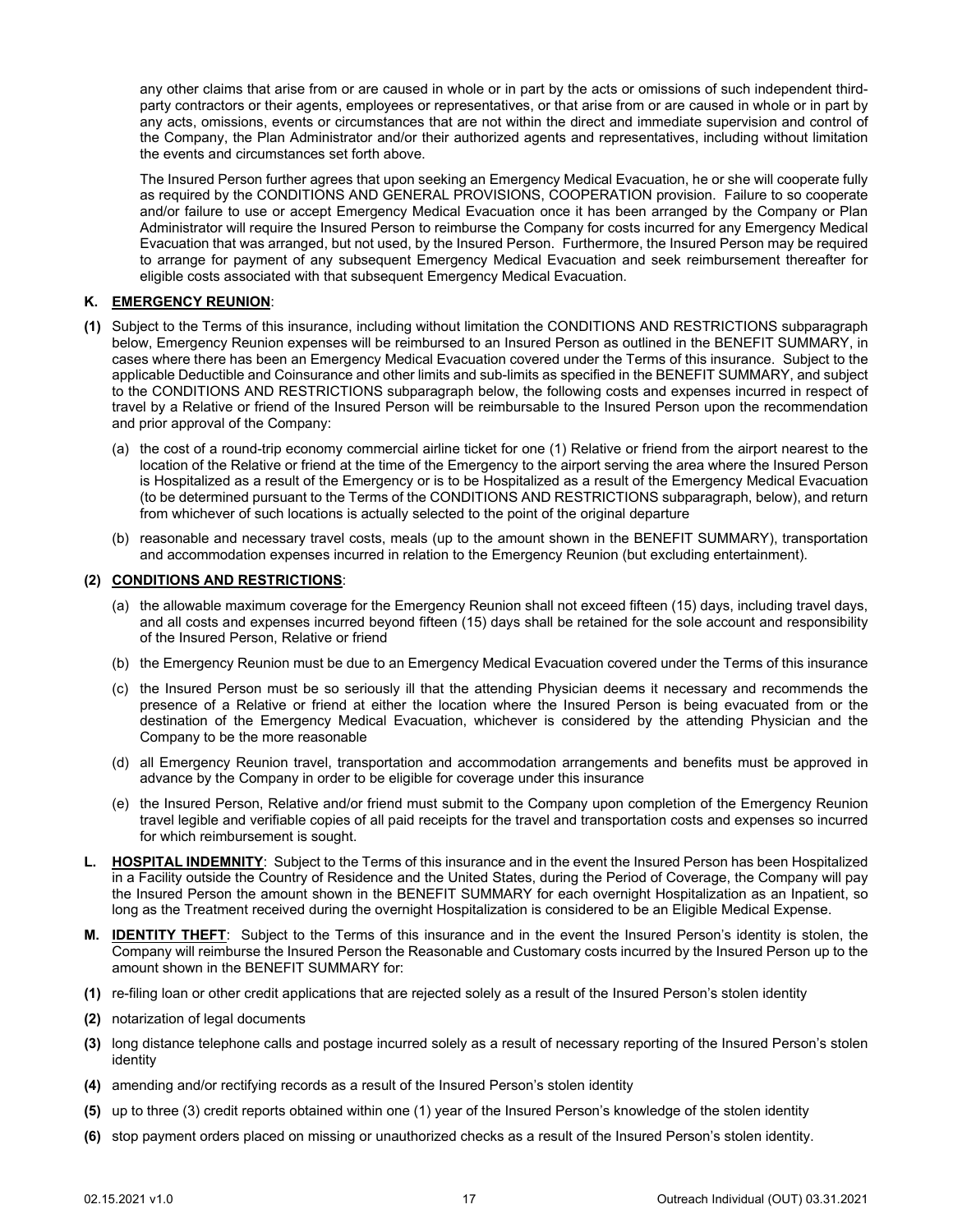any other claims that arise from or are caused in whole or in part by the acts or omissions of such independent third-party contractors or their agents, employees or representatives, or that arise from or are caused in whole or in part by any acts, omissions, events or circumstances that are not within the direct and immediate supervision and control of the Company, the Plan Administrator and/or their authorized agents and representatives, including without limitation the events and circumstances set forth above.

The Insured Person further agrees that upon seeking an Emergency Medical Evacuation, he or she will cooperate fully as required by the CONDITIONS AND GENERAL PROVISIONS, COOPERATION provision. Failure to so cooperate and/or failure to use or accept Emergency Medical Evacuation once it has been arranged by the Company or Plan Administrator will require the Insured Person to reimburse the Company for costs incurred for any Emergency Medical Evacuation that was arranged, but not used, by the Insured Person. Furthermore, the Insured Person may be required to arrange for payment of any subsequent Emergency Medical Evacuation and seek reimbursement thereafter for eligible costs associated with that subsequent Emergency Medical Evacuation.

**K. EMERGENCY REUNION**:

**(1)** Subject to the Terms of this insurance, including without limitation the CONDITIONS AND RESTRICTIONS subparagraph below, Emergency Reunion expenses will be reimbursed to an Insured Person as outlined in the BENEFIT SUMMARY, in cases where there has been an Emergency Medical Evacuation covered under the Terms of this insurance. Subject to the applicable Deductible and Coinsurance and other limits and sub-limits as specified in the BENEFIT SUMMARY, and subject to the CONDITIONS AND RESTRICTIONS subparagraph below, the following costs and expenses incurred in respect of travel by a Relative or friend of the Insured Person will be reimbursable to the Insured Person upon the recommendation and prior approval of the Company:

(a) the cost of a round-trip economy commercial airline ticket for one (1) Relative or friend from the airport nearest to the location of the Relative or friend at the time of the Emergency to the airport serving the area where the Insured Person is Hospitalized as a result of the Emergency or is to be Hospitalized as a result of the Emergency Medical Evacuation (to be determined pursuant to the Terms of the CONDITIONS AND RESTRICTIONS subparagraph, below), and return from whichever of such locations is actually selected to the point of the original departure

(b) reasonable and necessary travel costs, meals (up to the amount shown in the BENEFIT SUMMARY), transportation and accommodation expenses incurred in relation to the Emergency Reunion (but excluding entertainment).

**(2) CONDITIONS AND RESTRICTIONS**:

(a) the allowable maximum coverage for the Emergency Reunion shall not exceed fifteen (15) days, including travel days, and all costs and expenses incurred beyond fifteen (15) days shall be retained for the sole account and responsibility of the Insured Person, Relative or friend

(b) the Emergency Reunion must be due to an Emergency Medical Evacuation covered under the Terms of this insurance

(c) the Insured Person must be so seriously ill that the attending Physician deems it necessary and recommends the presence of a Relative or friend at either the location where the Insured Person is being evacuated from or the destination of the Emergency Medical Evacuation, whichever is considered by the attending Physician and the Company to be the more reasonable

(d) all Emergency Reunion travel, transportation and accommodation arrangements and benefits must be approved in advance by the Company in order to be eligible for coverage under this insurance

(e) the Insured Person, Relative and/or friend must submit to the Company upon completion of the Emergency Reunion travel legible and verifiable copies of all paid receipts for the travel and transportation costs and expenses so incurred for which reimbursement is sought.

**L. HOSPITAL INDEMNITY**: Subject to the Terms of this insurance and in the event the Insured Person has been Hospitalized in a Facility outside the Country of Residence and the United States, during the Period of Coverage, the Company will pay the Insured Person the amount shown in the BENEFIT SUMMARY for each overnight Hospitalization as an Inpatient, so long as the Treatment received during the overnight Hospitalization is considered to be an Eligible Medical Expense.

**M. IDENTITY THEFT**: Subject to the Terms of this insurance and in the event the Insured Person's identity is stolen, the Company will reimburse the Insured Person the Reasonable and Customary costs incurred by the Insured Person up to the amount shown in the BENEFIT SUMMARY for:

**(1)** re-filing loan or other credit applications that are rejected solely as a result of the Insured Person's stolen identity

**(2)** notarization of legal documents

**(3)** long distance telephone calls and postage incurred solely as a result of necessary reporting of the Insured Person's stolen identity

**(4)** amending and/or rectifying records as a result of the Insured Person's stolen identity

**(5)** up to three (3) credit reports obtained within one (1) year of the Insured Person's knowledge of the stolen identity

**(6)** stop payment orders placed on missing or unauthorized checks as a result of the Insured Person's stolen identity.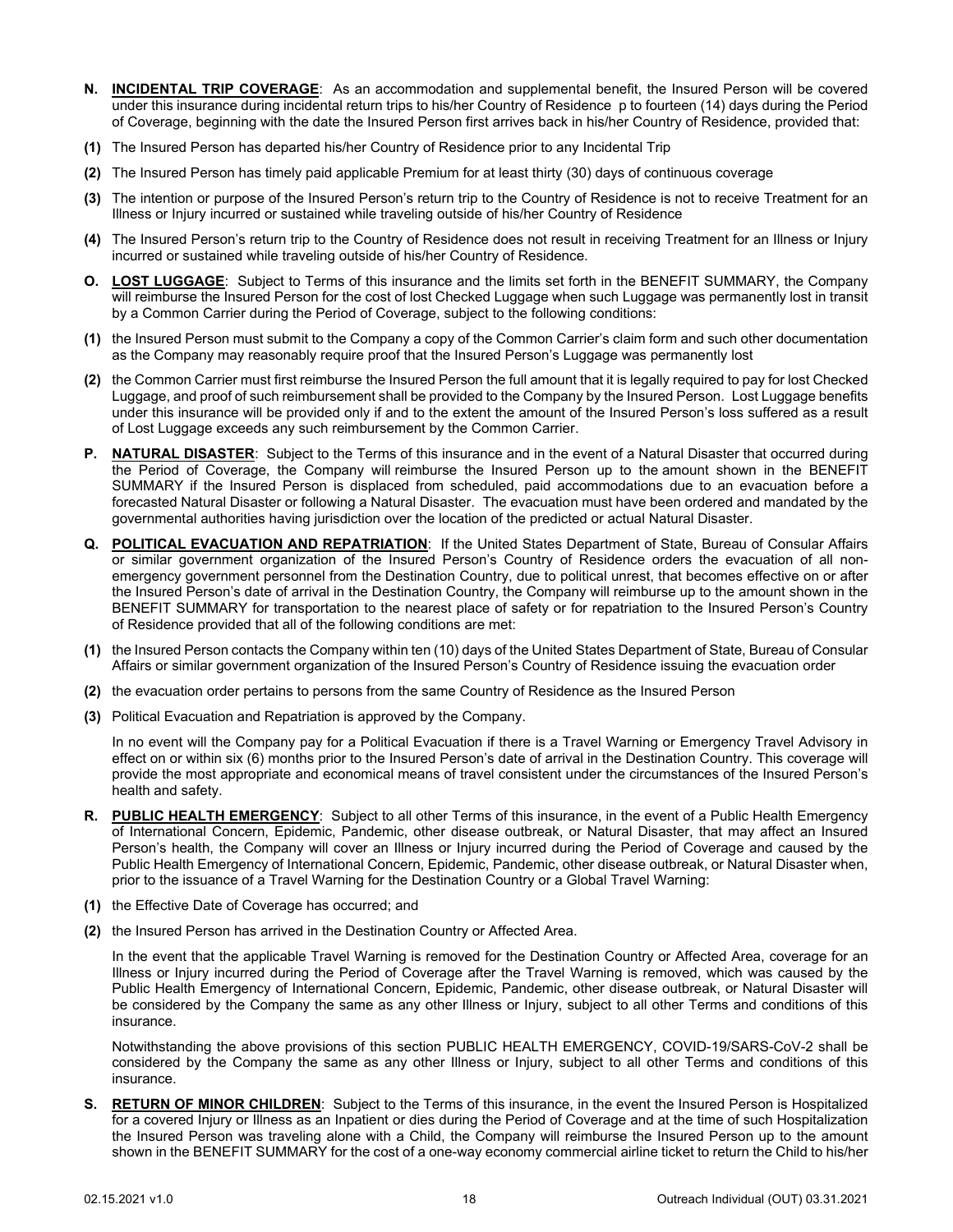**N. INCIDENTAL TRIP COVERAGE**: As an accommodation and supplemental benefit, the Insured Person will be covered under this insurance during incidental return trips to his/her Country of Residence p to fourteen (14) days during the Period of Coverage, beginning with the date the Insured Person first arrives back in his/her Country of Residence, provided that:

**(1)** The Insured Person has departed his/her Country of Residence prior to any Incidental Trip

**(2)** The Insured Person has timely paid applicable Premium for at least thirty (30) days of continuous coverage

**(3)** The intention or purpose of the Insured Person's return trip to the Country of Residence is not to receive Treatment for an Illness or Injury incurred or sustained while traveling outside of his/her Country of Residence

**(4)** The Insured Person's return trip to the Country of Residence does not result in receiving Treatment for an Illness or Injury incurred or sustained while traveling outside of his/her Country of Residence.

**O. LOST LUGGAGE**: Subject to Terms of this insurance and the limits set forth in the BENEFIT SUMMARY, the Company will reimburse the Insured Person for the cost of lost Checked Luggage when such Luggage was permanently lost in transit by a Common Carrier during the Period of Coverage, subject to the following conditions:

**(1)** the Insured Person must submit to the Company a copy of the Common Carrier's claim form and such other documentation as the Company may reasonably require proof that the Insured Person's Luggage was permanently lost

**(2)** the Common Carrier must first reimburse the Insured Person the full amount that it is legally required to pay for lost Checked Luggage, and proof of such reimbursement shall be provided to the Company by the Insured Person. Lost Luggage benefits under this insurance will be provided only if and to the extent the amount of the Insured Person's loss suffered as a result of Lost Luggage exceeds any such reimbursement by the Common Carrier.

**P. NATURAL DISASTER**: Subject to the Terms of this insurance and in the event of a Natural Disaster that occurred during the Period of Coverage, the Company will reimburse the Insured Person up to the amount shown in the BENEFIT SUMMARY if the Insured Person is displaced from scheduled, paid accommodations due to an evacuation before a forecasted Natural Disaster or following a Natural Disaster. The evacuation must have been ordered and mandated by the governmental authorities having jurisdiction over the location of the predicted or actual Natural Disaster.

**Q. POLITICAL EVACUATION AND REPATRIATION**: If the United States Department of State, Bureau of Consular Affairs or similar government organization of the Insured Person's Country of Residence orders the evacuation of all non-emergency government personnel from the Destination Country, due to political unrest, that becomes effective on or after the Insured Person's date of arrival in the Destination Country, the Company will reimburse up to the amount shown in the BENEFIT SUMMARY for transportation to the nearest place of safety or for repatriation to the Insured Person's Country of Residence provided that all of the following conditions are met:

**(1)** the Insured Person contacts the Company within ten (10) days of the United States Department of State, Bureau of Consular Affairs or similar government organization of the Insured Person's Country of Residence issuing the evacuation order

**(2)** the evacuation order pertains to persons from the same Country of Residence as the Insured Person

**(3)** Political Evacuation and Repatriation is approved by the Company.

In no event will the Company pay for a Political Evacuation if there is a Travel Warning or Emergency Travel Advisory in effect on or within six (6) months prior to the Insured Person's date of arrival in the Destination Country. This coverage will provide the most appropriate and economical means of travel consistent under the circumstances of the Insured Person's health and safety.

**R. PUBLIC HEALTH EMERGENCY**: Subject to all other Terms of this insurance, in the event of a Public Health Emergency of International Concern, Epidemic, Pandemic, other disease outbreak, or Natural Disaster, that may affect an Insured Person's health, the Company will cover an Illness or Injury incurred during the Period of Coverage and caused by the Public Health Emergency of International Concern, Epidemic, Pandemic, other disease outbreak, or Natural Disaster when, prior to the issuance of a Travel Warning for the Destination Country or a Global Travel Warning:

**(1)** the Effective Date of Coverage has occurred; and

**(2)** the Insured Person has arrived in the Destination Country or Affected Area.

In the event that the applicable Travel Warning is removed for the Destination Country or Affected Area, coverage for an Illness or Injury incurred during the Period of Coverage after the Travel Warning is removed, which was caused by the Public Health Emergency of International Concern, Epidemic, Pandemic, other disease outbreak, or Natural Disaster will be considered by the Company the same as any other Illness or Injury, subject to all other Terms and conditions of this insurance.

Notwithstanding the above provisions of this section PUBLIC HEALTH EMERGENCY, COVID-19/SARS-CoV-2 shall be considered by the Company the same as any other Illness or Injury, subject to all other Terms and conditions of this insurance.

**S. RETURN OF MINOR CHILDREN**: Subject to the Terms of this insurance, in the event the Insured Person is Hospitalized for a covered Injury or Illness as an Inpatient or dies during the Period of Coverage and at the time of such Hospitalization the Insured Person was traveling alone with a Child, the Company will reimburse the Insured Person up to the amount shown in the BENEFIT SUMMARY for the cost of a one-way economy commercial airline ticket to return the Child to his/her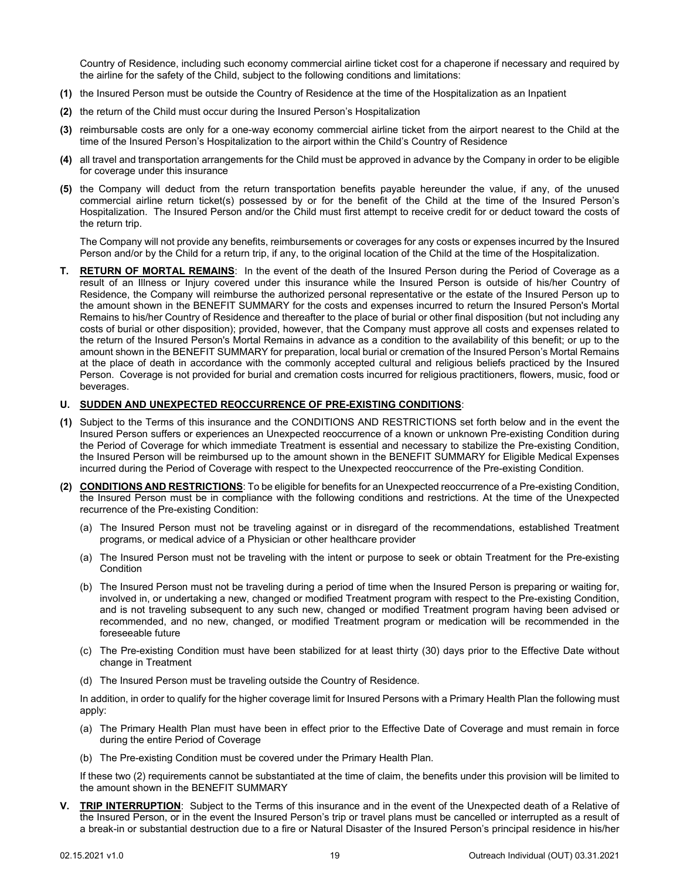Country of Residence, including such economy commercial airline ticket cost for a chaperone if necessary and required by the airline for the safety of the Child, subject to the following conditions and limitations:

**(1)** the Insured Person must be outside the Country of Residence at the time of the Hospitalization as an Inpatient

**(2)** the return of the Child must occur during the Insured Person's Hospitalization

**(3)** reimbursable costs are only for a one-way economy commercial airline ticket from the airport nearest to the Child at the time of the Insured Person's Hospitalization to the airport within the Child's Country of Residence

**(4)** all travel and transportation arrangements for the Child must be approved in advance by the Company in order to be eligible for coverage under this insurance

**(5)** the Company will deduct from the return transportation benefits payable hereunder the value, if any, of the unused commercial airline return ticket(s) possessed by or for the benefit of the Child at the time of the Insured Person's Hospitalization. The Insured Person and/or the Child must first attempt to receive credit for or deduct toward the costs of the return trip.

The Company will not provide any benefits, reimbursements or coverages for any costs or expenses incurred by the Insured Person and/or by the Child for a return trip, if any, to the original location of the Child at the time of the Hospitalization.

**T. RETURN OF MORTAL REMAINS**: In the event of the death of the Insured Person during the Period of Coverage as a result of an Illness or Injury covered under this insurance while the Insured Person is outside of his/her Country of Residence, the Company will reimburse the authorized personal representative or the estate of the Insured Person up to the amount shown in the BENEFIT SUMMARY for the costs and expenses incurred to return the Insured Person's Mortal Remains to his/her Country of Residence and thereafter to the place of burial or other final disposition (but not including any costs of burial or other disposition); provided, however, that the Company must approve all costs and expenses related to the return of the Insured Person's Mortal Remains in advance as a condition to the availability of this benefit; or up to the amount shown in the BENEFIT SUMMARY for preparation, local burial or cremation of the Insured Person's Mortal Remains at the place of death in accordance with the commonly accepted cultural and religious beliefs practiced by the Insured Person. Coverage is not provided for burial and cremation costs incurred for religious practitioners, flowers, music, food or beverages.

**U. SUDDEN AND UNEXPECTED REOCCURRENCE OF PRE-EXISTING CONDITIONS**:

**(1)** Subject to the Terms of this insurance and the CONDITIONS AND RESTRICTIONS set forth below and in the event the Insured Person suffers or experiences an Unexpected reoccurrence of a known or unknown Pre-existing Condition during the Period of Coverage for which immediate Treatment is essential and necessary to stabilize the Pre-existing Condition, the Insured Person will be reimbursed up to the amount shown in the BENEFIT SUMMARY for Eligible Medical Expenses incurred during the Period of Coverage with respect to the Unexpected reoccurrence of the Pre-existing Condition.

**(2) CONDITIONS AND RESTRICTIONS**: To be eligible for benefits for an Unexpected reoccurrence of a Pre-existing Condition, the Insured Person must be in compliance with the following conditions and restrictions. At the time of the Unexpected recurrence of the Pre-existing Condition:

(a) The Insured Person must not be traveling against or in disregard of the recommendations, established Treatment programs, or medical advice of a Physician or other healthcare provider

(a) The Insured Person must not be traveling with the intent or purpose to seek or obtain Treatment for the Pre-existing Condition

(b) The Insured Person must not be traveling during a period of time when the Insured Person is preparing or waiting for, involved in, or undertaking a new, changed or modified Treatment program with respect to the Pre-existing Condition, and is not traveling subsequent to any such new, changed or modified Treatment program having been advised or recommended, and no new, changed, or modified Treatment program or medication will be recommended in the foreseeable future

(c) The Pre-existing Condition must have been stabilized for at least thirty (30) days prior to the Effective Date without change in Treatment

(d) The Insured Person must be traveling outside the Country of Residence.

In addition, in order to qualify for the higher coverage limit for Insured Persons with a Primary Health Plan the following must apply:

(a) The Primary Health Plan must have been in effect prior to the Effective Date of Coverage and must remain in force during the entire Period of Coverage

(b) The Pre-existing Condition must be covered under the Primary Health Plan.

If these two (2) requirements cannot be substantiated at the time of claim, the benefits under this provision will be limited to the amount shown in the BENEFIT SUMMARY

**V. TRIP INTERRUPTION**: Subject to the Terms of this insurance and in the event of the Unexpected death of a Relative of the Insured Person, or in the event the Insured Person's trip or travel plans must be cancelled or interrupted as a result of a break-in or substantial destruction due to a fire or Natural Disaster of the Insured Person's principal residence in his/her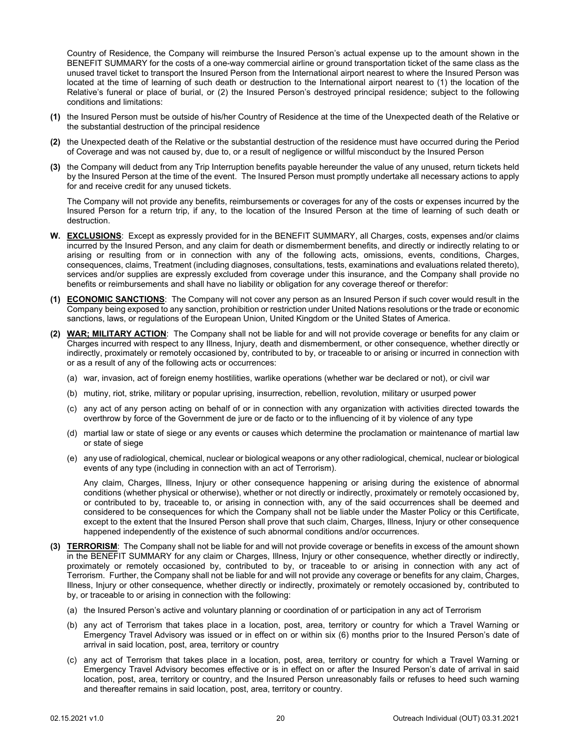Country of Residence, the Company will reimburse the Insured Person's actual expense up to the amount shown in the BENEFIT SUMMARY for the costs of a one-way commercial airline or ground transportation ticket of the same class as the unused travel ticket to transport the Insured Person from the International airport nearest to where the Insured Person was located at the time of learning of such death or destruction to the International airport nearest to (1) the location of the Relative's funeral or place of burial, or (2) the Insured Person's destroyed principal residence; subject to the following conditions and limitations:

**(1)** the Insured Person must be outside of his/her Country of Residence at the time of the Unexpected death of the Relative or the substantial destruction of the principal residence

**(2)** the Unexpected death of the Relative or the substantial destruction of the residence must have occurred during the Period of Coverage and was not caused by, due to, or a result of negligence or willful misconduct by the Insured Person

**(3)** the Company will deduct from any Trip Interruption benefits payable hereunder the value of any unused, return tickets held by the Insured Person at the time of the event. The Insured Person must promptly undertake all necessary actions to apply for and receive credit for any unused tickets.

The Company will not provide any benefits, reimbursements or coverages for any of the costs or expenses incurred by the Insured Person for a return trip, if any, to the location of the Insured Person at the time of learning of such death or destruction.

**W. <u>EXCLUSIONS</u>**: Except as expressly provided for in the BENEFIT SUMMARY, all Charges, costs, expenses and/or claims incurred by the Insured Person, and any claim for death or dismemberment benefits, and directly or indirectly relating to or arising or resulting from or in connection with any of the following acts, omissions, events, conditions, Charges, consequences, claims, Treatment (including diagnoses, consultations, tests, examinations and evaluations related thereto), services and/or supplies are expressly excluded from coverage under this insurance, and the Company shall provide no benefits or reimbursements and shall have no liability or obligation for any coverage thereof or therefor:

**(1) <u>ECONOMIC SANCTIONS</u>**: The Company will not cover any person as an Insured Person if such cover would result in the Company being exposed to any sanction, prohibition or restriction under United Nations resolutions or the trade or economic sanctions, laws, or regulations of the European Union, United Kingdom or the United States of America.

**(2) <u>WAR; MILITARY ACTION</u>**: The Company shall not be liable for and will not provide coverage or benefits for any claim or Charges incurred with respect to any Illness, Injury, death and dismemberment, or other consequence, whether directly or indirectly, proximately or remotely occasioned by, contributed to by, or traceable to or arising or incurred in connection with or as a result of any of the following acts or occurrences:

(a) war, invasion, act of foreign enemy hostilities, warlike operations (whether war be declared or not), or civil war

(b) mutiny, riot, strike, military or popular uprising, insurrection, rebellion, revolution, military or usurped power

(c) any act of any person acting on behalf of or in connection with any organization with activities directed towards the overthrow by force of the Government de jure or de facto or to the influencing of it by violence of any type

(d) martial law or state of siege or any events or causes which determine the proclamation or maintenance of martial law or state of siege

(e) any use of radiological, chemical, nuclear or biological weapons or any other radiological, chemical, nuclear or biological events of any type (including in connection with an act of Terrorism).

Any claim, Charges, Illness, Injury or other consequence happening or arising during the existence of abnormal conditions (whether physical or otherwise), whether or not directly or indirectly, proximately or remotely occasioned by, or contributed to by, traceable to, or arising in connection with, any of the said occurrences shall be deemed and considered to be consequences for which the Company shall not be liable under the Master Policy or this Certificate, except to the extent that the Insured Person shall prove that such claim, Charges, Illness, Injury or other consequence happened independently of the existence of such abnormal conditions and/or occurrences.

**(3) <u>TERRORISM</u>**: The Company shall not be liable for and will not provide coverage or benefits in excess of the amount shown in the BENEFIT SUMMARY for any claim or Charges, Illness, Injury or other consequence, whether directly or indirectly, proximately or remotely occasioned by, contributed to by, or traceable to or arising in connection with any act of Terrorism. Further, the Company shall not be liable for and will not provide any coverage or benefits for any claim, Charges, Illness, Injury or other consequence, whether directly or indirectly, proximately or remotely occasioned by, contributed to by, or traceable to or arising in connection with the following:

(a) the Insured Person's active and voluntary planning or coordination of or participation in any act of Terrorism

(b) any act of Terrorism that takes place in a location, post, area, territory or country for which a Travel Warning or Emergency Travel Advisory was issued or in effect on or within six (6) months prior to the Insured Person's date of arrival in said location, post, area, territory or country

(c) any act of Terrorism that takes place in a location, post, area, territory or country for which a Travel Warning or Emergency Travel Advisory becomes effective or is in effect on or after the Insured Person's date of arrival in said location, post, area, territory or country, and the Insured Person unreasonably fails or refuses to heed such warning and thereafter remains in said location, post, area, territory or country.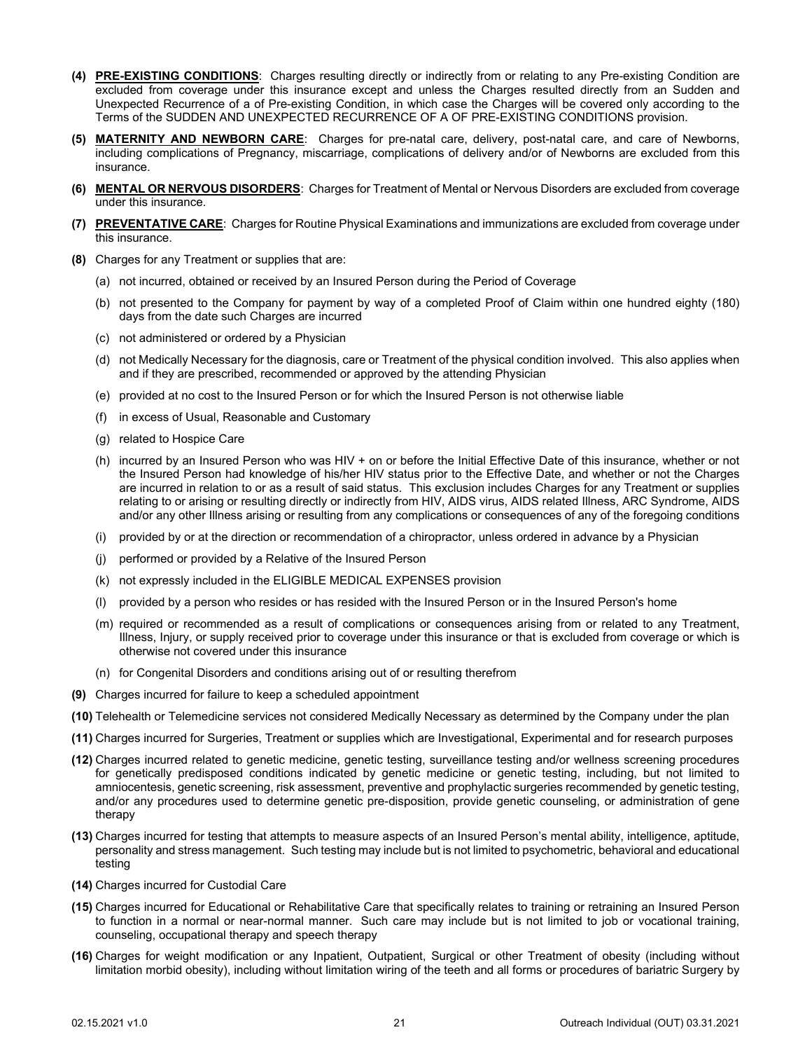**(4)** **PRE-EXISTING CONDITIONS**: Charges resulting directly or indirectly from or relating to any Pre-existing Condition are excluded from coverage under this insurance except and unless the Charges resulted directly from an Sudden and Unexpected Recurrence of a of Pre-existing Condition, in which case the Charges will be covered only according to the Terms of the SUDDEN AND UNEXPECTED RECURRENCE OF A OF PRE-EXISTING CONDITIONS provision.

**(5)** **MATERNITY AND NEWBORN CARE**: Charges for pre-natal care, delivery, post-natal care, and care of Newborns, including complications of Pregnancy, miscarriage, complications of delivery and/or of Newborns are excluded from this insurance.

**(6)** **MENTAL OR NERVOUS DISORDERS**: Charges for Treatment of Mental or Nervous Disorders are excluded from coverage under this insurance.

**(7)** **PREVENTATIVE CARE**: Charges for Routine Physical Examinations and immunizations are excluded from coverage under this insurance.

**(8)** Charges for any Treatment or supplies that are:

(a) not incurred, obtained or received by an Insured Person during the Period of Coverage

(b) not presented to the Company for payment by way of a completed Proof of Claim within one hundred eighty (180) days from the date such Charges are incurred

(c) not administered or ordered by a Physician

(d) not Medically Necessary for the diagnosis, care or Treatment of the physical condition involved. This also applies when and if they are prescribed, recommended or approved by the attending Physician

(e) provided at no cost to the Insured Person or for which the Insured Person is not otherwise liable

(f) in excess of Usual, Reasonable and Customary

(g) related to Hospice Care

(h) incurred by an Insured Person who was HIV + on or before the Initial Effective Date of this insurance, whether or not the Insured Person had knowledge of his/her HIV status prior to the Effective Date, and whether or not the Charges are incurred in relation to or as a result of said status. This exclusion includes Charges for any Treatment or supplies relating to or arising or resulting directly or indirectly from HIV, AIDS virus, AIDS related Illness, ARC Syndrome, AIDS and/or any other Illness arising or resulting from any complications or consequences of any of the foregoing conditions

(i) provided by or at the direction or recommendation of a chiropractor, unless ordered in advance by a Physician

(j) performed or provided by a Relative of the Insured Person

(k) not expressly included in the ELIGIBLE MEDICAL EXPENSES provision

(l) provided by a person who resides or has resided with the Insured Person or in the Insured Person's home

(m) required or recommended as a result of complications or consequences arising from or related to any Treatment, Illness, Injury, or supply received prior to coverage under this insurance or that is excluded from coverage or which is otherwise not covered under this insurance

(n) for Congenital Disorders and conditions arising out of or resulting therefrom

**(9)** Charges incurred for failure to keep a scheduled appointment

**(10)** Telehealth or Telemedicine services not considered Medically Necessary as determined by the Company under the plan

**(11)** Charges incurred for Surgeries, Treatment or supplies which are Investigational, Experimental and for research purposes

**(12)** Charges incurred related to genetic medicine, genetic testing, surveillance testing and/or wellness screening procedures for genetically predisposed conditions indicated by genetic medicine or genetic testing, including, but not limited to amniocentesis, genetic screening, risk assessment, preventive and prophylactic surgeries recommended by genetic testing, and/or any procedures used to determine genetic pre-disposition, provide genetic counseling, or administration of gene therapy

**(13)** Charges incurred for testing that attempts to measure aspects of an Insured Person's mental ability, intelligence, aptitude, personality and stress management. Such testing may include but is not limited to psychometric, behavioral and educational testing

**(14)** Charges incurred for Custodial Care

**(15)** Charges incurred for Educational or Rehabilitative Care that specifically relates to training or retraining an Insured Person to function in a normal or near-normal manner. Such care may include but is not limited to job or vocational training, counseling, occupational therapy and speech therapy

**(16)** Charges for weight modification or any Inpatient, Outpatient, Surgical or other Treatment of obesity (including without limitation morbid obesity), including without limitation wiring of the teeth and all forms or procedures of bariatric Surgery by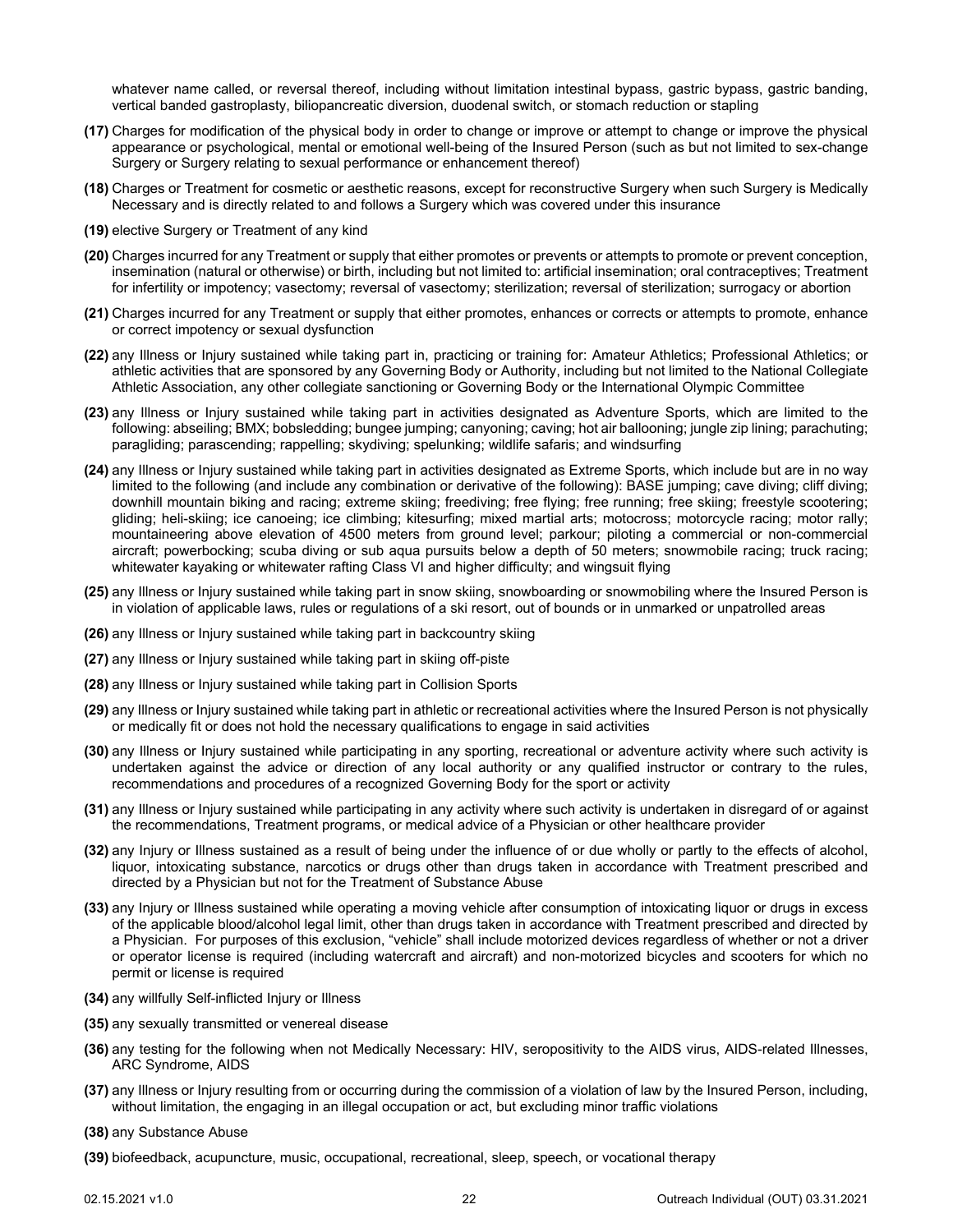whatever name called, or reversal thereof, including without limitation intestinal bypass, gastric bypass, gastric banding, vertical banded gastroplasty, biliopancreatic diversion, duodenal switch, or stomach reduction or stapling

**(17)** Charges for modification of the physical body in order to change or improve or attempt to change or improve the physical appearance or psychological, mental or emotional well-being of the Insured Person (such as but not limited to sex-change Surgery or Surgery relating to sexual performance or enhancement thereof)

**(18)** Charges or Treatment for cosmetic or aesthetic reasons, except for reconstructive Surgery when such Surgery is Medically Necessary and is directly related to and follows a Surgery which was covered under this insurance

**(19)** elective Surgery or Treatment of any kind

**(20)** Charges incurred for any Treatment or supply that either promotes or prevents or attempts to promote or prevent conception, insemination (natural or otherwise) or birth, including but not limited to: artificial insemination; oral contraceptives; Treatment for infertility or impotency; vasectomy; reversal of vasectomy; sterilization; reversal of sterilization; surrogacy or abortion

**(21)** Charges incurred for any Treatment or supply that either promotes, enhances or corrects or attempts to promote, enhance or correct impotency or sexual dysfunction

**(22)** any Illness or Injury sustained while taking part in, practicing or training for: Amateur Athletics; Professional Athletics; or athletic activities that are sponsored by any Governing Body or Authority, including but not limited to the National Collegiate Athletic Association, any other collegiate sanctioning or Governing Body or the International Olympic Committee

**(23)** any Illness or Injury sustained while taking part in activities designated as Adventure Sports, which are limited to the following: abseiling; BMX; bobsledding; bungee jumping; canyoning; caving; hot air ballooning; jungle zip lining; parachuting; paragliding; parascending; rappelling; skydiving; spelunking; wildlife safaris; and windsurfing

**(24)** any Illness or Injury sustained while taking part in activities designated as Extreme Sports, which include but are in no way limited to the following (and include any combination or derivative of the following): BASE jumping; cave diving; cliff diving; downhill mountain biking and racing; extreme skiing; freediving; free flying; free running; free skiing; freestyle scootering; gliding; heli-skiing; ice canoeing; ice climbing; kitesurfing; mixed martial arts; motocross; motorcycle racing; motor rally; mountaineering above elevation of 4500 meters from ground level; parkour; piloting a commercial or non-commercial aircraft; powerbocking; scuba diving or sub aqua pursuits below a depth of 50 meters; snowmobile racing; truck racing; whitewater kayaking or whitewater rafting Class VI and higher difficulty; and wingsuit flying

**(25)** any Illness or Injury sustained while taking part in snow skiing, snowboarding or snowmobiling where the Insured Person is in violation of applicable laws, rules or regulations of a ski resort, out of bounds or in unmarked or unpatrolled areas

**(26)** any Illness or Injury sustained while taking part in backcountry skiing

**(27)** any Illness or Injury sustained while taking part in skiing off-piste

**(28)** any Illness or Injury sustained while taking part in Collision Sports

**(29)** any Illness or Injury sustained while taking part in athletic or recreational activities where the Insured Person is not physically or medically fit or does not hold the necessary qualifications to engage in said activities

**(30)** any Illness or Injury sustained while participating in any sporting, recreational or adventure activity where such activity is undertaken against the advice or direction of any local authority or any qualified instructor or contrary to the rules, recommendations and procedures of a recognized Governing Body for the sport or activity

**(31)** any Illness or Injury sustained while participating in any activity where such activity is undertaken in disregard of or against the recommendations, Treatment programs, or medical advice of a Physician or other healthcare provider

**(32)** any Injury or Illness sustained as a result of being under the influence of or due wholly or partly to the effects of alcohol, liquor, intoxicating substance, narcotics or drugs other than drugs taken in accordance with Treatment prescribed and directed by a Physician but not for the Treatment of Substance Abuse

**(33)** any Injury or Illness sustained while operating a moving vehicle after consumption of intoxicating liquor or drugs in excess of the applicable blood/alcohol legal limit, other than drugs taken in accordance with Treatment prescribed and directed by a Physician. For purposes of this exclusion, "vehicle" shall include motorized devices regardless of whether or not a driver or operator license is required (including watercraft and aircraft) and non-motorized bicycles and scooters for which no permit or license is required

**(34)** any willfully Self-inflicted Injury or Illness

**(35)** any sexually transmitted or venereal disease

**(36)** any testing for the following when not Medically Necessary: HIV, seropositivity to the AIDS virus, AIDS-related Illnesses, ARC Syndrome, AIDS

**(37)** any Illness or Injury resulting from or occurring during the commission of a violation of law by the Insured Person, including, without limitation, the engaging in an illegal occupation or act, but excluding minor traffic violations

**(38)** any Substance Abuse

**(39)** biofeedback, acupuncture, music, occupational, recreational, sleep, speech, or vocational therapy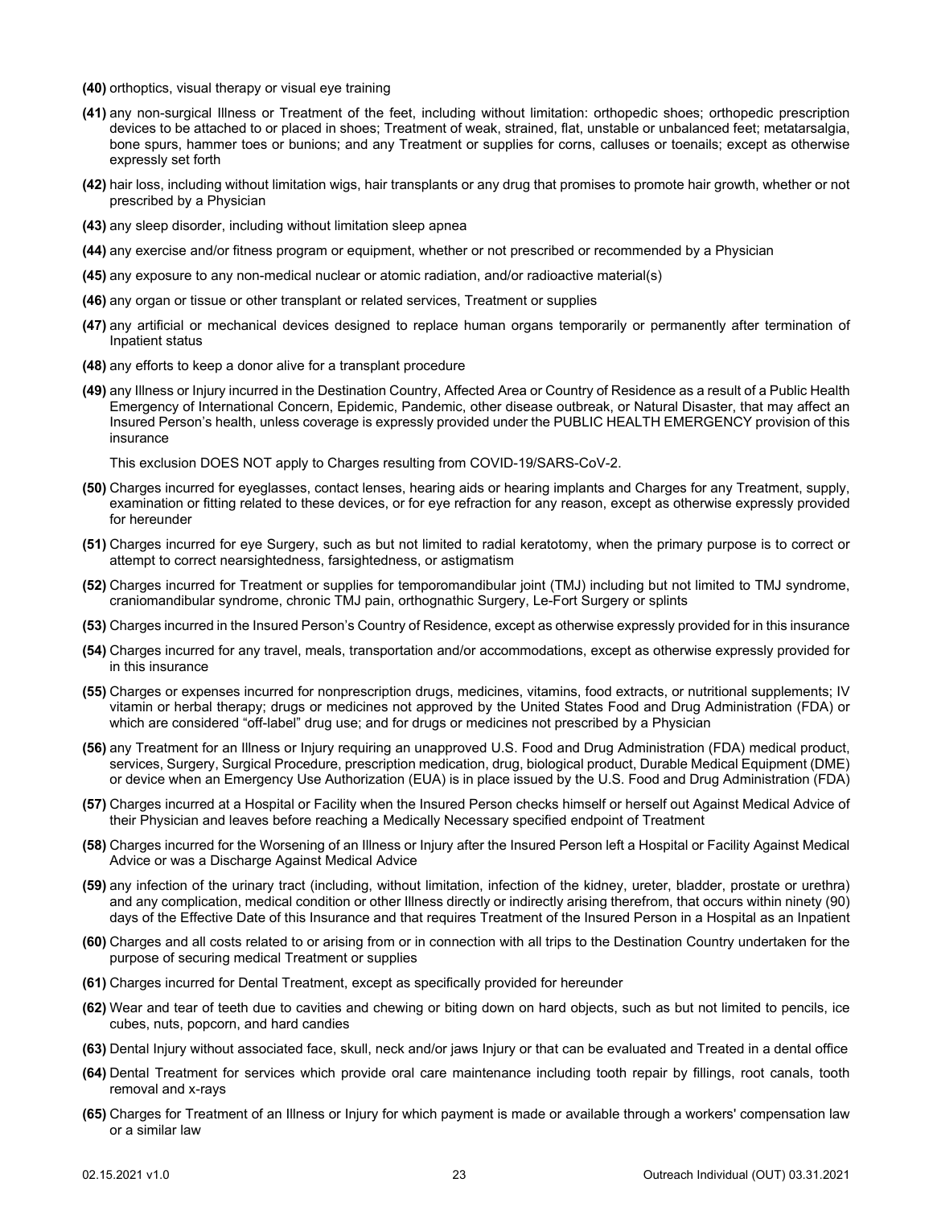**(40)** orthoptics, visual therapy or visual eye training

**(41)** any non-surgical Illness or Treatment of the feet, including without limitation: orthopedic shoes; orthopedic prescription devices to be attached to or placed in shoes; Treatment of weak, strained, flat, unstable or unbalanced feet; metatarsalgia, bone spurs, hammer toes or bunions; and any Treatment or supplies for corns, calluses or toenails; except as otherwise expressly set forth

**(42)** hair loss, including without limitation wigs, hair transplants or any drug that promises to promote hair growth, whether or not prescribed by a Physician

**(43)** any sleep disorder, including without limitation sleep apnea

**(44)** any exercise and/or fitness program or equipment, whether or not prescribed or recommended by a Physician

**(45)** any exposure to any non-medical nuclear or atomic radiation, and/or radioactive material(s)

**(46)** any organ or tissue or other transplant or related services, Treatment or supplies

**(47)** any artificial or mechanical devices designed to replace human organs temporarily or permanently after termination of Inpatient status

**(48)** any efforts to keep a donor alive for a transplant procedure

**(49)** any Illness or Injury incurred in the Destination Country, Affected Area or Country of Residence as a result of a Public Health Emergency of International Concern, Epidemic, Pandemic, other disease outbreak, or Natural Disaster, that may affect an Insured Person's health, unless coverage is expressly provided under the PUBLIC HEALTH EMERGENCY provision of this insurance

This exclusion DOES NOT apply to Charges resulting from COVID-19/SARS-CoV-2.

**(50)** Charges incurred for eyeglasses, contact lenses, hearing aids or hearing implants and Charges for any Treatment, supply, examination or fitting related to these devices, or for eye refraction for any reason, except as otherwise expressly provided for hereunder

**(51)** Charges incurred for eye Surgery, such as but not limited to radial keratotomy, when the primary purpose is to correct or attempt to correct nearsightedness, farsightedness, or astigmatism

**(52)** Charges incurred for Treatment or supplies for temporomandibular joint (TMJ) including but not limited to TMJ syndrome, craniomandibular syndrome, chronic TMJ pain, orthognathic Surgery, Le-Fort Surgery or splints

**(53)** Charges incurred in the Insured Person's Country of Residence, except as otherwise expressly provided for in this insurance

**(54)** Charges incurred for any travel, meals, transportation and/or accommodations, except as otherwise expressly provided for in this insurance

**(55)** Charges or expenses incurred for nonprescription drugs, medicines, vitamins, food extracts, or nutritional supplements; IV vitamin or herbal therapy; drugs or medicines not approved by the United States Food and Drug Administration (FDA) or which are considered "off-label" drug use; and for drugs or medicines not prescribed by a Physician

**(56)** any Treatment for an Illness or Injury requiring an unapproved U.S. Food and Drug Administration (FDA) medical product, services, Surgery, Surgical Procedure, prescription medication, drug, biological product, Durable Medical Equipment (DME) or device when an Emergency Use Authorization (EUA) is in place issued by the U.S. Food and Drug Administration (FDA)

**(57)** Charges incurred at a Hospital or Facility when the Insured Person checks himself or herself out Against Medical Advice of their Physician and leaves before reaching a Medically Necessary specified endpoint of Treatment

**(58)** Charges incurred for the Worsening of an Illness or Injury after the Insured Person left a Hospital or Facility Against Medical Advice or was a Discharge Against Medical Advice

**(59)** any infection of the urinary tract (including, without limitation, infection of the kidney, ureter, bladder, prostate or urethra) and any complication, medical condition or other Illness directly or indirectly arising therefrom, that occurs within ninety (90) days of the Effective Date of this Insurance and that requires Treatment of the Insured Person in a Hospital as an Inpatient

**(60)** Charges and all costs related to or arising from or in connection with all trips to the Destination Country undertaken for the purpose of securing medical Treatment or supplies

**(61)** Charges incurred for Dental Treatment, except as specifically provided for hereunder

**(62)** Wear and tear of teeth due to cavities and chewing or biting down on hard objects, such as but not limited to pencils, ice cubes, nuts, popcorn, and hard candies

**(63)** Dental Injury without associated face, skull, neck and/or jaws Injury or that can be evaluated and Treated in a dental office

**(64)** Dental Treatment for services which provide oral care maintenance including tooth repair by fillings, root canals, tooth removal and x-rays

**(65)** Charges for Treatment of an Illness or Injury for which payment is made or available through a workers' compensation law or a similar law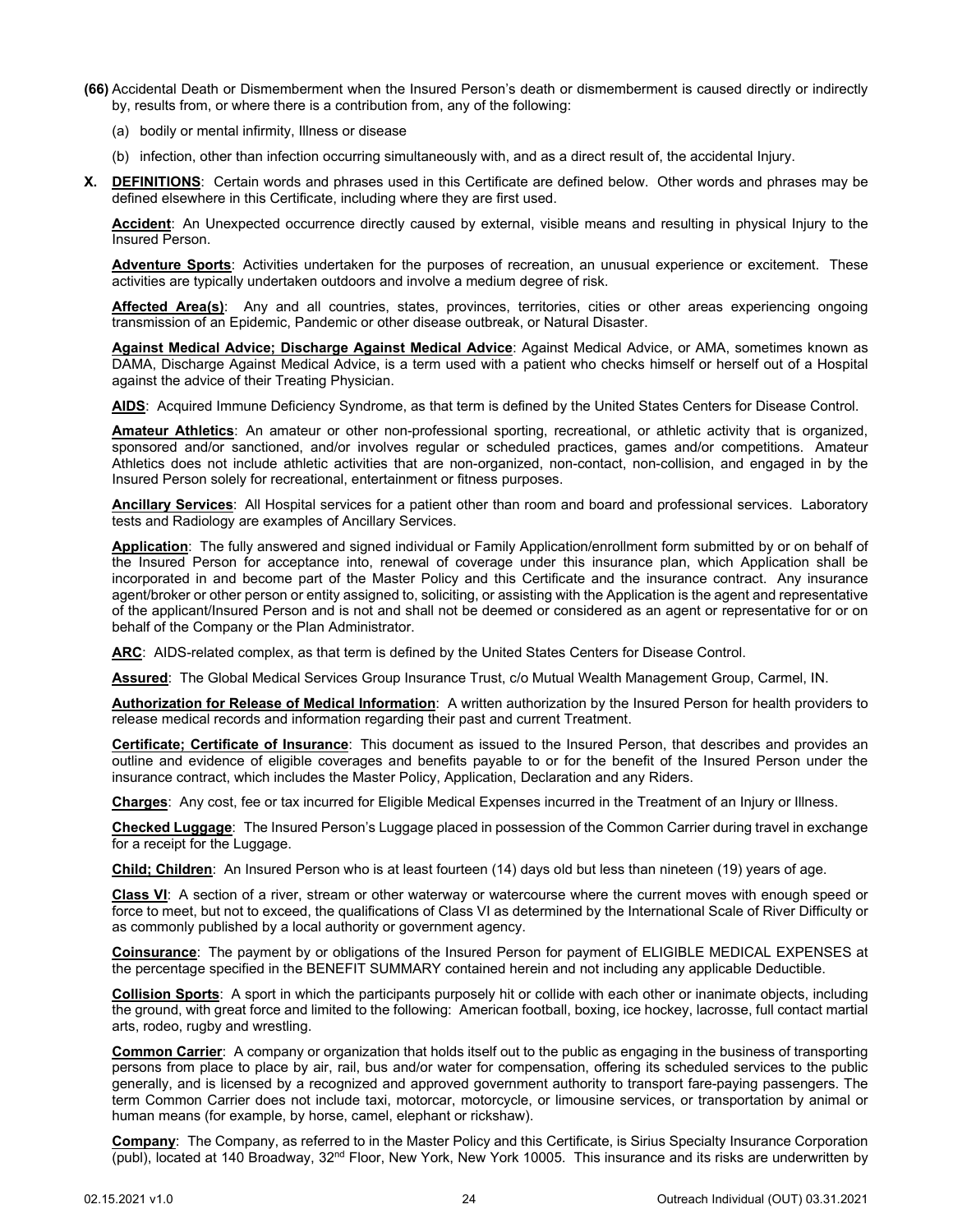**(66)** Accidental Death or Dismemberment when the Insured Person's death or dismemberment is caused directly or indirectly by, results from, or where there is a contribution from, any of the following:

(a) bodily or mental infirmity, Illness or disease

(b) infection, other than infection occurring simultaneously with, and as a direct result of, the accidental Injury.

**X. DEFINITIONS**: Certain words and phrases used in this Certificate are defined below. Other words and phrases may be defined elsewhere in this Certificate, including where they are first used.

**Accident**: An Unexpected occurrence directly caused by external, visible means and resulting in physical Injury to the Insured Person.

**Adventure Sports**: Activities undertaken for the purposes of recreation, an unusual experience or excitement. These activities are typically undertaken outdoors and involve a medium degree of risk.

**Affected Area(s)**: Any and all countries, states, provinces, territories, cities or other areas experiencing ongoing transmission of an Epidemic, Pandemic or other disease outbreak, or Natural Disaster.

**Against Medical Advice; Discharge Against Medical Advice**: Against Medical Advice, or AMA, sometimes known as DAMA, Discharge Against Medical Advice, is a term used with a patient who checks himself or herself out of a Hospital against the advice of their Treating Physician.

**AIDS**: Acquired Immune Deficiency Syndrome, as that term is defined by the United States Centers for Disease Control.

**Amateur Athletics**: An amateur or other non-professional sporting, recreational, or athletic activity that is organized, sponsored and/or sanctioned, and/or involves regular or scheduled practices, games and/or competitions. Amateur Athletics does not include athletic activities that are non-organized, non-contact, non-collision, and engaged in by the Insured Person solely for recreational, entertainment or fitness purposes.

**Ancillary Services**: All Hospital services for a patient other than room and board and professional services. Laboratory tests and Radiology are examples of Ancillary Services.

**Application**: The fully answered and signed individual or Family Application/enrollment form submitted by or on behalf of the Insured Person for acceptance into, renewal of coverage under this insurance plan, which Application shall be incorporated in and become part of the Master Policy and this Certificate and the insurance contract. Any insurance agent/broker or other person or entity assigned to, soliciting, or assisting with the Application is the agent and representative of the applicant/Insured Person and is not and shall not be deemed or considered as an agent or representative for or on behalf of the Company or the Plan Administrator.

**ARC**: AIDS-related complex, as that term is defined by the United States Centers for Disease Control.

**Assured**: The Global Medical Services Group Insurance Trust, c/o Mutual Wealth Management Group, Carmel, IN.

**Authorization for Release of Medical Information**: A written authorization by the Insured Person for health providers to release medical records and information regarding their past and current Treatment.

**Certificate; Certificate of Insurance**: This document as issued to the Insured Person, that describes and provides an outline and evidence of eligible coverages and benefits payable to or for the benefit of the Insured Person under the insurance contract, which includes the Master Policy, Application, Declaration and any Riders.

**Charges**: Any cost, fee or tax incurred for Eligible Medical Expenses incurred in the Treatment of an Injury or Illness.

**Checked Luggage**: The Insured Person's Luggage placed in possession of the Common Carrier during travel in exchange for a receipt for the Luggage.

**Child; Children**: An Insured Person who is at least fourteen (14) days old but less than nineteen (19) years of age.

**Class VI**: A section of a river, stream or other waterway or watercourse where the current moves with enough speed or force to meet, but not to exceed, the qualifications of Class VI as determined by the International Scale of River Difficulty or as commonly published by a local authority or government agency.

**Coinsurance**: The payment by or obligations of the Insured Person for payment of ELIGIBLE MEDICAL EXPENSES at the percentage specified in the BENEFIT SUMMARY contained herein and not including any applicable Deductible.

**Collision Sports**: A sport in which the participants purposely hit or collide with each other or inanimate objects, including the ground, with great force and limited to the following: American football, boxing, ice hockey, lacrosse, full contact martial arts, rodeo, rugby and wrestling.

**Common Carrier**: A company or organization that holds itself out to the public as engaging in the business of transporting persons from place to place by air, rail, bus and/or water for compensation, offering its scheduled services to the public generally, and is licensed by a recognized and approved government authority to transport fare-paying passengers. The term Common Carrier does not include taxi, motorcar, motorcycle, or limousine services, or transportation by animal or human means (for example, by horse, camel, elephant or rickshaw).

**Company**: The Company, as referred to in the Master Policy and this Certificate, is Sirius Specialty Insurance Corporation (publ), located at 140 Broadway, 32nd Floor, New York, New York 10005. This insurance and its risks are underwritten by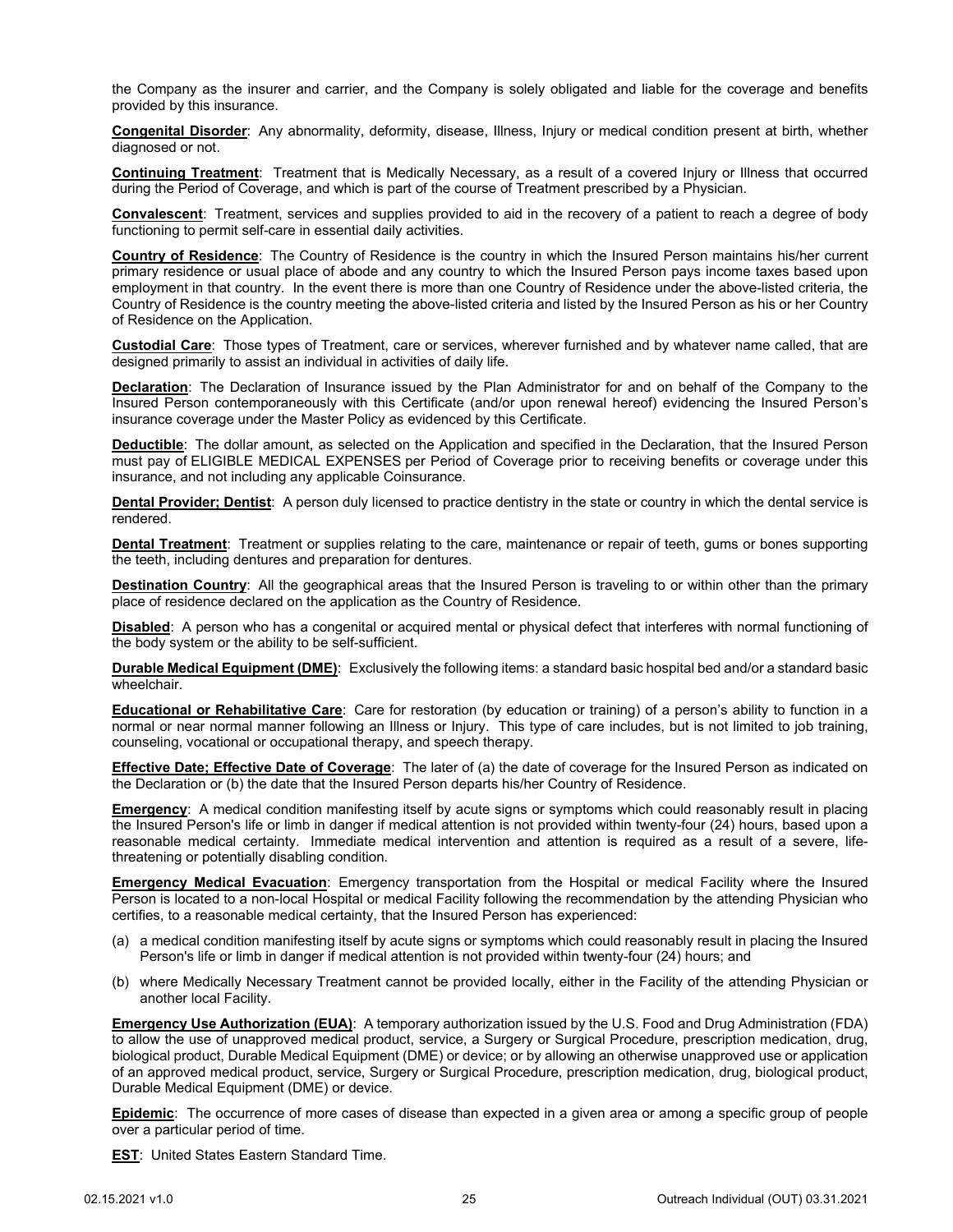the Company as the insurer and carrier, and the Company is solely obligated and liable for the coverage and benefits provided by this insurance.

**Congenital Disorder**: Any abnormality, deformity, disease, Illness, Injury or medical condition present at birth, whether diagnosed or not.

**Continuing Treatment**: Treatment that is Medically Necessary, as a result of a covered Injury or Illness that occurred during the Period of Coverage, and which is part of the course of Treatment prescribed by a Physician.

**Convalescent**: Treatment, services and supplies provided to aid in the recovery of a patient to reach a degree of body functioning to permit self-care in essential daily activities.

**Country of Residence**: The Country of Residence is the country in which the Insured Person maintains his/her current primary residence or usual place of abode and any country to which the Insured Person pays income taxes based upon employment in that country. In the event there is more than one Country of Residence under the above-listed criteria, the Country of Residence is the country meeting the above-listed criteria and listed by the Insured Person as his or her Country of Residence on the Application.

**Custodial Care**: Those types of Treatment, care or services, wherever furnished and by whatever name called, that are designed primarily to assist an individual in activities of daily life.

**Declaration**: The Declaration of Insurance issued by the Plan Administrator for and on behalf of the Company to the Insured Person contemporaneously with this Certificate (and/or upon renewal hereof) evidencing the Insured Person's insurance coverage under the Master Policy as evidenced by this Certificate.

**Deductible**: The dollar amount, as selected on the Application and specified in the Declaration, that the Insured Person must pay of ELIGIBLE MEDICAL EXPENSES per Period of Coverage prior to receiving benefits or coverage under this insurance, and not including any applicable Coinsurance.

**Dental Provider; Dentist**: A person duly licensed to practice dentistry in the state or country in which the dental service is rendered.

**Dental Treatment**: Treatment or supplies relating to the care, maintenance or repair of teeth, gums or bones supporting the teeth, including dentures and preparation for dentures.

**Destination Country**: All the geographical areas that the Insured Person is traveling to or within other than the primary place of residence declared on the application as the Country of Residence.

**Disabled**: A person who has a congenital or acquired mental or physical defect that interferes with normal functioning of the body system or the ability to be self-sufficient.

**Durable Medical Equipment (DME)**: Exclusively the following items: a standard basic hospital bed and/or a standard basic wheelchair.

**Educational or Rehabilitative Care**: Care for restoration (by education or training) of a person's ability to function in a normal or near normal manner following an Illness or Injury. This type of care includes, but is not limited to job training, counseling, vocational or occupational therapy, and speech therapy.

**Effective Date; Effective Date of Coverage**: The later of (a) the date of coverage for the Insured Person as indicated on the Declaration or (b) the date that the Insured Person departs his/her Country of Residence.

**Emergency**: A medical condition manifesting itself by acute signs or symptoms which could reasonably result in placing the Insured Person's life or limb in danger if medical attention is not provided within twenty-four (24) hours, based upon a reasonable medical certainty. Immediate medical intervention and attention is required as a result of a severe, life-threatening or potentially disabling condition.

**Emergency Medical Evacuation**: Emergency transportation from the Hospital or medical Facility where the Insured Person is located to a non-local Hospital or medical Facility following the recommendation by the attending Physician who certifies, to a reasonable medical certainty, that the Insured Person has experienced:

(a) a medical condition manifesting itself by acute signs or symptoms which could reasonably result in placing the Insured Person's life or limb in danger if medical attention is not provided within twenty-four (24) hours; and

(b) where Medically Necessary Treatment cannot be provided locally, either in the Facility of the attending Physician or another local Facility.

**Emergency Use Authorization (EUA)**: A temporary authorization issued by the U.S. Food and Drug Administration (FDA) to allow the use of unapproved medical product, service, a Surgery or Surgical Procedure, prescription medication, drug, biological product, Durable Medical Equipment (DME) or device; or by allowing an otherwise unapproved use or application of an approved medical product, service, Surgery or Surgical Procedure, prescription medication, drug, biological product, Durable Medical Equipment (DME) or device.

**Epidemic**: The occurrence of more cases of disease than expected in a given area or among a specific group of people over a particular period of time.

**EST**: United States Eastern Standard Time.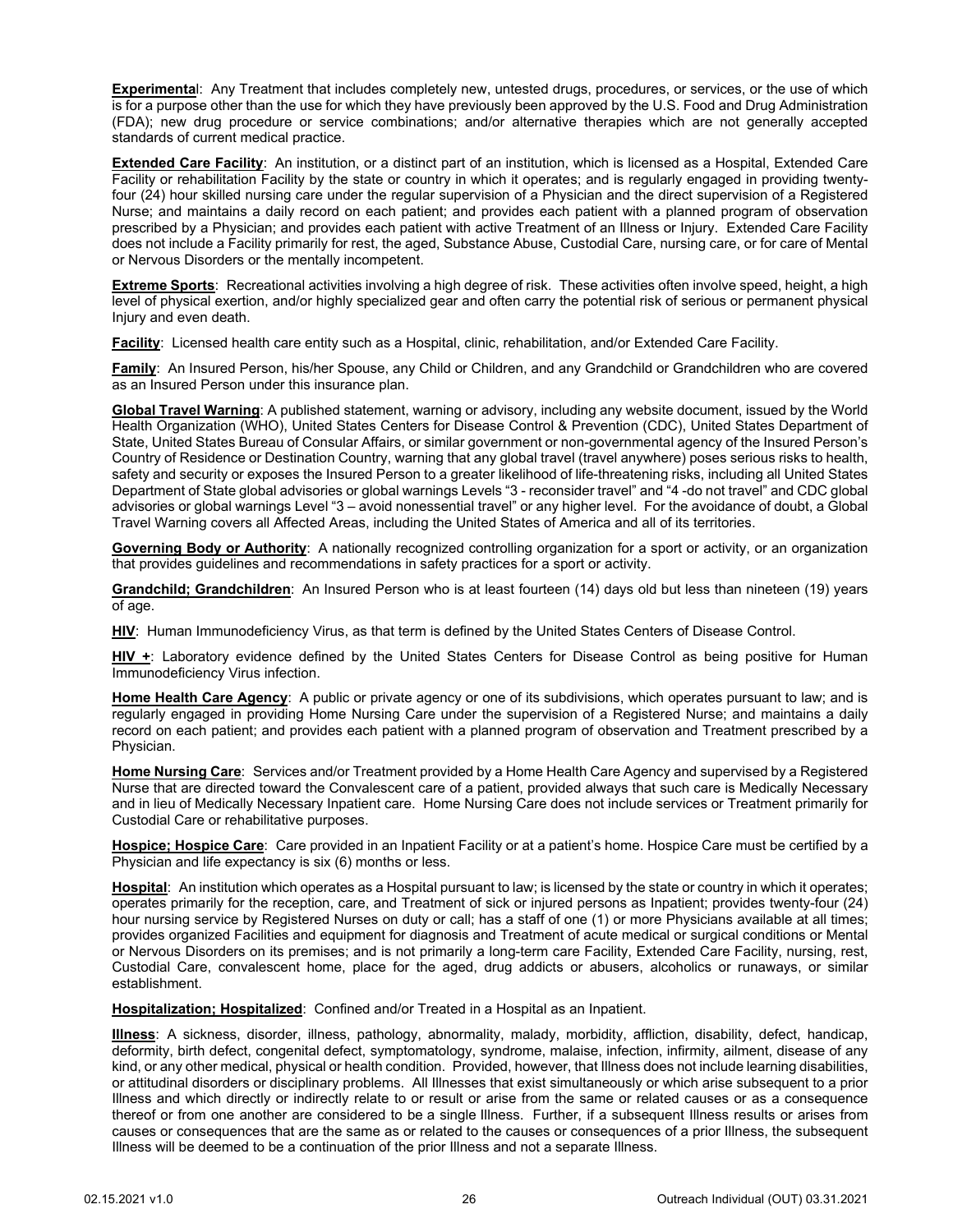**Experimenta**l: Any Treatment that includes completely new, untested drugs, procedures, or services, or the use of which is for a purpose other than the use for which they have previously been approved by the U.S. Food and Drug Administration (FDA); new drug procedure or service combinations; and/or alternative therapies which are not generally accepted standards of current medical practice.

**Extended Care Facility**: An institution, or a distinct part of an institution, which is licensed as a Hospital, Extended Care Facility or rehabilitation Facility by the state or country in which it operates; and is regularly engaged in providing twenty-four (24) hour skilled nursing care under the regular supervision of a Physician and the direct supervision of a Registered Nurse; and maintains a daily record on each patient; and provides each patient with a planned program of observation prescribed by a Physician; and provides each patient with active Treatment of an Illness or Injury. Extended Care Facility does not include a Facility primarily for rest, the aged, Substance Abuse, Custodial Care, nursing care, or for care of Mental or Nervous Disorders or the mentally incompetent.

**Extreme Sports**: Recreational activities involving a high degree of risk. These activities often involve speed, height, a high level of physical exertion, and/or highly specialized gear and often carry the potential risk of serious or permanent physical Injury and even death.

**Facility**: Licensed health care entity such as a Hospital, clinic, rehabilitation, and/or Extended Care Facility.

**Family**: An Insured Person, his/her Spouse, any Child or Children, and any Grandchild or Grandchildren who are covered as an Insured Person under this insurance plan.

**Global Travel Warning**: A published statement, warning or advisory, including any website document, issued by the World Health Organization (WHO), United States Centers for Disease Control & Prevention (CDC), United States Department of State, United States Bureau of Consular Affairs, or similar government or non-governmental agency of the Insured Person's Country of Residence or Destination Country, warning that any global travel (travel anywhere) poses serious risks to health, safety and security or exposes the Insured Person to a greater likelihood of life-threatening risks, including all United States Department of State global advisories or global warnings Levels "3 - reconsider travel" and "4 -do not travel" and CDC global advisories or global warnings Level "3 – avoid nonessential travel" or any higher level. For the avoidance of doubt, a Global Travel Warning covers all Affected Areas, including the United States of America and all of its territories.

**Governing Body or Authority**: A nationally recognized controlling organization for a sport or activity, or an organization that provides guidelines and recommendations in safety practices for a sport or activity.

**Grandchild; Grandchildren**: An Insured Person who is at least fourteen (14) days old but less than nineteen (19) years of age.

**HIV**: Human Immunodeficiency Virus, as that term is defined by the United States Centers of Disease Control.

**HIV +**: Laboratory evidence defined by the United States Centers for Disease Control as being positive for Human Immunodeficiency Virus infection.

**Home Health Care Agency**: A public or private agency or one of its subdivisions, which operates pursuant to law; and is regularly engaged in providing Home Nursing Care under the supervision of a Registered Nurse; and maintains a daily record on each patient; and provides each patient with a planned program of observation and Treatment prescribed by a Physician.

**Home Nursing Care**: Services and/or Treatment provided by a Home Health Care Agency and supervised by a Registered Nurse that are directed toward the Convalescent care of a patient, provided always that such care is Medically Necessary and in lieu of Medically Necessary Inpatient care. Home Nursing Care does not include services or Treatment primarily for Custodial Care or rehabilitative purposes.

**Hospice; Hospice Care**: Care provided in an Inpatient Facility or at a patient's home. Hospice Care must be certified by a Physician and life expectancy is six (6) months or less.

**Hospital**: An institution which operates as a Hospital pursuant to law; is licensed by the state or country in which it operates; operates primarily for the reception, care, and Treatment of sick or injured persons as Inpatient; provides twenty-four (24) hour nursing service by Registered Nurses on duty or call; has a staff of one (1) or more Physicians available at all times; provides organized Facilities and equipment for diagnosis and Treatment of acute medical or surgical conditions or Mental or Nervous Disorders on its premises; and is not primarily a long-term care Facility, Extended Care Facility, nursing, rest, Custodial Care, convalescent home, place for the aged, drug addicts or abusers, alcoholics or runaways, or similar establishment.

**Hospitalization; Hospitalized**: Confined and/or Treated in a Hospital as an Inpatient.

**Illness**: A sickness, disorder, illness, pathology, abnormality, malady, morbidity, affliction, disability, defect, handicap, deformity, birth defect, congenital defect, symptomatology, syndrome, malaise, infection, infirmity, ailment, disease of any kind, or any other medical, physical or health condition. Provided, however, that Illness does not include learning disabilities, or attitudinal disorders or disciplinary problems. All Illnesses that exist simultaneously or which arise subsequent to a prior Illness and which directly or indirectly relate to or result or arise from the same or related causes or as a consequence thereof or from one another are considered to be a single Illness. Further, if a subsequent Illness results or arises from causes or consequences that are the same as or related to the causes or consequences of a prior Illness, the subsequent Illness will be deemed to be a continuation of the prior Illness and not a separate Illness.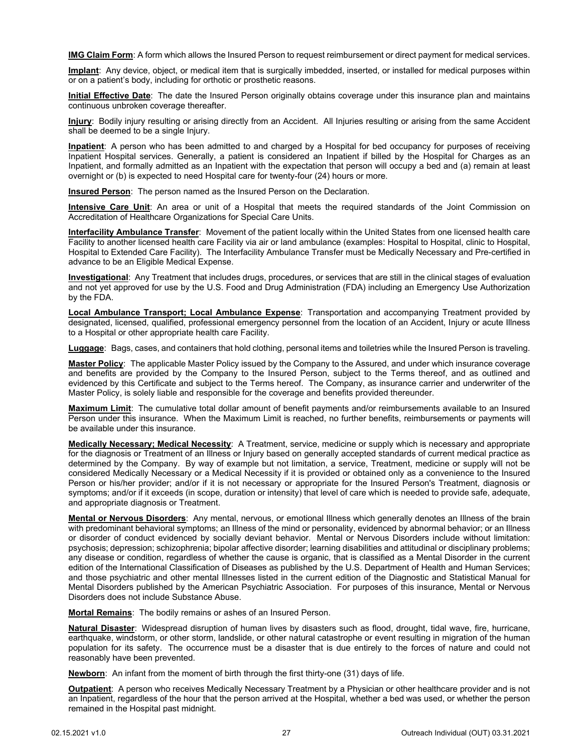**IMG Claim Form**: A form which allows the Insured Person to request reimbursement or direct payment for medical services.

**Implant**: Any device, object, or medical item that is surgically imbedded, inserted, or installed for medical purposes within or on a patient's body, including for orthotic or prosthetic reasons.

**Initial Effective Date**: The date the Insured Person originally obtains coverage under this insurance plan and maintains continuous unbroken coverage thereafter.

**Injury**: Bodily injury resulting or arising directly from an Accident. All Injuries resulting or arising from the same Accident shall be deemed to be a single Injury.

**Inpatient**: A person who has been admitted to and charged by a Hospital for bed occupancy for purposes of receiving Inpatient Hospital services. Generally, a patient is considered an Inpatient if billed by the Hospital for Charges as an Inpatient, and formally admitted as an Inpatient with the expectation that person will occupy a bed and (a) remain at least overnight or (b) is expected to need Hospital care for twenty-four (24) hours or more.

**Insured Person**: The person named as the Insured Person on the Declaration.

**Intensive Care Unit**: An area or unit of a Hospital that meets the required standards of the Joint Commission on Accreditation of Healthcare Organizations for Special Care Units.

**Interfacility Ambulance Transfer**: Movement of the patient locally within the United States from one licensed health care Facility to another licensed health care Facility via air or land ambulance (examples: Hospital to Hospital, clinic to Hospital, Hospital to Extended Care Facility). The Interfacility Ambulance Transfer must be Medically Necessary and Pre-certified in advance to be an Eligible Medical Expense.

**Investigational**: Any Treatment that includes drugs, procedures, or services that are still in the clinical stages of evaluation and not yet approved for use by the U.S. Food and Drug Administration (FDA) including an Emergency Use Authorization by the FDA.

**Local Ambulance Transport; Local Ambulance Expense**: Transportation and accompanying Treatment provided by designated, licensed, qualified, professional emergency personnel from the location of an Accident, Injury or acute Illness to a Hospital or other appropriate health care Facility.

**Luggage**: Bags, cases, and containers that hold clothing, personal items and toiletries while the Insured Person is traveling.

**Master Policy**: The applicable Master Policy issued by the Company to the Assured, and under which insurance coverage and benefits are provided by the Company to the Insured Person, subject to the Terms thereof, and as outlined and evidenced by this Certificate and subject to the Terms hereof. The Company, as insurance carrier and underwriter of the Master Policy, is solely liable and responsible for the coverage and benefits provided thereunder.

**Maximum Limit**: The cumulative total dollar amount of benefit payments and/or reimbursements available to an Insured Person under this insurance. When the Maximum Limit is reached, no further benefits, reimbursements or payments will be available under this insurance.

**Medically Necessary; Medical Necessity**: A Treatment, service, medicine or supply which is necessary and appropriate for the diagnosis or Treatment of an Illness or Injury based on generally accepted standards of current medical practice as determined by the Company. By way of example but not limitation, a service, Treatment, medicine or supply will not be considered Medically Necessary or a Medical Necessity if it is provided or obtained only as a convenience to the Insured Person or his/her provider; and/or if it is not necessary or appropriate for the Insured Person's Treatment, diagnosis or symptoms; and/or if it exceeds (in scope, duration or intensity) that level of care which is needed to provide safe, adequate, and appropriate diagnosis or Treatment.

**Mental or Nervous Disorders**: Any mental, nervous, or emotional Illness which generally denotes an Illness of the brain with predominant behavioral symptoms; an Illness of the mind or personality, evidenced by abnormal behavior; or an Illness or disorder of conduct evidenced by socially deviant behavior. Mental or Nervous Disorders include without limitation: psychosis; depression; schizophrenia; bipolar affective disorder; learning disabilities and attitudinal or disciplinary problems; any disease or condition, regardless of whether the cause is organic, that is classified as a Mental Disorder in the current edition of the International Classification of Diseases as published by the U.S. Department of Health and Human Services; and those psychiatric and other mental Illnesses listed in the current edition of the Diagnostic and Statistical Manual for Mental Disorders published by the American Psychiatric Association. For purposes of this insurance, Mental or Nervous Disorders does not include Substance Abuse.

**Mortal Remains**: The bodily remains or ashes of an Insured Person.

**Natural Disaster**: Widespread disruption of human lives by disasters such as flood, drought, tidal wave, fire, hurricane, earthquake, windstorm, or other storm, landslide, or other natural catastrophe or event resulting in migration of the human population for its safety. The occurrence must be a disaster that is due entirely to the forces of nature and could not reasonably have been prevented.

**Newborn**: An infant from the moment of birth through the first thirty-one (31) days of life.

**Outpatient**: A person who receives Medically Necessary Treatment by a Physician or other healthcare provider and is not an Inpatient, regardless of the hour that the person arrived at the Hospital, whether a bed was used, or whether the person remained in the Hospital past midnight.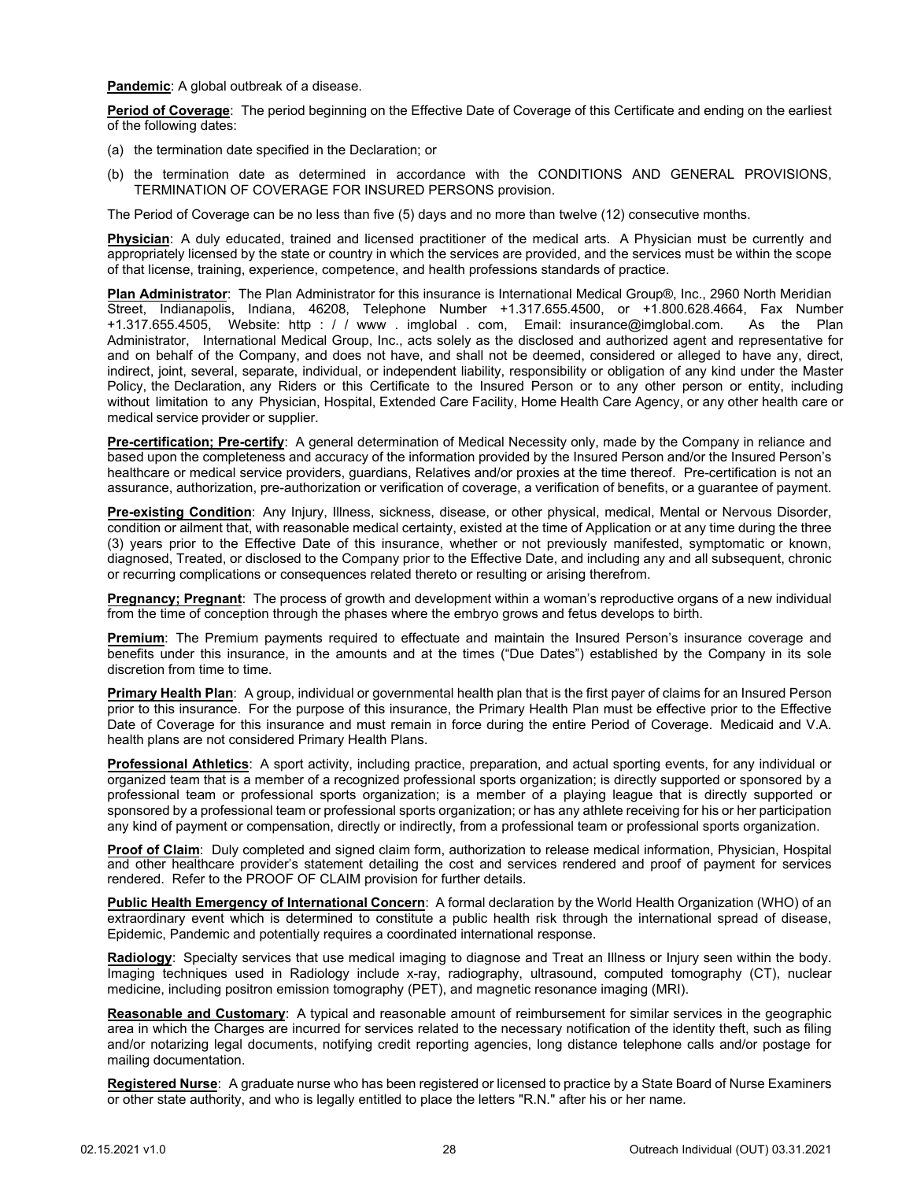**Pandemic**: A global outbreak of a disease.

**Period of Coverage**: The period beginning on the Effective Date of Coverage of this Certificate and ending on the earliest of the following dates:

(a) the termination date specified in the Declaration; or

(b) the termination date as determined in accordance with the CONDITIONS AND GENERAL PROVISIONS, TERMINATION OF COVERAGE FOR INSURED PERSONS provision.

The Period of Coverage can be no less than five (5) days and no more than twelve (12) consecutive months.

**Physician**: A duly educated, trained and licensed practitioner of the medical arts. A Physician must be currently and appropriately licensed by the state or country in which the services are provided, and the services must be within the scope of that license, training, experience, competence, and health professions standards of practice.

**Plan Administrator**: The Plan Administrator for this insurance is International Medical Group®, Inc., 2960 North Meridian Street, Indianapolis, Indiana, 46208, Telephone Number +1.317.655.4500, or +1.800.628.4664, Fax Number +1.317.655.4505, Website: http : / / www . imglobal . com, Email: insurance@imglobal.com. As the Plan Administrator, International Medical Group, Inc., acts solely as the disclosed and authorized agent and representative for and on behalf of the Company, and does not have, and shall not be deemed, considered or alleged to have any, direct, indirect, joint, several, separate, individual, or independent liability, responsibility or obligation of any kind under the Master Policy, the Declaration, any Riders or this Certificate to the Insured Person or to any other person or entity, including without limitation to any Physician, Hospital, Extended Care Facility, Home Health Care Agency, or any other health care or medical service provider or supplier.

**Pre-certification; Pre-certify**: A general determination of Medical Necessity only, made by the Company in reliance and based upon the completeness and accuracy of the information provided by the Insured Person and/or the Insured Person's healthcare or medical service providers, guardians, Relatives and/or proxies at the time thereof. Pre-certification is not an assurance, authorization, pre-authorization or verification of coverage, a verification of benefits, or a guarantee of payment.

**Pre-existing Condition**: Any Injury, Illness, sickness, disease, or other physical, medical, Mental or Nervous Disorder, condition or ailment that, with reasonable medical certainty, existed at the time of Application or at any time during the three (3) years prior to the Effective Date of this insurance, whether or not previously manifested, symptomatic or known, diagnosed, Treated, or disclosed to the Company prior to the Effective Date, and including any and all subsequent, chronic or recurring complications or consequences related thereto or resulting or arising therefrom.

**Pregnancy; Pregnant**: The process of growth and development within a woman's reproductive organs of a new individual from the time of conception through the phases where the embryo grows and fetus develops to birth.

**Premium**: The Premium payments required to effectuate and maintain the Insured Person's insurance coverage and benefits under this insurance, in the amounts and at the times ("Due Dates") established by the Company in its sole discretion from time to time.

**Primary Health Plan**: A group, individual or governmental health plan that is the first payer of claims for an Insured Person prior to this insurance. For the purpose of this insurance, the Primary Health Plan must be effective prior to the Effective Date of Coverage for this insurance and must remain in force during the entire Period of Coverage. Medicaid and V.A. health plans are not considered Primary Health Plans.

**Professional Athletics**: A sport activity, including practice, preparation, and actual sporting events, for any individual or organized team that is a member of a recognized professional sports organization; is directly supported or sponsored by a professional team or professional sports organization; is a member of a playing league that is directly supported or sponsored by a professional team or professional sports organization; or has any athlete receiving for his or her participation any kind of payment or compensation, directly or indirectly, from a professional team or professional sports organization.

**Proof of Claim**: Duly completed and signed claim form, authorization to release medical information, Physician, Hospital and other healthcare provider's statement detailing the cost and services rendered and proof of payment for services rendered. Refer to the PROOF OF CLAIM provision for further details.

**Public Health Emergency of International Concern**: A formal declaration by the World Health Organization (WHO) of an extraordinary event which is determined to constitute a public health risk through the international spread of disease, Epidemic, Pandemic and potentially requires a coordinated international response.

**Radiology**: Specialty services that use medical imaging to diagnose and Treat an Illness or Injury seen within the body. Imaging techniques used in Radiology include x-ray, radiography, ultrasound, computed tomography (CT), nuclear medicine, including positron emission tomography (PET), and magnetic resonance imaging (MRI).

**Reasonable and Customary**: A typical and reasonable amount of reimbursement for similar services in the geographic area in which the Charges are incurred for services related to the necessary notification of the identity theft, such as filing and/or notarizing legal documents, notifying credit reporting agencies, long distance telephone calls and/or postage for mailing documentation.

**Registered Nurse**: A graduate nurse who has been registered or licensed to practice by a State Board of Nurse Examiners or other state authority, and who is legally entitled to place the letters "R.N." after his or her name.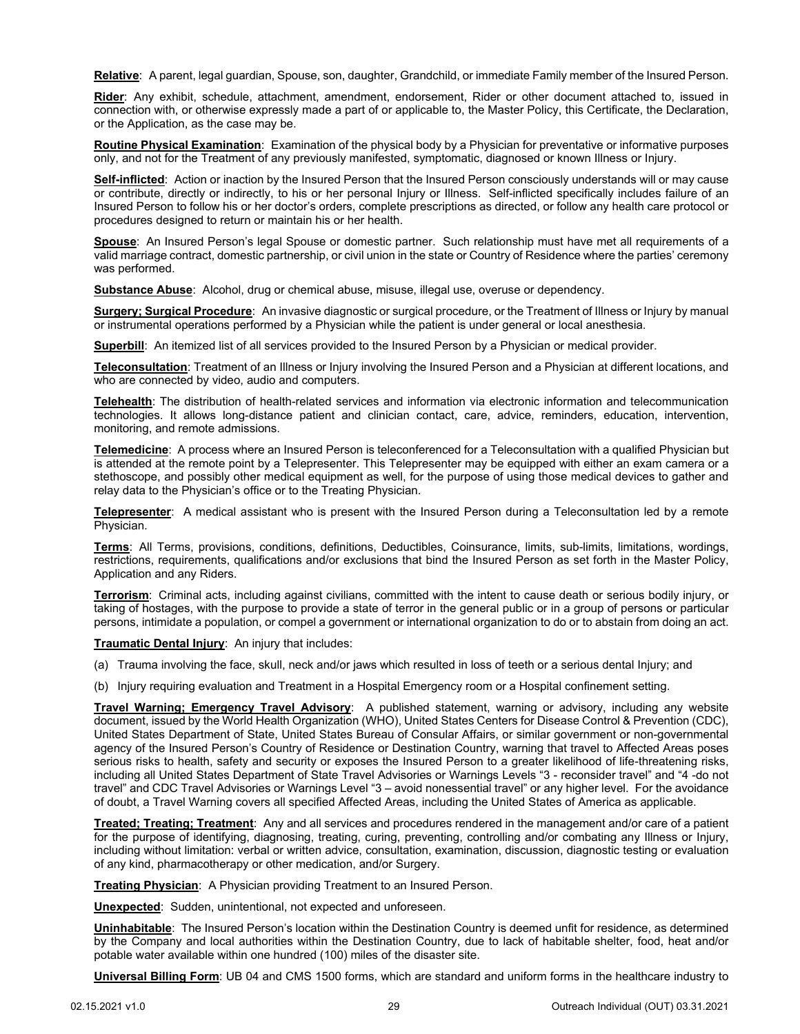**Relative**: A parent, legal guardian, Spouse, son, daughter, Grandchild, or immediate Family member of the Insured Person.

**Rider**: Any exhibit, schedule, attachment, amendment, endorsement, Rider or other document attached to, issued in connection with, or otherwise expressly made a part of or applicable to, the Master Policy, this Certificate, the Declaration, or the Application, as the case may be.

**Routine Physical Examination**: Examination of the physical body by a Physician for preventative or informative purposes only, and not for the Treatment of any previously manifested, symptomatic, diagnosed or known Illness or Injury.

**Self-inflicted**: Action or inaction by the Insured Person that the Insured Person consciously understands will or may cause or contribute, directly or indirectly, to his or her personal Injury or Illness. Self-inflicted specifically includes failure of an Insured Person to follow his or her doctor's orders, complete prescriptions as directed, or follow any health care protocol or procedures designed to return or maintain his or her health.

**Spouse**: An Insured Person's legal Spouse or domestic partner. Such relationship must have met all requirements of a valid marriage contract, domestic partnership, or civil union in the state or Country of Residence where the parties' ceremony was performed.

**Substance Abuse**: Alcohol, drug or chemical abuse, misuse, illegal use, overuse or dependency.

**Surgery; Surgical Procedure**: An invasive diagnostic or surgical procedure, or the Treatment of Illness or Injury by manual or instrumental operations performed by a Physician while the patient is under general or local anesthesia.

**Superbill**: An itemized list of all services provided to the Insured Person by a Physician or medical provider.

**Teleconsultation**: Treatment of an Illness or Injury involving the Insured Person and a Physician at different locations, and who are connected by video, audio and computers.

**Telehealth**: The distribution of health-related services and information via electronic information and telecommunication technologies. It allows long-distance patient and clinician contact, care, advice, reminders, education, intervention, monitoring, and remote admissions.

**Telemedicine**: A process where an Insured Person is teleconferenced for a Teleconsultation with a qualified Physician but is attended at the remote point by a Telepresenter. This Telepresenter may be equipped with either an exam camera or a stethoscope, and possibly other medical equipment as well, for the purpose of using those medical devices to gather and relay data to the Physician's office or to the Treating Physician.

**Telepresenter**: A medical assistant who is present with the Insured Person during a Teleconsultation led by a remote Physician.

**Terms**: All Terms, provisions, conditions, definitions, Deductibles, Coinsurance, limits, sub-limits, limitations, wordings, restrictions, requirements, qualifications and/or exclusions that bind the Insured Person as set forth in the Master Policy, Application and any Riders.

**Terrorism**: Criminal acts, including against civilians, committed with the intent to cause death or serious bodily injury, or taking of hostages, with the purpose to provide a state of terror in the general public or in a group of persons or particular persons, intimidate a population, or compel a government or international organization to do or to abstain from doing an act.

**Traumatic Dental Injury**: An injury that includes:

(a) Trauma involving the face, skull, neck and/or jaws which resulted in loss of teeth or a serious dental Injury; and

(b) Injury requiring evaluation and Treatment in a Hospital Emergency room or a Hospital confinement setting.

**Travel Warning; Emergency Travel Advisory**: A published statement, warning or advisory, including any website document, issued by the World Health Organization (WHO), United States Centers for Disease Control & Prevention (CDC), United States Department of State, United States Bureau of Consular Affairs, or similar government or non-governmental agency of the Insured Person's Country of Residence or Destination Country, warning that travel to Affected Areas poses serious risks to health, safety and security or exposes the Insured Person to a greater likelihood of life-threatening risks, including all United States Department of State Travel Advisories or Warnings Levels "3 - reconsider travel" and "4 -do not travel" and CDC Travel Advisories or Warnings Level "3 – avoid nonessential travel" or any higher level. For the avoidance of doubt, a Travel Warning covers all specified Affected Areas, including the United States of America as applicable.

**Treated; Treating; Treatment**: Any and all services and procedures rendered in the management and/or care of a patient for the purpose of identifying, diagnosing, treating, curing, preventing, controlling and/or combating any Illness or Injury, including without limitation: verbal or written advice, consultation, examination, discussion, diagnostic testing or evaluation of any kind, pharmacotherapy or other medication, and/or Surgery.

**Treating Physician**: A Physician providing Treatment to an Insured Person.

**Unexpected**: Sudden, unintentional, not expected and unforeseen.

**Uninhabitable**: The Insured Person's location within the Destination Country is deemed unfit for residence, as determined by the Company and local authorities within the Destination Country, due to lack of habitable shelter, food, heat and/or potable water available within one hundred (100) miles of the disaster site.

**Universal Billing Form**: UB 04 and CMS 1500 forms, which are standard and uniform forms in the healthcare industry to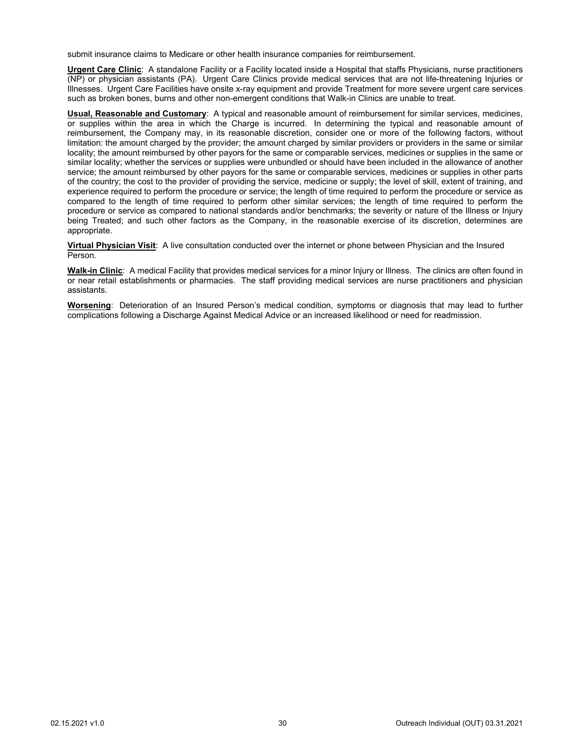submit insurance claims to Medicare or other health insurance companies for reimbursement.

**Urgent Care Clinic**: A standalone Facility or a Facility located inside a Hospital that staffs Physicians, nurse practitioners (NP) or physician assistants (PA). Urgent Care Clinics provide medical services that are not life-threatening Injuries or Illnesses. Urgent Care Facilities have onsite x-ray equipment and provide Treatment for more severe urgent care services such as broken bones, burns and other non-emergent conditions that Walk-in Clinics are unable to treat.

**Usual, Reasonable and Customary**: A typical and reasonable amount of reimbursement for similar services, medicines, or supplies within the area in which the Charge is incurred. In determining the typical and reasonable amount of reimbursement, the Company may, in its reasonable discretion, consider one or more of the following factors, without limitation: the amount charged by the provider; the amount charged by similar providers or providers in the same or similar locality; the amount reimbursed by other payors for the same or comparable services, medicines or supplies in the same or similar locality; whether the services or supplies were unbundled or should have been included in the allowance of another service; the amount reimbursed by other payors for the same or comparable services, medicines or supplies in other parts of the country; the cost to the provider of providing the service, medicine or supply; the level of skill, extent of training, and experience required to perform the procedure or service; the length of time required to perform the procedure or service as compared to the length of time required to perform other similar services; the length of time required to perform the procedure or service as compared to national standards and/or benchmarks; the severity or nature of the Illness or Injury being Treated; and such other factors as the Company, in the reasonable exercise of its discretion, determines are appropriate.

**Virtual Physician Visit**: A live consultation conducted over the internet or phone between Physician and the Insured Person.

**Walk-in Clinic**: A medical Facility that provides medical services for a minor Injury or Illness. The clinics are often found in or near retail establishments or pharmacies. The staff providing medical services are nurse practitioners and physician assistants.

**Worsening**: Deterioration of an Insured Person's medical condition, symptoms or diagnosis that may lead to further complications following a Discharge Against Medical Advice or an increased likelihood or need for readmission.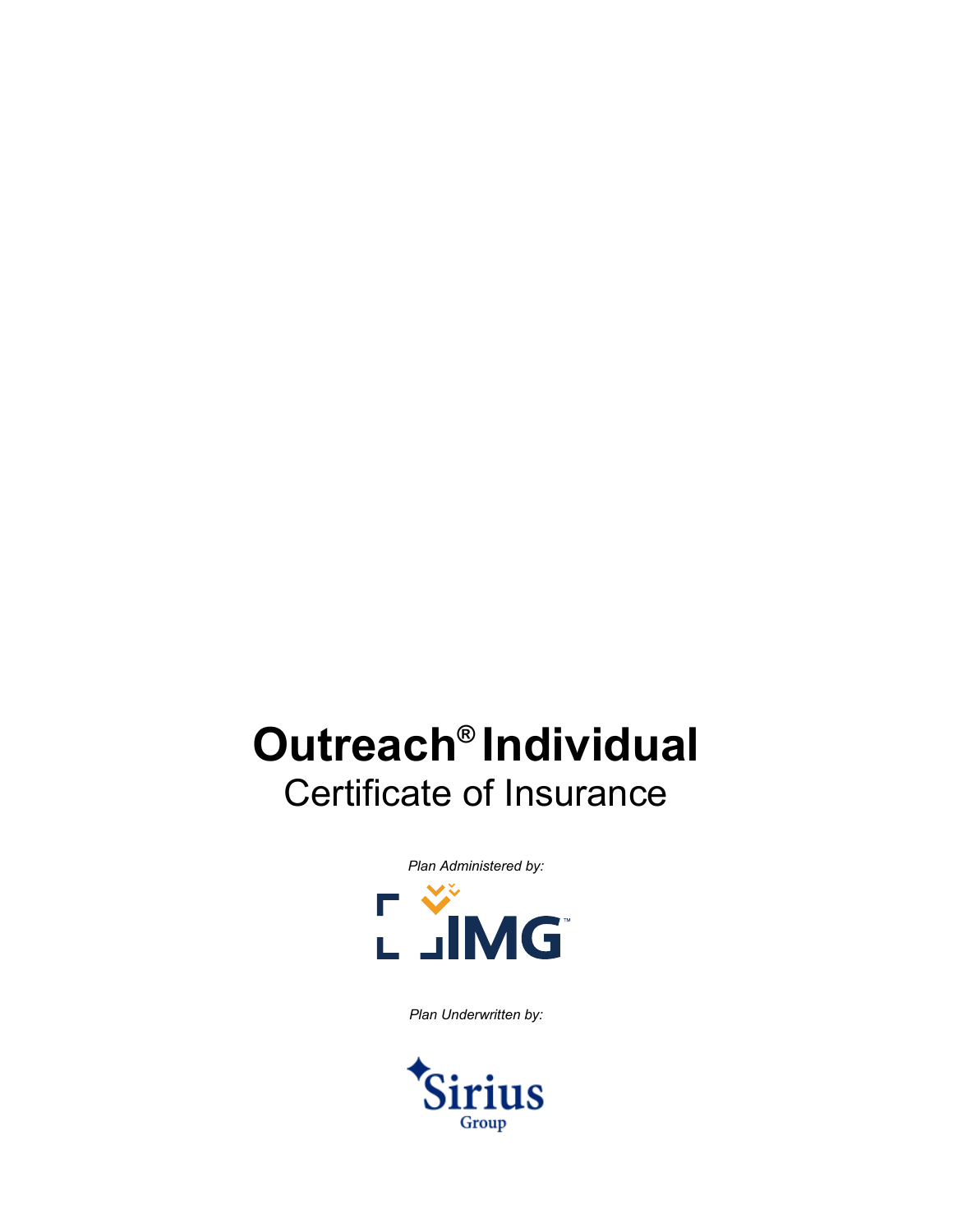# Outreach® Individual

## Certificate of Insurance

*Plan Administered by:*

IMG™

*Plan Underwritten by:*

Sirius Group